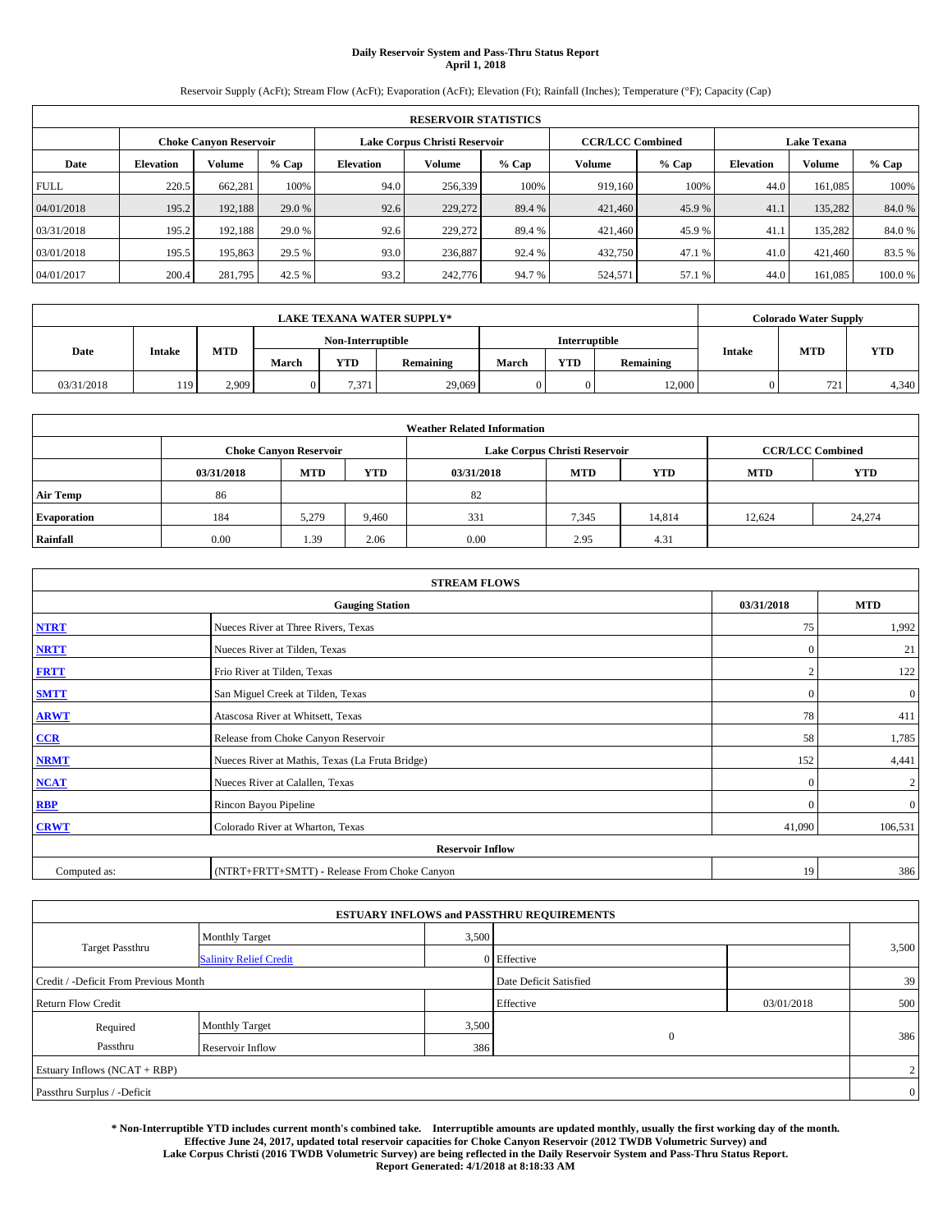# Daily Reservoir System and Pass-Thru Status Report
## April 1, 2018

Reservoir Supply (AcFt); Stream Flow (AcFt); Evaporation (AcFt); Elevation (Ft); Rainfall (Inches); Temperature (°F); Capacity (Cap)

| RESERVOIR STATISTICS | | | | | | | | | | | |
|---|---|---|---|---|---|---|---|---|---|---|---|
| | Choke Canyon Reservoir | | | Lake Corpus Christi Reservoir | | | CCR/LCC Combined | | Lake Texana | | |
| Date | Elevation | Volume | % Cap | Elevation | Volume | % Cap | Volume | % Cap | Elevation | Volume | % Cap |
| FULL | 220.5 | 662,281 | 100% | 94.0 | 256,339 | 100% | 919,160 | 100% | 44.0 | 161,085 | 100% |
| 04/01/2018 | 195.2 | 192,188 | 29.0 % | 92.6 | 229,272 | 89.4 % | 421,460 | 45.9 % | 41.1 | 135,282 | 84.0 % |
| 03/31/2018 | 195.2 | 192,188 | 29.0 % | 92.6 | 229,272 | 89.4 % | 421,460 | 45.9 % | 41.1 | 135,282 | 84.0 % |
| 03/01/2018 | 195.5 | 195,863 | 29.5 % | 93.0 | 236,887 | 92.4 % | 432,750 | 47.1 % | 41.0 | 421,460 | 83.5 % |
| 04/01/2017 | 200.4 | 281,795 | 42.5 % | 93.2 | 242,776 | 94.7 % | 524,571 | 57.1 % | 44.0 | 161,085 | 100.0 % |

| LAKE TEXANA WATER SUPPLY* | | | | | | | | | Colorado Water Supply | | |
|---|---|---|---|---|---|---|---|---|---|---|---|
| Date | Intake | MTD | Non-Interruptible | | | Interruptible | | | Intake | MTD | YTD |
| | | | March | YTD | Remaining | March | YTD | Remaining | | | |
| 03/31/2018 | 119 | 2,909 | 0 | 7,371 | 29,069 | 0 | 0 | 12,000 | 0 | 721 | 4,340 |

| Weather Related Information | | | | | | | | |
|---|---|---|---|---|---|---|---|---|
| | Choke Canyon Reservoir | | | Lake Corpus Christi Reservoir | | | CCR/LCC Combined | |
| | 03/31/2018 | MTD | YTD | 03/31/2018 | MTD | YTD | MTD | YTD |
| Air Temp | 86 | | | 82 | | | | |
| Evaporation | 184 | 5,279 | 9,460 | 331 | 7,345 | 14,814 | 12,624 | 24,274 |
| Rainfall | 0.00 | 1.39 | 2.06 | 0.00 | 2.95 | 4.31 | | |

| STREAM FLOWS | | | |
|---|---|---|---|
| Gauging Station | | 03/31/2018 | MTD |
| NTRT | Nueces River at Three Rivers, Texas | 75 | 1,992 |
| NRTT | Nueces River at Tilden, Texas | 0 | 21 |
| FRTT | Frio River at Tilden, Texas | 2 | 122 |
| SMTT | San Miguel Creek at Tilden, Texas | 0 | 0 |
| ARWT | Atascosa River at Whitsett, Texas | 78 | 411 |
| CCR | Release from Choke Canyon Reservoir | 58 | 1,785 |
| NRMT | Nueces River at Mathis, Texas (La Fruta Bridge) | 152 | 4,441 |
| NCAT | Nueces River at Calallen, Texas | 0 | 2 |
| RBP | Rincon Bayou Pipeline | 0 | 0 |
| CRWT | Colorado River at Wharton, Texas | 41,090 | 106,531 |
| Reservoir Inflow | | | |
| Computed as: | (NTRT+FRTT+SMTT) - Release From Choke Canyon | 19 | 386 |

| ESTUARY INFLOWS and PASSTHRU REQUIREMENTS | | | | | |
|---|---|---|---|---|---|
| Target Passthru | Monthly Target | 3,500 | | | 3,500 |
| | Salinity Relief Credit | 0 | Effective | | |
| Credit / -Deficit From Previous Month | | | Date Deficit Satisfied | | 39 |
| Return Flow Credit | | | Effective | 03/01/2018 | 500 |
| Required Passthru | Monthly Target | 3,500 | 0 | | 386 |
| | Reservoir Inflow | 386 | | | |
| Estuary Inflows (NCAT + RBP) | | | | | 2 |
| Passthru Surplus / -Deficit | | | | | 0 |

**\* Non-Interruptible YTD includes current month's combined take. Interruptible amounts are updated monthly, usually the first working day of the month. Effective June 24, 2017, updated total reservoir capacities for Choke Canyon Reservoir (2012 TWDB Volumetric Survey) and Lake Corpus Christi (2016 TWDB Volumetric Survey) are being reflected in the Daily Reservoir System and Pass-Thru Status Report. Report Generated: 4/1/2018 at 8:18:33 AM**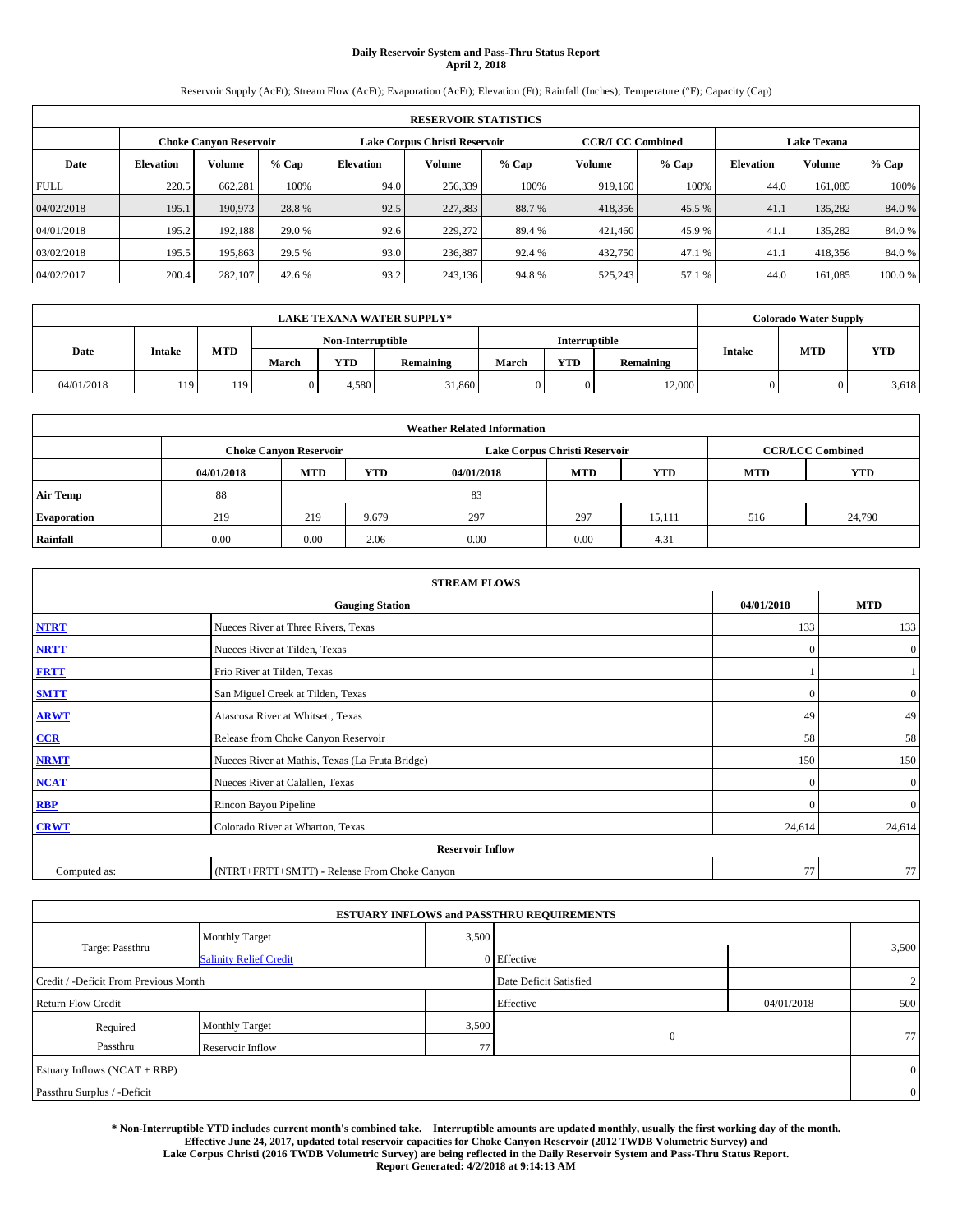# Daily Reservoir System and Pass-Thru Status Report
## April 2, 2018

Reservoir Supply (AcFt); Stream Flow (AcFt); Evaporation (AcFt); Elevation (Ft); Rainfall (Inches); Temperature (°F); Capacity (Cap)

| RESERVOIR STATISTICS | | | | | | | | | | | |
|---|---|---|---|---|---|---|---|---|---|---|---|
| | Choke Canyon Reservoir | | | Lake Corpus Christi Reservoir | | | CCR/LCC Combined | | Lake Texana | | |
| Date | Elevation | Volume | % Cap | Elevation | Volume | % Cap | Volume | % Cap | Elevation | Volume | % Cap |
| FULL | 220.5 | 662,281 | 100% | 94.0 | 256,339 | 100% | 919,160 | 100% | 44.0 | 161,085 | 100% |
| 04/02/2018 | 195.1 | 190,973 | 28.8 % | 92.5 | 227,383 | 88.7 % | 418,356 | 45.5 % | 41.1 | 135,282 | 84.0 % |
| 04/01/2018 | 195.2 | 192,188 | 29.0 % | 92.6 | 229,272 | 89.4 % | 421,460 | 45.9 % | 41.1 | 135,282 | 84.0 % |
| 03/02/2018 | 195.5 | 195,863 | 29.5 % | 93.0 | 236,887 | 92.4 % | 432,750 | 47.1 % | 41.1 | 418,356 | 84.0 % |
| 04/02/2017 | 200.4 | 282,107 | 42.6 % | 93.2 | 243,136 | 94.8 % | 525,243 | 57.1 % | 44.0 | 161,085 | 100.0 % |

| LAKE TEXANA WATER SUPPLY* | | | | | | | | | Colorado Water Supply | | |
|---|---|---|---|---|---|---|---|---|---|---|---|
| Date | Intake | MTD | Non-Interruptible | | | Interruptible | | | Intake | MTD | YTD |
| | | | March | YTD | Remaining | March | YTD | Remaining | | | |
| 04/01/2018 | 119 | 119 | 0 | 4,580 | 31,860 | 0 | 0 | 12,000 | 0 | 0 | 3,618 |

| Weather Related Information | | | | | | | | |
|---|---|---|---|---|---|---|---|---|
| | Choke Canyon Reservoir | | | Lake Corpus Christi Reservoir | | | CCR/LCC Combined | |
| | 04/01/2018 | MTD | YTD | 04/01/2018 | MTD | YTD | MTD | YTD |
| Air Temp | 88 | | | 83 | | | | |
| Evaporation | 219 | 219 | 9,679 | 297 | 297 | 15,111 | 516 | 24,790 |
| Rainfall | 0.00 | 0.00 | 2.06 | 0.00 | 0.00 | 4.31 | | |

| STREAM FLOWS | | | |
|---|---|---|---|
| | Gauging Station | 04/01/2018 | MTD |
| NTRT | Nueces River at Three Rivers, Texas | 133 | 133 |
| NRTT | Nueces River at Tilden, Texas | 0 | 0 |
| FRTT | Frio River at Tilden, Texas | 1 | 1 |
| SMTT | San Miguel Creek at Tilden, Texas | 0 | 0 |
| ARWT | Atascosa River at Whitsett, Texas | 49 | 49 |
| CCR | Release from Choke Canyon Reservoir | 58 | 58 |
| NRMT | Nueces River at Mathis, Texas (La Fruta Bridge) | 150 | 150 |
| NCAT | Nueces River at Calallen, Texas | 0 | 0 |
| RBP | Rincon Bayou Pipeline | 0 | 0 |
| CRWT | Colorado River at Wharton, Texas | 24,614 | 24,614 |
| | Reservoir Inflow | | |
| Computed as: | (NTRT+FRTT+SMTT) - Release From Choke Canyon | 77 | 77 |

| ESTUARY INFLOWS and PASSTHRU REQUIREMENTS | | | | | |
|---|---|---|---|---|---|
| Target Passthru | Monthly Target | 3,500 | | | 3,500 |
| | Salinity Relief Credit | 0 | Effective | | |
| Credit / -Deficit From Previous Month | | | Date Deficit Satisfied | | 2 |
| Return Flow Credit | | | Effective | 04/01/2018 | 500 |
| Required Passthru | Monthly Target | 3,500 | 0 | | 77 |
| | Reservoir Inflow | 77 | | | |
| Estuary Inflows (NCAT + RBP) | | | | | 0 |
| Passthru Surplus / -Deficit | | | | | 0 |

**\* Non-Interruptible YTD includes current month's combined take. Interruptible amounts are updated monthly, usually the first working day of the month. Effective June 24, 2017, updated total reservoir capacities for Choke Canyon Reservoir (2012 TWDB Volumetric Survey) and Lake Corpus Christi (2016 TWDB Volumetric Survey) are being reflected in the Daily Reservoir System and Pass-Thru Status Report. Report Generated: 4/2/2018 at 9:14:13 AM**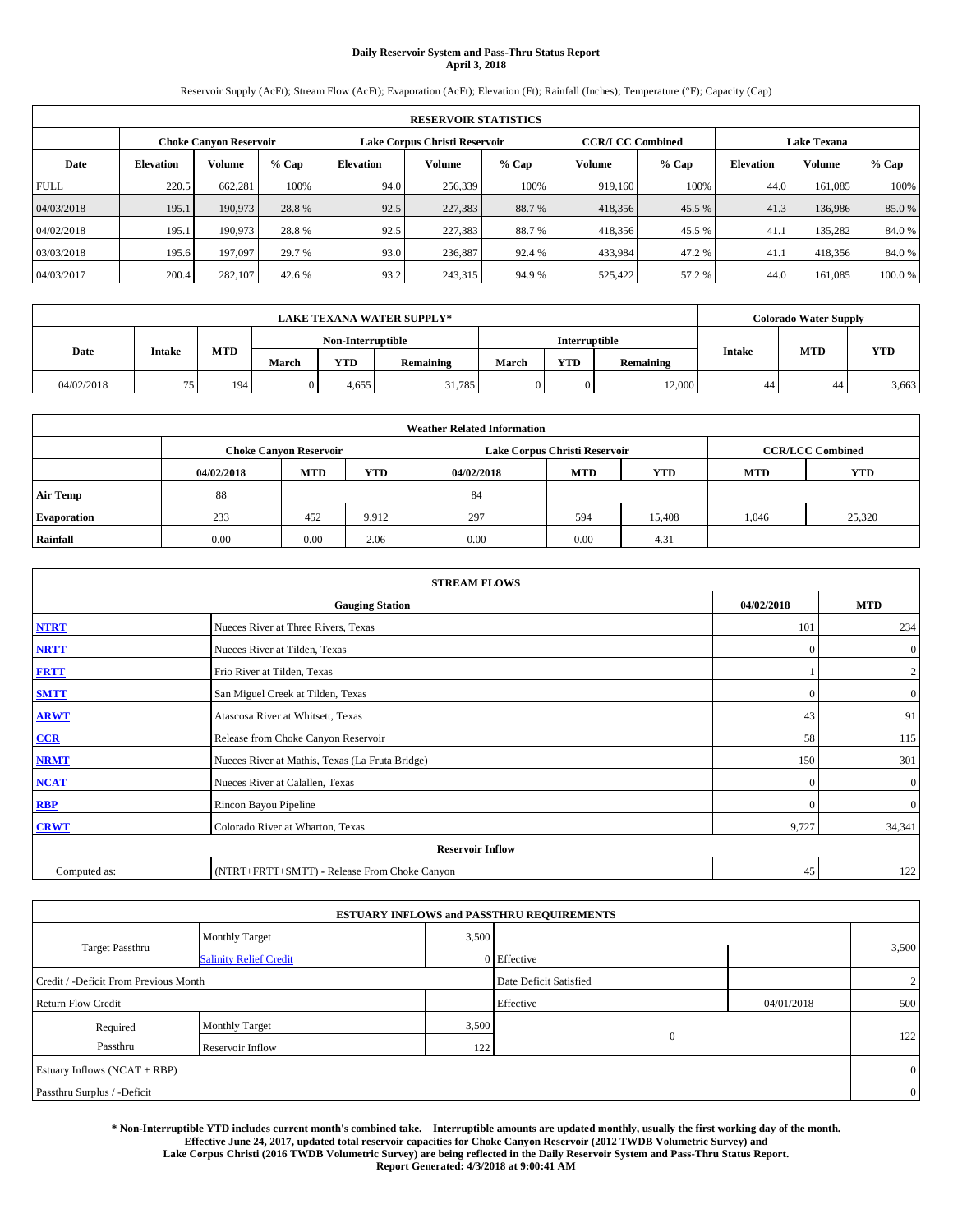# Daily Reservoir System and Pass-Thru Status Report
## April 3, 2018

Reservoir Supply (AcFt); Stream Flow (AcFt); Evaporation (AcFt); Elevation (Ft); Rainfall (Inches); Temperature (°F); Capacity (Cap)

| RESERVOIR STATISTICS | | | | | | | | | | | |
|---|---|---|---|---|---|---|---|---|---|---|---|
| | Choke Canyon Reservoir | | | Lake Corpus Christi Reservoir | | | CCR/LCC Combined | | Lake Texana | | |
| Date | Elevation | Volume | % Cap | Elevation | Volume | % Cap | Volume | % Cap | Elevation | Volume | % Cap |
| FULL | 220.5 | 662,281 | 100% | 94.0 | 256,339 | 100% | 919,160 | 100% | 44.0 | 161,085 | 100% |
| 04/03/2018 | 195.1 | 190,973 | 28.8 % | 92.5 | 227,383 | 88.7 % | 418,356 | 45.5 % | 41.3 | 136,986 | 85.0 % |
| 04/02/2018 | 195.1 | 190,973 | 28.8 % | 92.5 | 227,383 | 88.7 % | 418,356 | 45.5 % | 41.1 | 135,282 | 84.0 % |
| 03/03/2018 | 195.6 | 197,097 | 29.7 % | 93.0 | 236,887 | 92.4 % | 433,984 | 47.2 % | 41.1 | 418,356 | 84.0 % |
| 04/03/2017 | 200.4 | 282,107 | 42.6 % | 93.2 | 243,315 | 94.9 % | 525,422 | 57.2 % | 44.0 | 161,085 | 100.0 % |

| LAKE TEXANA WATER SUPPLY* | | | | | | | | | Colorado Water Supply | | |
|---|---|---|---|---|---|---|---|---|---|---|---|
| Date | Intake | MTD | Non-Interruptible | | | Interruptible | | | Intake | MTD | YTD |
| | | | March | YTD | Remaining | March | YTD | Remaining | | | |
| 04/02/2018 | 75 | 194 | 0 | 4,655 | 31,785 | 0 | 0 | 12,000 | 44 | 44 | 3,663 |

| Weather Related Information | | | | | | | | |
|---|---|---|---|---|---|---|---|---|
| | Choke Canyon Reservoir | | | Lake Corpus Christi Reservoir | | | CCR/LCC Combined | |
| | 04/02/2018 | MTD | YTD | 04/02/2018 | MTD | YTD | MTD | YTD |
| Air Temp | 88 | | | 84 | | | | |
| Evaporation | 233 | 452 | 9,912 | 297 | 594 | 15,408 | 1,046 | 25,320 |
| Rainfall | 0.00 | 0.00 | 2.06 | 0.00 | 0.00 | 4.31 | | |

| STREAM FLOWS | | | |
|---|---|---|---|
| Gauging Station | | 04/02/2018 | MTD |
| NTRT | Nueces River at Three Rivers, Texas | 101 | 234 |
| NRTT | Nueces River at Tilden, Texas | 0 | 0 |
| FRTT | Frio River at Tilden, Texas | 1 | 2 |
| SMTT | San Miguel Creek at Tilden, Texas | 0 | 0 |
| ARWT | Atascosa River at Whitsett, Texas | 43 | 91 |
| CCR | Release from Choke Canyon Reservoir | 58 | 115 |
| NRMT | Nueces River at Mathis, Texas (La Fruta Bridge) | 150 | 301 |
| NCAT | Nueces River at Calallen, Texas | 0 | 0 |
| RBP | Rincon Bayou Pipeline | 0 | 0 |
| CRWT | Colorado River at Wharton, Texas | 9,727 | 34,341 |
| Reservoir Inflow | | | |
| Computed as: | (NTRT+FRTT+SMTT) - Release From Choke Canyon | 45 | 122 |

| ESTUARY INFLOWS and PASSTHRU REQUIREMENTS | | | | | |
|---|---|---|---|---|---|
| Target Passthru | Monthly Target | 3,500 | | | 3,500 |
| | Salinity Relief Credit | 0 | Effective | | |
| Credit / -Deficit From Previous Month | | | Date Deficit Satisfied | | 2 |
| Return Flow Credit | | | Effective | 04/01/2018 | 500 |
| Required Passthru | Monthly Target | 3,500 | 0 | | 122 |
| | Reservoir Inflow | 122 | | | |
| Estuary Inflows (NCAT + RBP) | | | | | 0 |
| Passthru Surplus / -Deficit | | | | | 0 |

**\* Non-Interruptible YTD includes current month's combined take. Interruptible amounts are updated monthly, usually the first working day of the month. Effective June 24, 2017, updated total reservoir capacities for Choke Canyon Reservoir (2012 TWDB Volumetric Survey) and Lake Corpus Christi (2016 TWDB Volumetric Survey) are being reflected in the Daily Reservoir System and Pass-Thru Status Report. Report Generated: 4/3/2018 at 9:00:41 AM**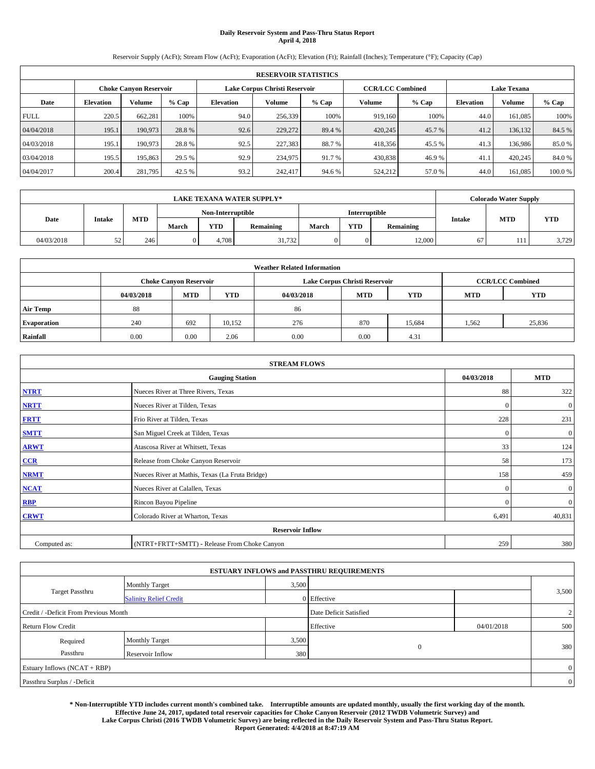# Daily Reservoir System and Pass-Thru Status Report
## April 4, 2018

Reservoir Supply (AcFt); Stream Flow (AcFt); Evaporation (AcFt); Elevation (Ft); Rainfall (Inches); Temperature (°F); Capacity (Cap)

| RESERVOIR STATISTICS | | | | | | | | | | | |
|---|---|---|---|---|---|---|---|---|---|---|---|
| | Choke Canyon Reservoir | | | Lake Corpus Christi Reservoir | | | CCR/LCC Combined | | Lake Texana | | |
| Date | Elevation | Volume | % Cap | Elevation | Volume | % Cap | Volume | % Cap | Elevation | Volume | % Cap |
| FULL | 220.5 | 662,281 | 100% | 94.0 | 256,339 | 100% | 919,160 | 100% | 44.0 | 161,085 | 100% |
| 04/04/2018 | 195.1 | 190,973 | 28.8 % | 92.6 | 229,272 | 89.4 % | 420,245 | 45.7 % | 41.2 | 136,132 | 84.5 % |
| 04/03/2018 | 195.1 | 190,973 | 28.8 % | 92.5 | 227,383 | 88.7 % | 418,356 | 45.5 % | 41.3 | 136,986 | 85.0 % |
| 03/04/2018 | 195.5 | 195,863 | 29.5 % | 92.9 | 234,975 | 91.7 % | 430,838 | 46.9 % | 41.1 | 420,245 | 84.0 % |
| 04/04/2017 | 200.4 | 281,795 | 42.5 % | 93.2 | 242,417 | 94.6 % | 524,212 | 57.0 % | 44.0 | 161,085 | 100.0 % |

| LAKE TEXANA WATER SUPPLY* | | | | | | | | | Colorado Water Supply | | |
|---|---|---|---|---|---|---|---|---|---|---|---|
| Date | Intake | MTD | Non-Interruptible | | | Interruptible | | | Intake | MTD | YTD |
| | | | March | YTD | Remaining | March | YTD | Remaining | | | |
| 04/03/2018 | 52 | 246 | 0 | 4,708 | 31,732 | 0 | 0 | 12,000 | 67 | 111 | 3,729 |

| Weather Related Information | | | | | | | | |
|---|---|---|---|---|---|---|---|---|
| | Choke Canyon Reservoir | | | Lake Corpus Christi Reservoir | | | CCR/LCC Combined | |
| | 04/03/2018 | MTD | YTD | 04/03/2018 | MTD | YTD | MTD | YTD |
| Air Temp | 88 | | | 86 | | | | |
| Evaporation | 240 | 692 | 10,152 | 276 | 870 | 15,684 | 1,562 | 25,836 |
| Rainfall | 0.00 | 0.00 | 2.06 | 0.00 | 0.00 | 4.31 | | |

| STREAM FLOWS | | | |
|---|---|---|---|
| | Gauging Station | 04/03/2018 | MTD |
| NTRT | Nueces River at Three Rivers, Texas | 88 | 322 |
| NRTT | Nueces River at Tilden, Texas | 0 | 0 |
| FRTT | Frio River at Tilden, Texas | 228 | 231 |
| SMTT | San Miguel Creek at Tilden, Texas | 0 | 0 |
| ARWT | Atascosa River at Whitsett, Texas | 33 | 124 |
| CCR | Release from Choke Canyon Reservoir | 58 | 173 |
| NRMT | Nueces River at Mathis, Texas (La Fruta Bridge) | 158 | 459 |
| NCAT | Nueces River at Calallen, Texas | 0 | 0 |
| RBP | Rincon Bayou Pipeline | 0 | 0 |
| CRWT | Colorado River at Wharton, Texas | 6,491 | 40,831 |
| | Reservoir Inflow | | |
| Computed as: | (NTRT+FRTT+SMTT) - Release From Choke Canyon | 259 | 380 |

| ESTUARY INFLOWS and PASSTHRU REQUIREMENTS | | | | | |
|---|---|---|---|---|---|
| Target Passthru | Monthly Target | 3,500 | | | 3,500 |
| | Salinity Relief Credit | 0 | Effective | | |
| Credit / -Deficit From Previous Month | | | Date Deficit Satisfied | | 2 |
| Return Flow Credit | | | Effective | 04/01/2018 | 500 |
| Required Passthru | Monthly Target | 3,500 | 0 | | 380 |
| | Reservoir Inflow | 380 | | | |
| Estuary Inflows (NCAT + RBP) | | | | | 0 |
| Passthru Surplus / -Deficit | | | | | 0 |

**\* Non-Interruptible YTD includes current month's combined take. Interruptible amounts are updated monthly, usually the first working day of the month. Effective June 24, 2017, updated total reservoir capacities for Choke Canyon Reservoir (2012 TWDB Volumetric Survey) and Lake Corpus Christi (2016 TWDB Volumetric Survey) are being reflected in the Daily Reservoir System and Pass-Thru Status Report. Report Generated: 4/4/2018 at 8:47:19 AM**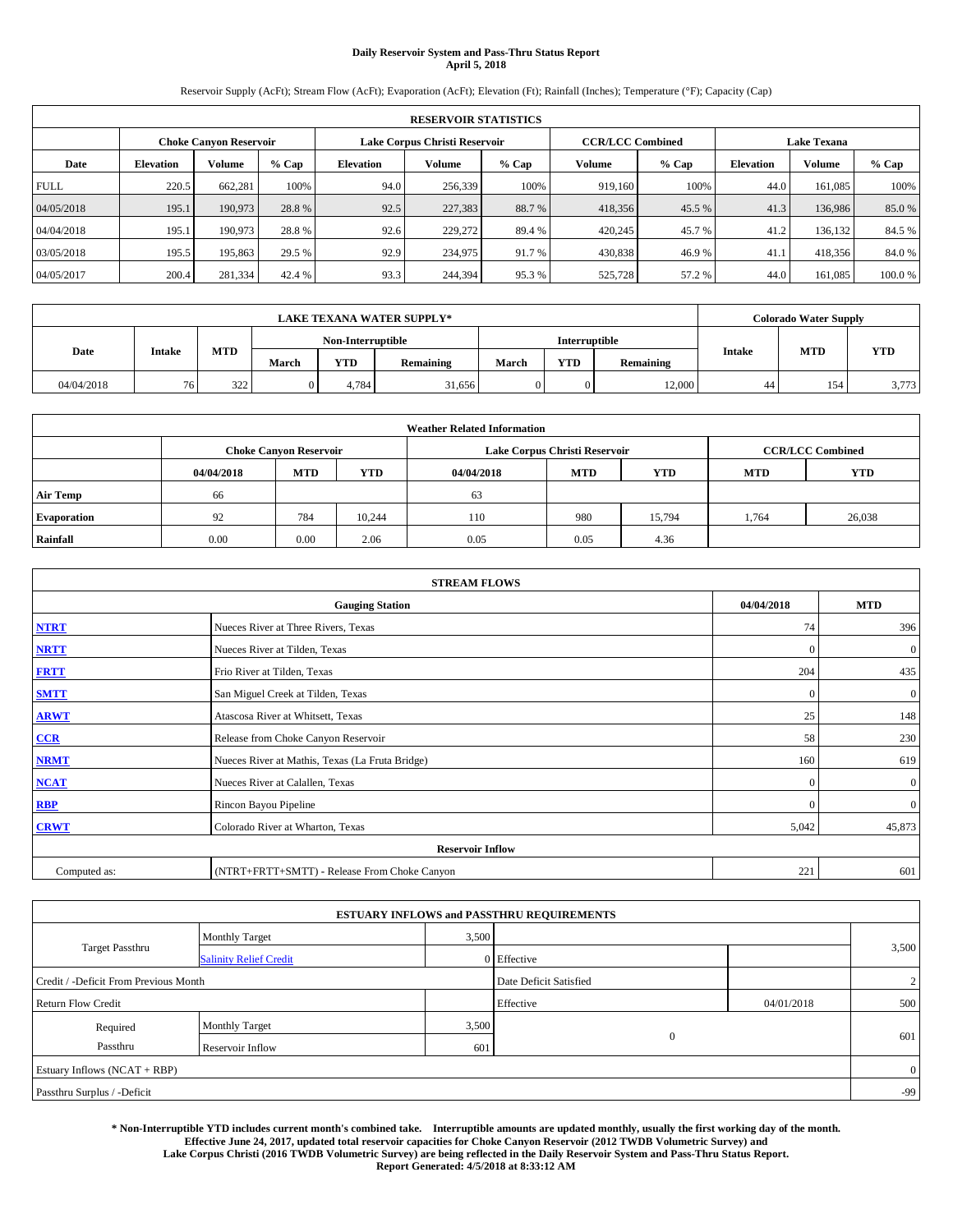# Daily Reservoir System and Pass-Thru Status Report
## April 5, 2018

Reservoir Supply (AcFt); Stream Flow (AcFt); Evaporation (AcFt); Elevation (Ft); Rainfall (Inches); Temperature (°F); Capacity (Cap)

| RESERVOIR STATISTICS | | | | | | | | | | | |
|---|---|---|---|---|---|---|---|---|---|---|---|
| | Choke Canyon Reservoir | | | Lake Corpus Christi Reservoir | | | CCR/LCC Combined | | Lake Texana | | |
| Date | Elevation | Volume | % Cap | Elevation | Volume | % Cap | Volume | % Cap | Elevation | Volume | % Cap |
| FULL | 220.5 | 662,281 | 100% | 94.0 | 256,339 | 100% | 919,160 | 100% | 44.0 | 161,085 | 100% |
| 04/05/2018 | 195.1 | 190,973 | 28.8 % | 92.5 | 227,383 | 88.7 % | 418,356 | 45.5 % | 41.3 | 136,986 | 85.0 % |
| 04/04/2018 | 195.1 | 190,973 | 28.8 % | 92.6 | 229,272 | 89.4 % | 420,245 | 45.7 % | 41.2 | 136,132 | 84.5 % |
| 03/05/2018 | 195.5 | 195,863 | 29.5 % | 92.9 | 234,975 | 91.7 % | 430,838 | 46.9 % | 41.1 | 418,356 | 84.0 % |
| 04/05/2017 | 200.4 | 281,334 | 42.4 % | 93.3 | 244,394 | 95.3 % | 525,728 | 57.2 % | 44.0 | 161,085 | 100.0 % |

| LAKE TEXANA WATER SUPPLY* | | | | | | | | | Colorado Water Supply | | |
|---|---|---|---|---|---|---|---|---|---|---|---|
| Date | Intake | MTD | Non-Interruptible | | | Interruptible | | | Intake | MTD | YTD |
| | | | March | YTD | Remaining | March | YTD | Remaining | | | |
| 04/04/2018 | 76 | 322 | 0 | 4,784 | 31,656 | 0 | 0 | 12,000 | 44 | 154 | 3,773 |

| Weather Related Information | | | | | | | | |
|---|---|---|---|---|---|---|---|---|
| | Choke Canyon Reservoir | | | Lake Corpus Christi Reservoir | | | CCR/LCC Combined | |
| | 04/04/2018 | MTD | YTD | 04/04/2018 | MTD | YTD | MTD | YTD |
| Air Temp | 66 | | | 63 | | | | |
| Evaporation | 92 | 784 | 10,244 | 110 | 980 | 15,794 | 1,764 | 26,038 |
| Rainfall | 0.00 | 0.00 | 2.06 | 0.05 | 0.05 | 4.36 | | |

| STREAM FLOWS | | | |
|---|---|---|---|
| | Gauging Station | 04/04/2018 | MTD |
| NTRT | Nueces River at Three Rivers, Texas | 74 | 396 |
| NRTT | Nueces River at Tilden, Texas | 0 | 0 |
| FRTT | Frio River at Tilden, Texas | 204 | 435 |
| SMTT | San Miguel Creek at Tilden, Texas | 0 | 0 |
| ARWT | Atascosa River at Whitsett, Texas | 25 | 148 |
| CCR | Release from Choke Canyon Reservoir | 58 | 230 |
| NRMT | Nueces River at Mathis, Texas (La Fruta Bridge) | 160 | 619 |
| NCAT | Nueces River at Calallen, Texas | 0 | 0 |
| RBP | Rincon Bayou Pipeline | 0 | 0 |
| CRWT | Colorado River at Wharton, Texas | 5,042 | 45,873 |
| Reservoir Inflow | | | |
| Computed as: | (NTRT+FRTT+SMTT) - Release From Choke Canyon | 221 | 601 |

| ESTUARY INFLOWS and PASSTHRU REQUIREMENTS | | | | | |
|---|---|---|---|---|---|
| Target Passthru | Monthly Target | 3,500 | | | 3,500 |
| | Salinity Relief Credit | 0 | Effective | | |
| Credit / -Deficit From Previous Month | | | Date Deficit Satisfied | | 2 |
| Return Flow Credit | | | Effective | 04/01/2018 | 500 |
| Required Passthru | Monthly Target | 3,500 | 0 | | 601 |
| | Reservoir Inflow | 601 | | | |
| Estuary Inflows (NCAT + RBP) | | | | | 0 |
| Passthru Surplus / -Deficit | | | | | -99 |

**\* Non-Interruptible YTD includes current month's combined take. Interruptible amounts are updated monthly, usually the first working day of the month. Effective June 24, 2017, updated total reservoir capacities for Choke Canyon Reservoir (2012 TWDB Volumetric Survey) and Lake Corpus Christi (2016 TWDB Volumetric Survey) are being reflected in the Daily Reservoir System and Pass-Thru Status Report. Report Generated: 4/5/2018 at 8:33:12 AM**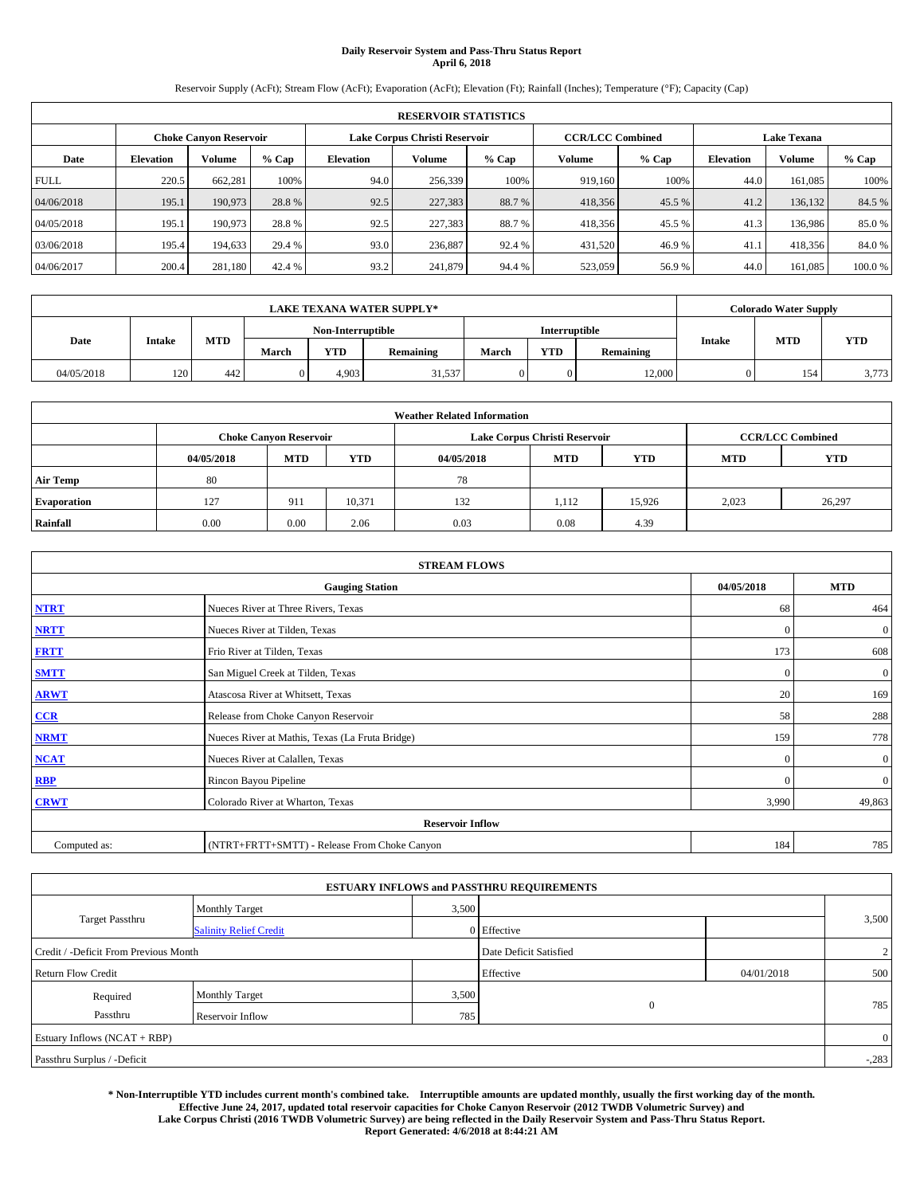# Daily Reservoir System and Pass-Thru Status Report
## April 6, 2018

Reservoir Supply (AcFt); Stream Flow (AcFt); Evaporation (AcFt); Elevation (Ft); Rainfall (Inches); Temperature (°F); Capacity (Cap)

| RESERVOIR STATISTICS | | | | | | | | | | | |
|---|---|---|---|---|---|---|---|---|---|---|---|
| | Choke Canyon Reservoir | | | Lake Corpus Christi Reservoir | | | CCR/LCC Combined | | Lake Texana | | |
| Date | Elevation | Volume | % Cap | Elevation | Volume | % Cap | Volume | % Cap | Elevation | Volume | % Cap |
| FULL | 220.5 | 662,281 | 100% | 94.0 | 256,339 | 100% | 919,160 | 100% | 44.0 | 161,085 | 100% |
| 04/06/2018 | 195.1 | 190,973 | 28.8 % | 92.5 | 227,383 | 88.7 % | 418,356 | 45.5 % | 41.2 | 136,132 | 84.5 % |
| 04/05/2018 | 195.1 | 190,973 | 28.8 % | 92.5 | 227,383 | 88.7 % | 418,356 | 45.5 % | 41.3 | 136,986 | 85.0 % |
| 03/06/2018 | 195.4 | 194,633 | 29.4 % | 93.0 | 236,887 | 92.4 % | 431,520 | 46.9 % | 41.1 | 418,356 | 84.0 % |
| 04/06/2017 | 200.4 | 281,180 | 42.4 % | 93.2 | 241,879 | 94.4 % | 523,059 | 56.9 % | 44.0 | 161,085 | 100.0 % |

| LAKE TEXANA WATER SUPPLY* | | | | | | | | | Colorado Water Supply | | |
|---|---|---|---|---|---|---|---|---|---|---|---|
| Date | Intake | MTD | Non-Interruptible | | | Interruptible | | | Intake | MTD | YTD |
| | | | March | YTD | Remaining | March | YTD | Remaining | | | |
| 04/05/2018 | 120 | 442 | 0 | 4,903 | 31,537 | 0 | 0 | 12,000 | 0 | 154 | 3,773 |

| Weather Related Information | | | | | | | | |
|---|---|---|---|---|---|---|---|---|
| | Choke Canyon Reservoir | | | Lake Corpus Christi Reservoir | | | CCR/LCC Combined | |
| | 04/05/2018 | MTD | YTD | 04/05/2018 | MTD | YTD | MTD | YTD |
| Air Temp | 80 | | | 78 | | | | |
| Evaporation | 127 | 911 | 10,371 | 132 | 1,112 | 15,926 | 2,023 | 26,297 |
| Rainfall | 0.00 | 0.00 | 2.06 | 0.03 | 0.08 | 4.39 | | |

| STREAM FLOWS | | | |
|---|---|---|---|
| | Gauging Station | 04/05/2018 | MTD |
| NTRT | Nueces River at Three Rivers, Texas | 68 | 464 |
| NRTT | Nueces River at Tilden, Texas | 0 | 0 |
| FRTT | Frio River at Tilden, Texas | 173 | 608 |
| SMTT | San Miguel Creek at Tilden, Texas | 0 | 0 |
| ARWT | Atascosa River at Whitsett, Texas | 20 | 169 |
| CCR | Release from Choke Canyon Reservoir | 58 | 288 |
| NRMT | Nueces River at Mathis, Texas (La Fruta Bridge) | 159 | 778 |
| NCAT | Nueces River at Calallen, Texas | 0 | 0 |
| RBP | Rincon Bayou Pipeline | 0 | 0 |
| CRWT | Colorado River at Wharton, Texas | 3,990 | 49,863 |
| Reservoir Inflow | | | |
| Computed as: | (NTRT+FRTT+SMTT) - Release From Choke Canyon | 184 | 785 |

| ESTUARY INFLOWS and PASSTHRU REQUIREMENTS | | | | | |
|---|---|---|---|---|---|
| Target Passthru | Monthly Target | 3,500 | | | 3,500 |
| | Salinity Relief Credit | 0 | Effective | | |
| Credit / -Deficit From Previous Month | | | Date Deficit Satisfied | | 2 |
| Return Flow Credit | | | Effective | 04/01/2018 | 500 |
| Required Passthru | Monthly Target | 3,500 | 0 | | 785 |
| | Reservoir Inflow | 785 | | | |
| Estuary Inflows (NCAT + RBP) | | | | | 0 |
| Passthru Surplus / -Deficit | | | | | -,283 |

**\* Non-Interruptible YTD includes current month's combined take. Interruptible amounts are updated monthly, usually the first working day of the month. Effective June 24, 2017, updated total reservoir capacities for Choke Canyon Reservoir (2012 TWDB Volumetric Survey) and Lake Corpus Christi (2016 TWDB Volumetric Survey) are being reflected in the Daily Reservoir System and Pass-Thru Status Report. Report Generated: 4/6/2018 at 8:44:21 AM**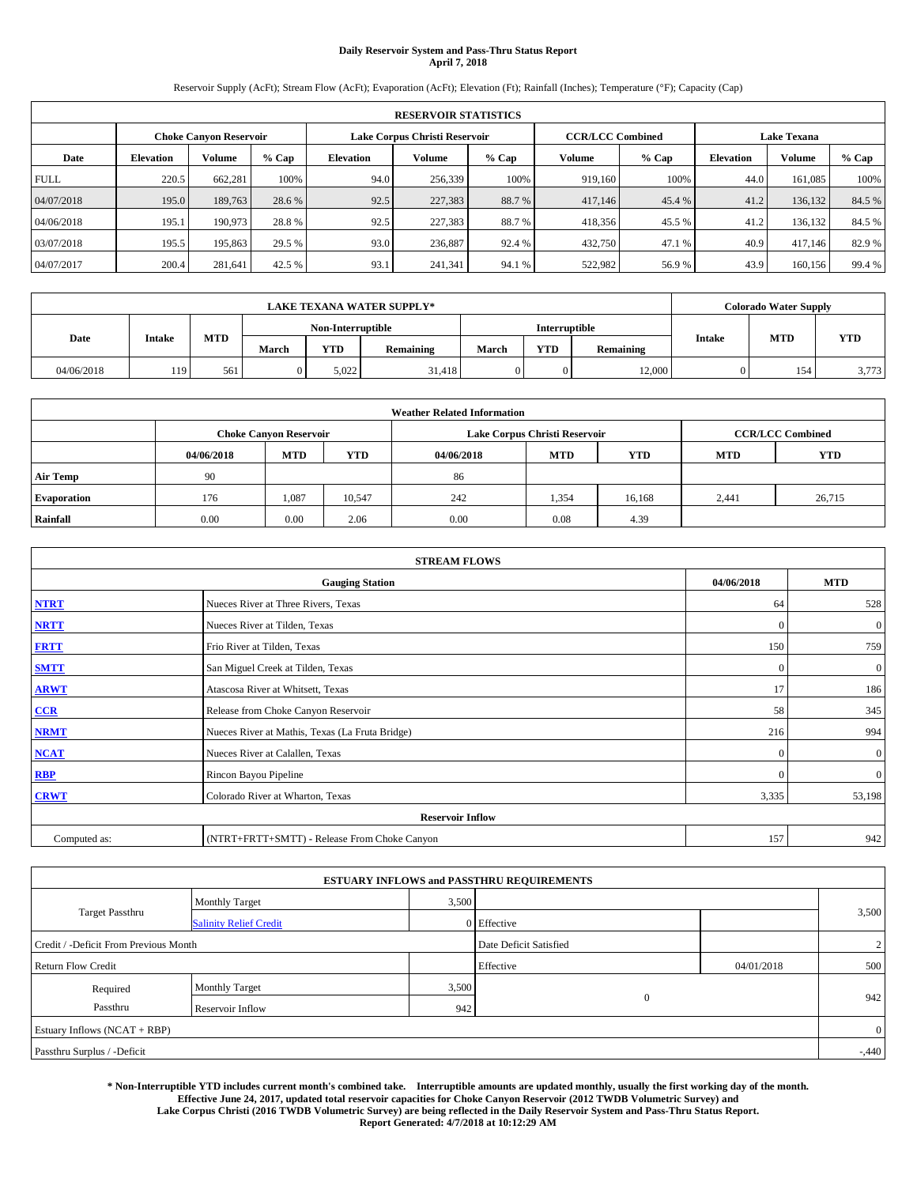# Daily Reservoir System and Pass-Thru Status Report
## April 7, 2018

Reservoir Supply (AcFt); Stream Flow (AcFt); Evaporation (AcFt); Elevation (Ft); Rainfall (Inches); Temperature (°F); Capacity (Cap)

| RESERVOIR STATISTICS | | | | | | | | | | | |
|---|---|---|---|---|---|---|---|---|---|---|---|
| | Choke Canyon Reservoir | | | Lake Corpus Christi Reservoir | | | CCR/LCC Combined | | Lake Texana | | |
| Date | Elevation | Volume | % Cap | Elevation | Volume | % Cap | Volume | % Cap | Elevation | Volume | % Cap |
| FULL | 220.5 | 662,281 | 100% | 94.0 | 256,339 | 100% | 919,160 | 100% | 44.0 | 161,085 | 100% |
| 04/07/2018 | 195.0 | 189,763 | 28.6 % | 92.5 | 227,383 | 88.7 % | 417,146 | 45.4 % | 41.2 | 136,132 | 84.5 % |
| 04/06/2018 | 195.1 | 190,973 | 28.8 % | 92.5 | 227,383 | 88.7 % | 418,356 | 45.5 % | 41.2 | 136,132 | 84.5 % |
| 03/07/2018 | 195.5 | 195,863 | 29.5 % | 93.0 | 236,887 | 92.4 % | 432,750 | 47.1 % | 40.9 | 417,146 | 82.9 % |
| 04/07/2017 | 200.4 | 281,641 | 42.5 % | 93.1 | 241,341 | 94.1 % | 522,982 | 56.9 % | 43.9 | 160,156 | 99.4 % |

| LAKE TEXANA WATER SUPPLY* | | | | | | | | | Colorado Water Supply | | |
|---|---|---|---|---|---|---|---|---|---|---|---|
| Date | Intake | MTD | Non-Interruptible | | | Interruptible | | | Intake | MTD | YTD |
| | | | March | YTD | Remaining | March | YTD | Remaining | | | |
| 04/06/2018 | 119 | 561 | 0 | 5,022 | 31,418 | 0 | 0 | 12,000 | 0 | 154 | 3,773 |

| Weather Related Information | | | | | | | | |
|---|---|---|---|---|---|---|---|---|
| | Choke Canyon Reservoir | | | Lake Corpus Christi Reservoir | | | CCR/LCC Combined | |
| | 04/06/2018 | MTD | YTD | 04/06/2018 | MTD | YTD | MTD | YTD |
| Air Temp | 90 | | | 86 | | | | |
| Evaporation | 176 | 1,087 | 10,547 | 242 | 1,354 | 16,168 | 2,441 | 26,715 |
| Rainfall | 0.00 | 0.00 | 2.06 | 0.00 | 0.08 | 4.39 | | |

| STREAM FLOWS | | | |
|---|---|---|---|
| Gauging Station | | 04/06/2018 | MTD |
| NTRT | Nueces River at Three Rivers, Texas | 64 | 528 |
| NRTT | Nueces River at Tilden, Texas | 0 | 0 |
| FRTT | Frio River at Tilden, Texas | 150 | 759 |
| SMTT | San Miguel Creek at Tilden, Texas | 0 | 0 |
| ARWT | Atascosa River at Whitsett, Texas | 17 | 186 |
| CCR | Release from Choke Canyon Reservoir | 58 | 345 |
| NRMT | Nueces River at Mathis, Texas (La Fruta Bridge) | 216 | 994 |
| NCAT | Nueces River at Calallen, Texas | 0 | 0 |
| RBP | Rincon Bayou Pipeline | 0 | 0 |
| CRWT | Colorado River at Wharton, Texas | 3,335 | 53,198 |
| Reservoir Inflow | | | |
| Computed as: | (NTRT+FRTT+SMTT) - Release From Choke Canyon | 157 | 942 |

| ESTUARY INFLOWS and PASSTHRU REQUIREMENTS | | | | | |
|---|---|---|---|---|---|
| Target Passthru | Monthly Target | 3,500 | | | 3,500 |
| | Salinity Relief Credit | 0 | Effective | | |
| Credit / -Deficit From Previous Month | | | Date Deficit Satisfied | | 2 |
| Return Flow Credit | | | Effective | 04/01/2018 | 500 |
| Required Passthru | Monthly Target | 3,500 | 0 | | 942 |
| | Reservoir Inflow | 942 | | | |
| Estuary Inflows (NCAT + RBP) | | | | | 0 |
| Passthru Surplus / -Deficit | | | | | -,440 |

**\* Non-Interruptible YTD includes current month's combined take. Interruptible amounts are updated monthly, usually the first working day of the month. Effective June 24, 2017, updated total reservoir capacities for Choke Canyon Reservoir (2012 TWDB Volumetric Survey) and Lake Corpus Christi (2016 TWDB Volumetric Survey) are being reflected in the Daily Reservoir System and Pass-Thru Status Report. Report Generated: 4/7/2018 at 10:12:29 AM**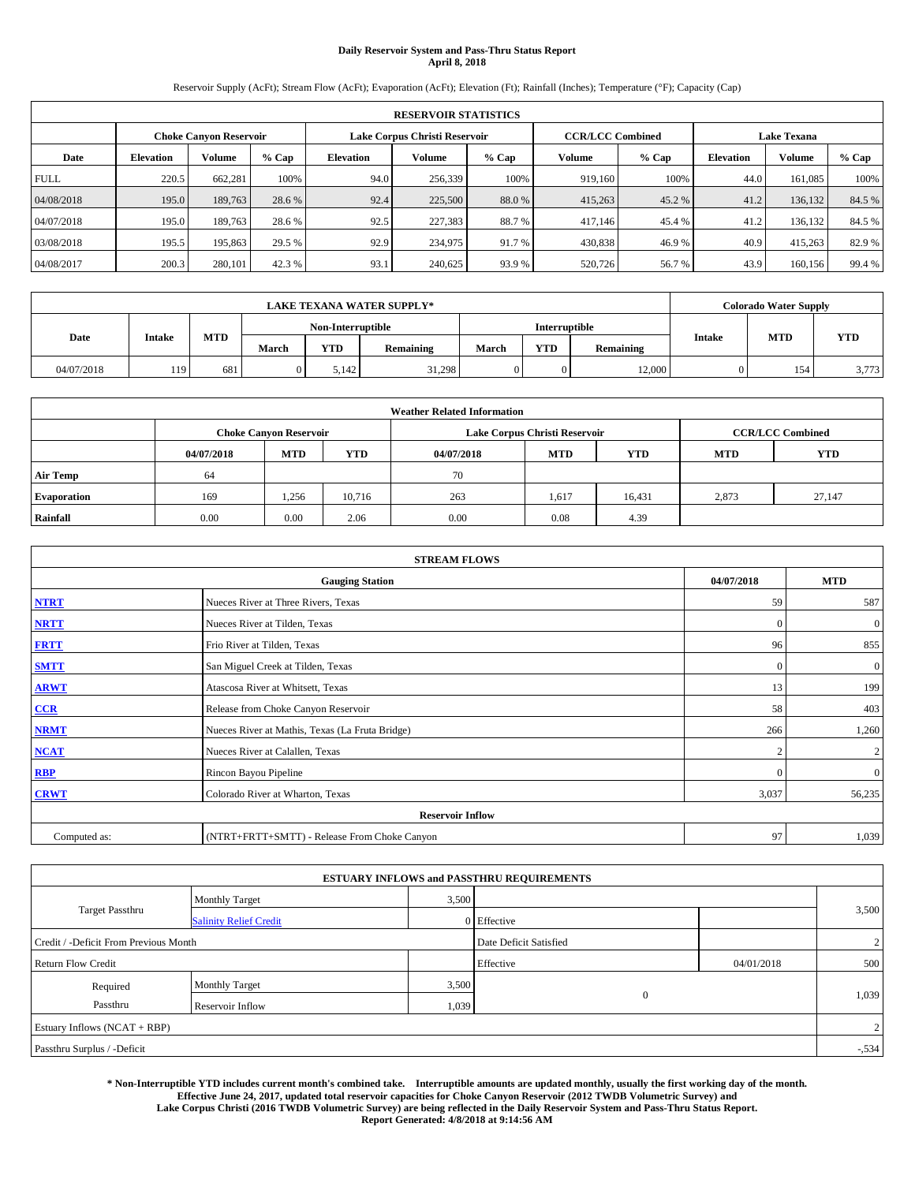# Daily Reservoir System and Pass-Thru Status Report
## April 8, 2018

Reservoir Supply (AcFt); Stream Flow (AcFt); Evaporation (AcFt); Elevation (Ft); Rainfall (Inches); Temperature (°F); Capacity (Cap)

| RESERVOIR STATISTICS | | | | | | | | | | | |
|---|---|---|---|---|---|---|---|---|---|---|---|
| | Choke Canyon Reservoir | | | Lake Corpus Christi Reservoir | | | CCR/LCC Combined | | Lake Texana | | |
| Date | Elevation | Volume | % Cap | Elevation | Volume | % Cap | Volume | % Cap | Elevation | Volume | % Cap |
| FULL | 220.5 | 662,281 | 100% | 94.0 | 256,339 | 100% | 919,160 | 100% | 44.0 | 161,085 | 100% |
| 04/08/2018 | 195.0 | 189,763 | 28.6 % | 92.4 | 225,500 | 88.0 % | 415,263 | 45.2 % | 41.2 | 136,132 | 84.5 % |
| 04/07/2018 | 195.0 | 189,763 | 28.6 % | 92.5 | 227,383 | 88.7 % | 417,146 | 45.4 % | 41.2 | 136,132 | 84.5 % |
| 03/08/2018 | 195.5 | 195,863 | 29.5 % | 92.9 | 234,975 | 91.7 % | 430,838 | 46.9 % | 40.9 | 415,263 | 82.9 % |
| 04/08/2017 | 200.3 | 280,101 | 42.3 % | 93.1 | 240,625 | 93.9 % | 520,726 | 56.7 % | 43.9 | 160,156 | 99.4 % |

| LAKE TEXANA WATER SUPPLY* | | | | | | | | | Colorado Water Supply | | |
|---|---|---|---|---|---|---|---|---|---|---|---|
| Date | Intake | MTD | Non-Interruptible | | | Interruptible | | | Intake | MTD | YTD |
| | | | March | YTD | Remaining | March | YTD | Remaining | | | |
| 04/07/2018 | 119 | 681 | 0 | 5,142 | 31,298 | 0 | 0 | 12,000 | 0 | 154 | 3,773 |

| Weather Related Information | | | | | | | | |
|---|---|---|---|---|---|---|---|---|
| | Choke Canyon Reservoir | | | Lake Corpus Christi Reservoir | | | CCR/LCC Combined | |
| | 04/07/2018 | MTD | YTD | 04/07/2018 | MTD | YTD | MTD | YTD |
| Air Temp | 64 | | | 70 | | | | |
| Evaporation | 169 | 1,256 | 10,716 | 263 | 1,617 | 16,431 | 2,873 | 27,147 |
| Rainfall | 0.00 | 0.00 | 2.06 | 0.00 | 0.08 | 4.39 | | |

| STREAM FLOWS | | | |
|---|---|---|---|
| | Gauging Station | 04/07/2018 | MTD |
| NTRT | Nueces River at Three Rivers, Texas | 59 | 587 |
| NRTT | Nueces River at Tilden, Texas | 0 | 0 |
| FRTT | Frio River at Tilden, Texas | 96 | 855 |
| SMTT | San Miguel Creek at Tilden, Texas | 0 | 0 |
| ARWT | Atascosa River at Whitsett, Texas | 13 | 199 |
| CCR | Release from Choke Canyon Reservoir | 58 | 403 |
| NRMT | Nueces River at Mathis, Texas (La Fruta Bridge) | 266 | 1,260 |
| NCAT | Nueces River at Calallen, Texas | 2 | 2 |
| RBP | Rincon Bayou Pipeline | 0 | 0 |
| CRWT | Colorado River at Wharton, Texas | 3,037 | 56,235 |
| Reservoir Inflow | | | |
| Computed as: | (NTRT+FRTT+SMTT) - Release From Choke Canyon | 97 | 1,039 |

| ESTUARY INFLOWS and PASSTHRU REQUIREMENTS | | | | | |
|---|---|---|---|---|---|
| Target Passthru | Monthly Target | 3,500 | | | 3,500 |
| | Salinity Relief Credit | 0 | Effective | | |
| Credit / -Deficit From Previous Month | | | Date Deficit Satisfied | | 2 |
| Return Flow Credit | | | Effective | 04/01/2018 | 500 |
| Required Passthru | Monthly Target | 3,500 | 0 | | 1,039 |
| | Reservoir Inflow | 1,039 | | | |
| Estuary Inflows (NCAT + RBP) | | | | | 2 |
| Passthru Surplus / -Deficit | | | | | -,534 |

**\* Non-Interruptible YTD includes current month's combined take. Interruptible amounts are updated monthly, usually the first working day of the month. Effective June 24, 2017, updated total reservoir capacities for Choke Canyon Reservoir (2012 TWDB Volumetric Survey) and Lake Corpus Christi (2016 TWDB Volumetric Survey) are being reflected in the Daily Reservoir System and Pass-Thru Status Report. Report Generated: 4/8/2018 at 9:14:56 AM**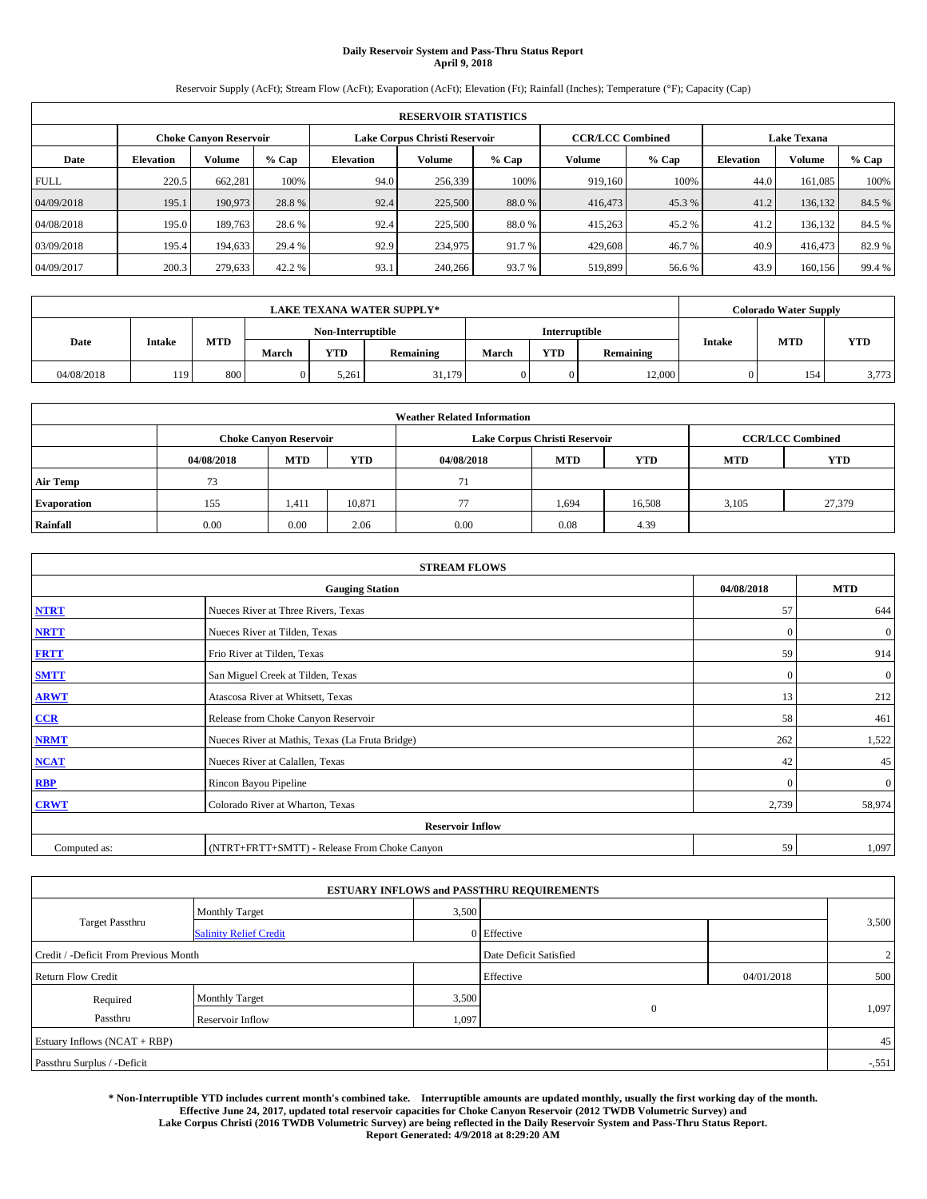# Daily Reservoir System and Pass-Thru Status Report
## April 9, 2018

Reservoir Supply (AcFt); Stream Flow (AcFt); Evaporation (AcFt); Elevation (Ft); Rainfall (Inches); Temperature (°F); Capacity (Cap)

| RESERVOIR STATISTICS | | | | | | | | | | | |
|---|---|---|---|---|---|---|---|---|---|---|---|
| | Choke Canyon Reservoir | | | Lake Corpus Christi Reservoir | | | CCR/LCC Combined | | Lake Texana | | |
| Date | Elevation | Volume | % Cap | Elevation | Volume | % Cap | Volume | % Cap | Elevation | Volume | % Cap |
| FULL | 220.5 | 662,281 | 100% | 94.0 | 256,339 | 100% | 919,160 | 100% | 44.0 | 161,085 | 100% |
| 04/09/2018 | 195.1 | 190,973 | 28.8 % | 92.4 | 225,500 | 88.0 % | 416,473 | 45.3 % | 41.2 | 136,132 | 84.5 % |
| 04/08/2018 | 195.0 | 189,763 | 28.6 % | 92.4 | 225,500 | 88.0 % | 415,263 | 45.2 % | 41.2 | 136,132 | 84.5 % |
| 03/09/2018 | 195.4 | 194,633 | 29.4 % | 92.9 | 234,975 | 91.7 % | 429,608 | 46.7 % | 40.9 | 416,473 | 82.9 % |
| 04/09/2017 | 200.3 | 279,633 | 42.2 % | 93.1 | 240,266 | 93.7 % | 519,899 | 56.6 % | 43.9 | 160,156 | 99.4 % |

| LAKE TEXANA WATER SUPPLY* | | | | | | | | | Colorado Water Supply | | |
|---|---|---|---|---|---|---|---|---|---|---|---|
| Date | Intake | MTD | Non-Interruptible | | | Interruptible | | | Intake | MTD | YTD |
| | | | March | YTD | Remaining | March | YTD | Remaining | | | |
| 04/08/2018 | 119 | 800 | 0 | 5,261 | 31,179 | 0 | 0 | 12,000 | 0 | 154 | 3,773 |

| Weather Related Information | | | | | | | | |
|---|---|---|---|---|---|---|---|---|
| | Choke Canyon Reservoir | | | Lake Corpus Christi Reservoir | | | CCR/LCC Combined | |
| | 04/08/2018 | MTD | YTD | 04/08/2018 | MTD | YTD | MTD | YTD |
| Air Temp | 73 | | | 71 | | | | |
| Evaporation | 155 | 1,411 | 10,871 | 77 | 1,694 | 16,508 | 3,105 | 27,379 |
| Rainfall | 0.00 | 0.00 | 2.06 | 0.00 | 0.08 | 4.39 | | |

| STREAM FLOWS | | | |
|---|---|---|---|
| | Gauging Station | 04/08/2018 | MTD |
| NTRT | Nueces River at Three Rivers, Texas | 57 | 644 |
| NRTT | Nueces River at Tilden, Texas | 0 | 0 |
| FRTT | Frio River at Tilden, Texas | 59 | 914 |
| SMTT | San Miguel Creek at Tilden, Texas | 0 | 0 |
| ARWT | Atascosa River at Whitsett, Texas | 13 | 212 |
| CCR | Release from Choke Canyon Reservoir | 58 | 461 |
| NRMT | Nueces River at Mathis, Texas (La Fruta Bridge) | 262 | 1,522 |
| NCAT | Nueces River at Calallen, Texas | 42 | 45 |
| RBP | Rincon Bayou Pipeline | 0 | 0 |
| CRWT | Colorado River at Wharton, Texas | 2,739 | 58,974 |
| **Reservoir Inflow** | | | |
| Computed as: | (NTRT+FRTT+SMTT) - Release From Choke Canyon | 59 | 1,097 |

| ESTUARY INFLOWS and PASSTHRU REQUIREMENTS | | | | | |
|---|---|---|---|---|---|
| Target Passthru | Monthly Target | 3,500 | | | 3,500 |
| | Salinity Relief Credit | 0 | Effective | | |
| Credit / -Deficit From Previous Month | | | Date Deficit Satisfied | | 2 |
| Return Flow Credit | | | Effective | 04/01/2018 | 500 |
| Required Passthru | Monthly Target | 3,500 | 0 | | 1,097 |
| | Reservoir Inflow | 1,097 | | | |
| Estuary Inflows (NCAT + RBP) | | | | | 45 |
| Passthru Surplus / -Deficit | | | | | -551 |

**\* Non-Interruptible YTD includes current month's combined take. Interruptible amounts are updated monthly, usually the first working day of the month. Effective June 24, 2017, updated total reservoir capacities for Choke Canyon Reservoir (2012 TWDB Volumetric Survey) and Lake Corpus Christi (2016 TWDB Volumetric Survey) are being reflected in the Daily Reservoir System and Pass-Thru Status Report. Report Generated: 4/9/2018 at 8:29:20 AM**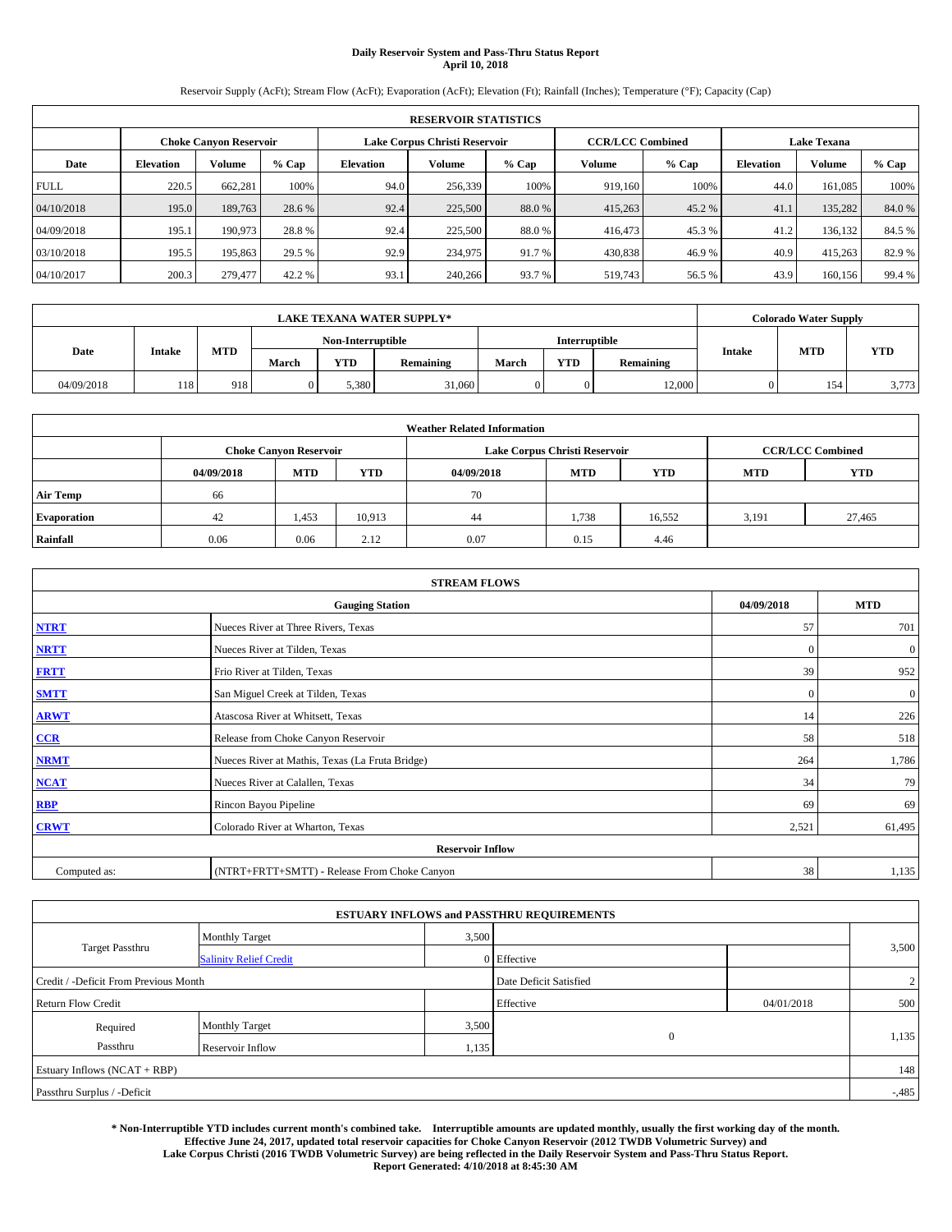# Daily Reservoir System and Pass-Thru Status Report
## April 10, 2018

Reservoir Supply (AcFt); Stream Flow (AcFt); Evaporation (AcFt); Elevation (Ft); Rainfall (Inches); Temperature (°F); Capacity (Cap)

| RESERVOIR STATISTICS | | | | | | | | | | | |
|---|---|---|---|---|---|---|---|---|---|---|---|
| | Choke Canyon Reservoir | | | Lake Corpus Christi Reservoir | | | CCR/LCC Combined | | Lake Texana | | |
| Date | Elevation | Volume | % Cap | Elevation | Volume | % Cap | Volume | % Cap | Elevation | Volume | % Cap |
| FULL | 220.5 | 662,281 | 100% | 94.0 | 256,339 | 100% | 919,160 | 100% | 44.0 | 161,085 | 100% |
| 04/10/2018 | 195.0 | 189,763 | 28.6 % | 92.4 | 225,500 | 88.0 % | 415,263 | 45.2 % | 41.1 | 135,282 | 84.0 % |
| 04/09/2018 | 195.1 | 190,973 | 28.8 % | 92.4 | 225,500 | 88.0 % | 416,473 | 45.3 % | 41.2 | 136,132 | 84.5 % |
| 03/10/2018 | 195.5 | 195,863 | 29.5 % | 92.9 | 234,975 | 91.7 % | 430,838 | 46.9 % | 40.9 | 415,263 | 82.9 % |
| 04/10/2017 | 200.3 | 279,477 | 42.2 % | 93.1 | 240,266 | 93.7 % | 519,743 | 56.5 % | 43.9 | 160,156 | 99.4 % |

| LAKE TEXANA WATER SUPPLY* | | | | | | | | | Colorado Water Supply | | |
|---|---|---|---|---|---|---|---|---|---|---|---|
| Date | Intake | MTD | Non-Interruptible | | | Interruptible | | | Intake | MTD | YTD |
| | | | March | YTD | Remaining | March | YTD | Remaining | | | |
| 04/09/2018 | 118 | 918 | 0 | 5,380 | 31,060 | 0 | 0 | 12,000 | 0 | 154 | 3,773 |

| Weather Related Information | | | | | | | | |
|---|---|---|---|---|---|---|---|---|
| | Choke Canyon Reservoir | | | Lake Corpus Christi Reservoir | | | CCR/LCC Combined | |
| | 04/09/2018 | MTD | YTD | 04/09/2018 | MTD | YTD | MTD | YTD |
| Air Temp | 66 | | | 70 | | | | |
| Evaporation | 42 | 1,453 | 10,913 | 44 | 1,738 | 16,552 | 3,191 | 27,465 |
| Rainfall | 0.06 | 0.06 | 2.12 | 0.07 | 0.15 | 4.46 | | |

| STREAM FLOWS | | | |
|---|---|---|---|
| | Gauging Station | 04/09/2018 | MTD |
| NTRT | Nueces River at Three Rivers, Texas | 57 | 701 |
| NRTT | Nueces River at Tilden, Texas | 0 | 0 |
| FRTT | Frio River at Tilden, Texas | 39 | 952 |
| SMTT | San Miguel Creek at Tilden, Texas | 0 | 0 |
| ARWT | Atascosa River at Whitsett, Texas | 14 | 226 |
| CCR | Release from Choke Canyon Reservoir | 58 | 518 |
| NRMT | Nueces River at Mathis, Texas (La Fruta Bridge) | 264 | 1,786 |
| NCAT | Nueces River at Calallen, Texas | 34 | 79 |
| RBP | Rincon Bayou Pipeline | 69 | 69 |
| CRWT | Colorado River at Wharton, Texas | 2,521 | 61,495 |
| Reservoir Inflow | | | |
| Computed as: | (NTRT+FRTT+SMTT) - Release From Choke Canyon | 38 | 1,135 |

| ESTUARY INFLOWS and PASSTHRU REQUIREMENTS | | | | | |
|---|---|---|---|---|---|
| Target Passthru | Monthly Target | 3,500 | | | 3,500 |
| | Salinity Relief Credit | 0 | Effective | | |
| Credit / -Deficit From Previous Month | | | Date Deficit Satisfied | | 2 |
| Return Flow Credit | | | Effective | 04/01/2018 | 500 |
| Required Passthru | Monthly Target | 3,500 | 0 | | 1,135 |
| | Reservoir Inflow | 1,135 | | | |
| Estuary Inflows (NCAT + RBP) | | | | | 148 |
| Passthru Surplus / -Deficit | | | | | -,485 |

**\* Non-Interruptible YTD includes current month's combined take. Interruptible amounts are updated monthly, usually the first working day of the month. Effective June 24, 2017, updated total reservoir capacities for Choke Canyon Reservoir (2012 TWDB Volumetric Survey) and Lake Corpus Christi (2016 TWDB Volumetric Survey) are being reflected in the Daily Reservoir System and Pass-Thru Status Report. Report Generated: 4/10/2018 at 8:45:30 AM**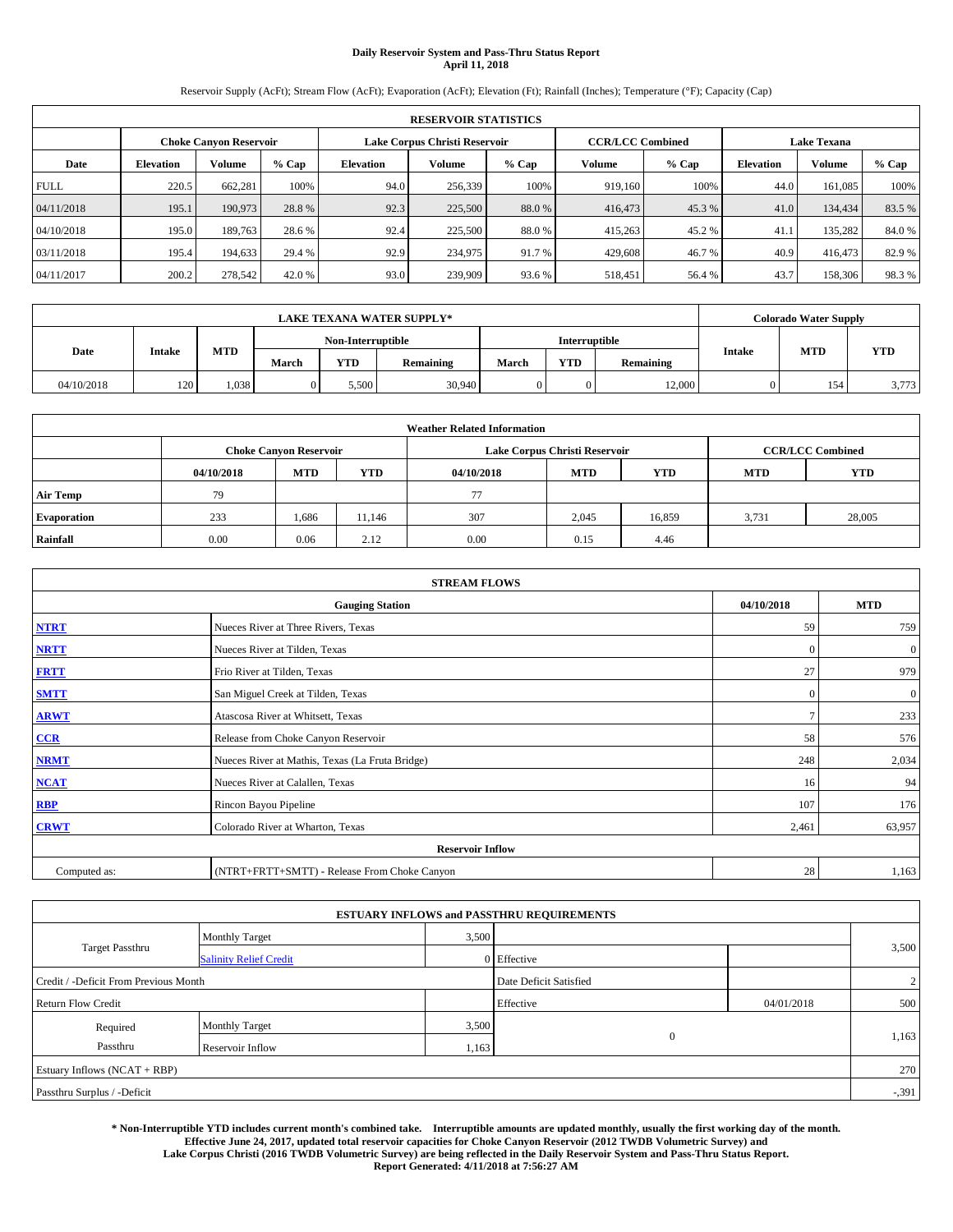**Daily Reservoir System and Pass-Thru Status Report**
**April 11, 2018**

Reservoir Supply (AcFt); Stream Flow (AcFt); Evaporation (AcFt); Elevation (Ft); Rainfall (Inches); Temperature (°F); Capacity (Cap)

| RESERVOIR STATISTICS | | | | | | | | | | | |
|---|---|---|---|---|---|---|---|---|---|---|---|
| | Choke Canyon Reservoir | | | Lake Corpus Christi Reservoir | | | CCR/LCC Combined | | Lake Texana | | |
| Date | Elevation | Volume | % Cap | Elevation | Volume | % Cap | Volume | % Cap | Elevation | Volume | % Cap |
| FULL | 220.5 | 662,281 | 100% | 94.0 | 256,339 | 100% | 919,160 | 100% | 44.0 | 161,085 | 100% |
| 04/11/2018 | 195.1 | 190,973 | 28.8 % | 92.3 | 225,500 | 88.0 % | 416,473 | 45.3 % | 41.0 | 134,434 | 83.5 % |
| 04/10/2018 | 195.0 | 189,763 | 28.6 % | 92.4 | 225,500 | 88.0 % | 415,263 | 45.2 % | 41.1 | 135,282 | 84.0 % |
| 03/11/2018 | 195.4 | 194,633 | 29.4 % | 92.9 | 234,975 | 91.7 % | 429,608 | 46.7 % | 40.9 | 416,473 | 82.9 % |
| 04/11/2017 | 200.2 | 278,542 | 42.0 % | 93.0 | 239,909 | 93.6 % | 518,451 | 56.4 % | 43.7 | 158,306 | 98.3 % |

| LAKE TEXANA WATER SUPPLY* | | | | | | | | | Colorado Water Supply | | |
|---|---|---|---|---|---|---|---|---|---|---|---|
| Date | Intake | MTD | Non-Interruptible | | | Interruptible | | | Intake | MTD | YTD |
| | | | March | YTD | Remaining | March | YTD | Remaining | | | |
| 04/10/2018 | 120 | 1,038 | 0 | 5,500 | 30,940 | 0 | 0 | 12,000 | 0 | 154 | 3,773 |

| Weather Related Information | | | | | | | | |
|---|---|---|---|---|---|---|---|---|
| | Choke Canyon Reservoir | | | Lake Corpus Christi Reservoir | | | CCR/LCC Combined | |
| | 04/10/2018 | MTD | YTD | 04/10/2018 | MTD | YTD | MTD | YTD |
| Air Temp | 79 | | | 77 | | | | |
| Evaporation | 233 | 1,686 | 11,146 | 307 | 2,045 | 16,859 | 3,731 | 28,005 |
| Rainfall | 0.00 | 0.06 | 2.12 | 0.00 | 0.15 | 4.46 | | |

| STREAM FLOWS | | | |
|---|---|---|---|
| | Gauging Station | 04/10/2018 | MTD |
| NTRT | Nueces River at Three Rivers, Texas | 59 | 759 |
| NRTT | Nueces River at Tilden, Texas | 0 | 0 |
| FRTT | Frio River at Tilden, Texas | 27 | 979 |
| SMTT | San Miguel Creek at Tilden, Texas | 0 | 0 |
| ARWT | Atascosa River at Whitsett, Texas | 7 | 233 |
| CCR | Release from Choke Canyon Reservoir | 58 | 576 |
| NRMT | Nueces River at Mathis, Texas (La Fruta Bridge) | 248 | 2,034 |
| NCAT | Nueces River at Calallen, Texas | 16 | 94 |
| RBP | Rincon Bayou Pipeline | 107 | 176 |
| CRWT | Colorado River at Wharton, Texas | 2,461 | 63,957 |
| | Reservoir Inflow | | |
| Computed as: | (NTRT+FRTT+SMTT) - Release From Choke Canyon | 28 | 1,163 |

| ESTUARY INFLOWS and PASSTHRU REQUIREMENTS | | | | | |
|---|---|---|---|---|---|
| Target Passthru | Monthly Target | 3,500 | | | 3,500 |
| | Salinity Relief Credit | 0 | Effective | | |
| Credit / -Deficit From Previous Month | | | Date Deficit Satisfied | | 2 |
| Return Flow Credit | | | Effective | 04/01/2018 | 500 |
| Required Passthru | Monthly Target | 3,500 | 0 | | 1,163 |
| | Reservoir Inflow | 1,163 | | | |
| Estuary Inflows (NCAT + RBP) | | | | | 270 |
| Passthru Surplus / -Deficit | | | | | -391 |

**\* Non-Interruptible YTD includes current month's combined take. Interruptible amounts are updated monthly, usually the first working day of the month. Effective June 24, 2017, updated total reservoir capacities for Choke Canyon Reservoir (2012 TWDB Volumetric Survey) and Lake Corpus Christi (2016 TWDB Volumetric Survey) are being reflected in the Daily Reservoir System and Pass-Thru Status Report. Report Generated: 4/11/2018 at 7:56:27 AM**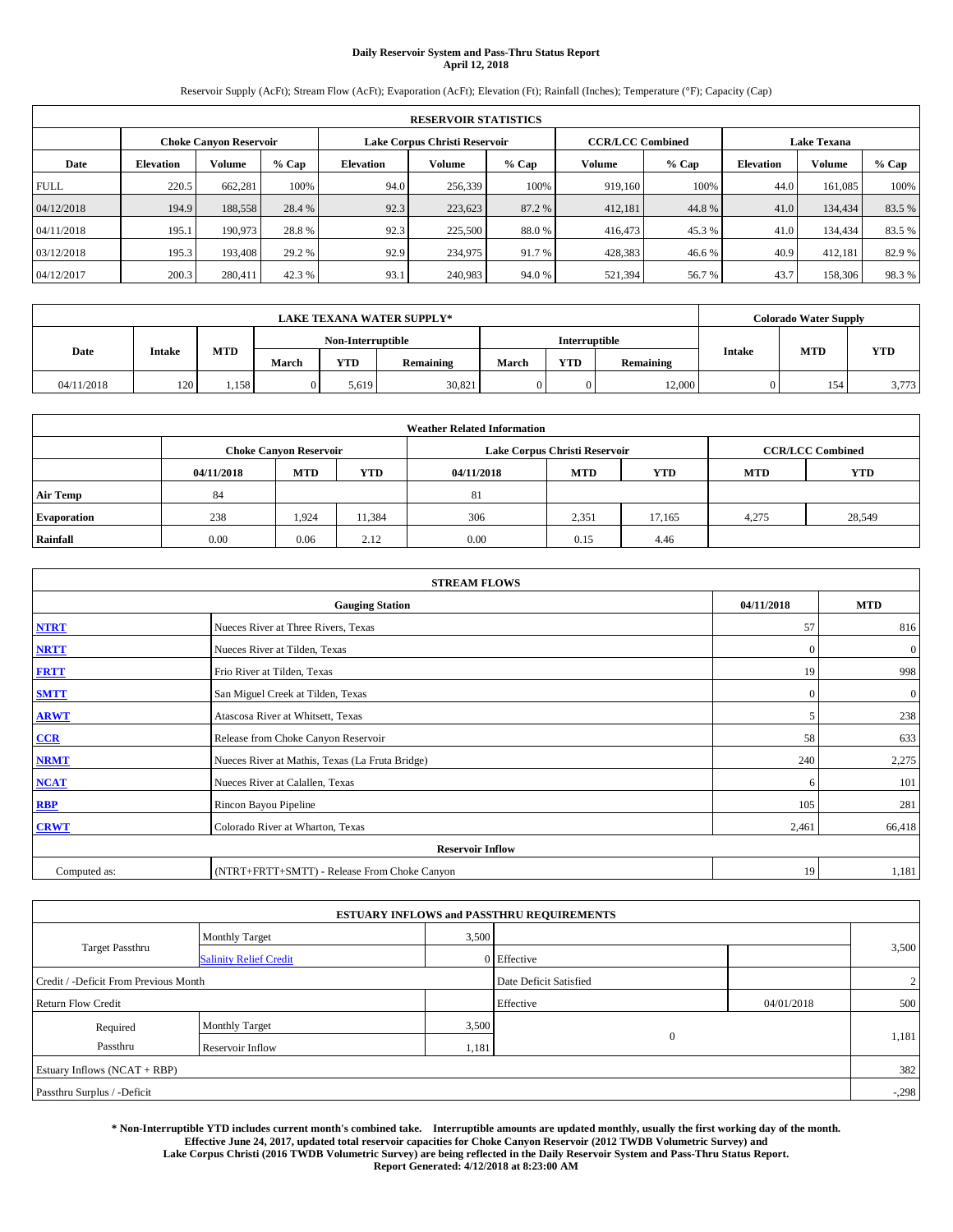# Daily Reservoir System and Pass-Thru Status Report
## April 12, 2018

Reservoir Supply (AcFt); Stream Flow (AcFt); Evaporation (AcFt); Elevation (Ft); Rainfall (Inches); Temperature (°F); Capacity (Cap)

| RESERVOIR STATISTICS | | | | | | | | | | | |
|---|---|---|---|---|---|---|---|---|---|---|---|
| | Choke Canyon Reservoir | | | Lake Corpus Christi Reservoir | | | CCR/LCC Combined | | Lake Texana | | |
| Date | Elevation | Volume | % Cap | Elevation | Volume | % Cap | Volume | % Cap | Elevation | Volume | % Cap |
| FULL | 220.5 | 662,281 | 100% | 94.0 | 256,339 | 100% | 919,160 | 100% | 44.0 | 161,085 | 100% |
| 04/12/2018 | 194.9 | 188,558 | 28.4 % | 92.3 | 223,623 | 87.2 % | 412,181 | 44.8 % | 41.0 | 134,434 | 83.5 % |
| 04/11/2018 | 195.1 | 190,973 | 28.8 % | 92.3 | 225,500 | 88.0 % | 416,473 | 45.3 % | 41.0 | 134,434 | 83.5 % |
| 03/12/2018 | 195.3 | 193,408 | 29.2 % | 92.9 | 234,975 | 91.7 % | 428,383 | 46.6 % | 40.9 | 412,181 | 82.9 % |
| 04/12/2017 | 200.3 | 280,411 | 42.3 % | 93.1 | 240,983 | 94.0 % | 521,394 | 56.7 % | 43.7 | 158,306 | 98.3 % |

| LAKE TEXANA WATER SUPPLY* | | | | | | | | | Colorado Water Supply | | |
|---|---|---|---|---|---|---|---|---|---|---|---|
| Date | Intake | MTD | Non-Interruptible | | | Interruptible | | | Intake | MTD | YTD |
| | | | March | YTD | Remaining | March | YTD | Remaining | | | |
| 04/11/2018 | 120 | 1,158 | 0 | 5,619 | 30,821 | 0 | 0 | 12,000 | 0 | 154 | 3,773 |

| Weather Related Information | | | | | | | | |
|---|---|---|---|---|---|---|---|---|
| | Choke Canyon Reservoir | | | Lake Corpus Christi Reservoir | | | CCR/LCC Combined | |
| | 04/11/2018 | MTD | YTD | 04/11/2018 | MTD | YTD | MTD | YTD |
| Air Temp | 84 | | | 81 | | | | |
| Evaporation | 238 | 1,924 | 11,384 | 306 | 2,351 | 17,165 | 4,275 | 28,549 |
| Rainfall | 0.00 | 0.06 | 2.12 | 0.00 | 0.15 | 4.46 | | |

| STREAM FLOWS | | | |
|---|---|---|---|
| Gauging Station | | 04/11/2018 | MTD |
| NTRT | Nueces River at Three Rivers, Texas | 57 | 816 |
| NRTT | Nueces River at Tilden, Texas | 0 | 0 |
| FRTT | Frio River at Tilden, Texas | 19 | 998 |
| SMTT | San Miguel Creek at Tilden, Texas | 0 | 0 |
| ARWT | Atascosa River at Whitsett, Texas | 5 | 238 |
| CCR | Release from Choke Canyon Reservoir | 58 | 633 |
| NRMT | Nueces River at Mathis, Texas (La Fruta Bridge) | 240 | 2,275 |
| NCAT | Nueces River at Calallen, Texas | 6 | 101 |
| RBP | Rincon Bayou Pipeline | 105 | 281 |
| CRWT | Colorado River at Wharton, Texas | 2,461 | 66,418 |
| Reservoir Inflow | | | |
| Computed as: | (NTRT+FRTT+SMTT) - Release From Choke Canyon | 19 | 1,181 |

| ESTUARY INFLOWS and PASSTHRU REQUIREMENTS | | | | | |
|---|---|---|---|---|---|
| Target Passthru | Monthly Target | 3,500 | | | 3,500 |
| | Salinity Relief Credit | 0 | Effective | | |
| Credit / -Deficit From Previous Month | | | Date Deficit Satisfied | | 2 |
| Return Flow Credit | | | Effective | 04/01/2018 | 500 |
| Required Passthru | Monthly Target | 3,500 | 0 | | 1,181 |
| | Reservoir Inflow | 1,181 | | | |
| Estuary Inflows (NCAT + RBP) | | | | | 382 |
| Passthru Surplus / -Deficit | | | | | -,298 |

**\* Non-Interruptible YTD includes current month's combined take. Interruptible amounts are updated monthly, usually the first working day of the month. Effective June 24, 2017, updated total reservoir capacities for Choke Canyon Reservoir (2012 TWDB Volumetric Survey) and Lake Corpus Christi (2016 TWDB Volumetric Survey) are being reflected in the Daily Reservoir System and Pass-Thru Status Report. Report Generated: 4/12/2018 at 8:23:00 AM**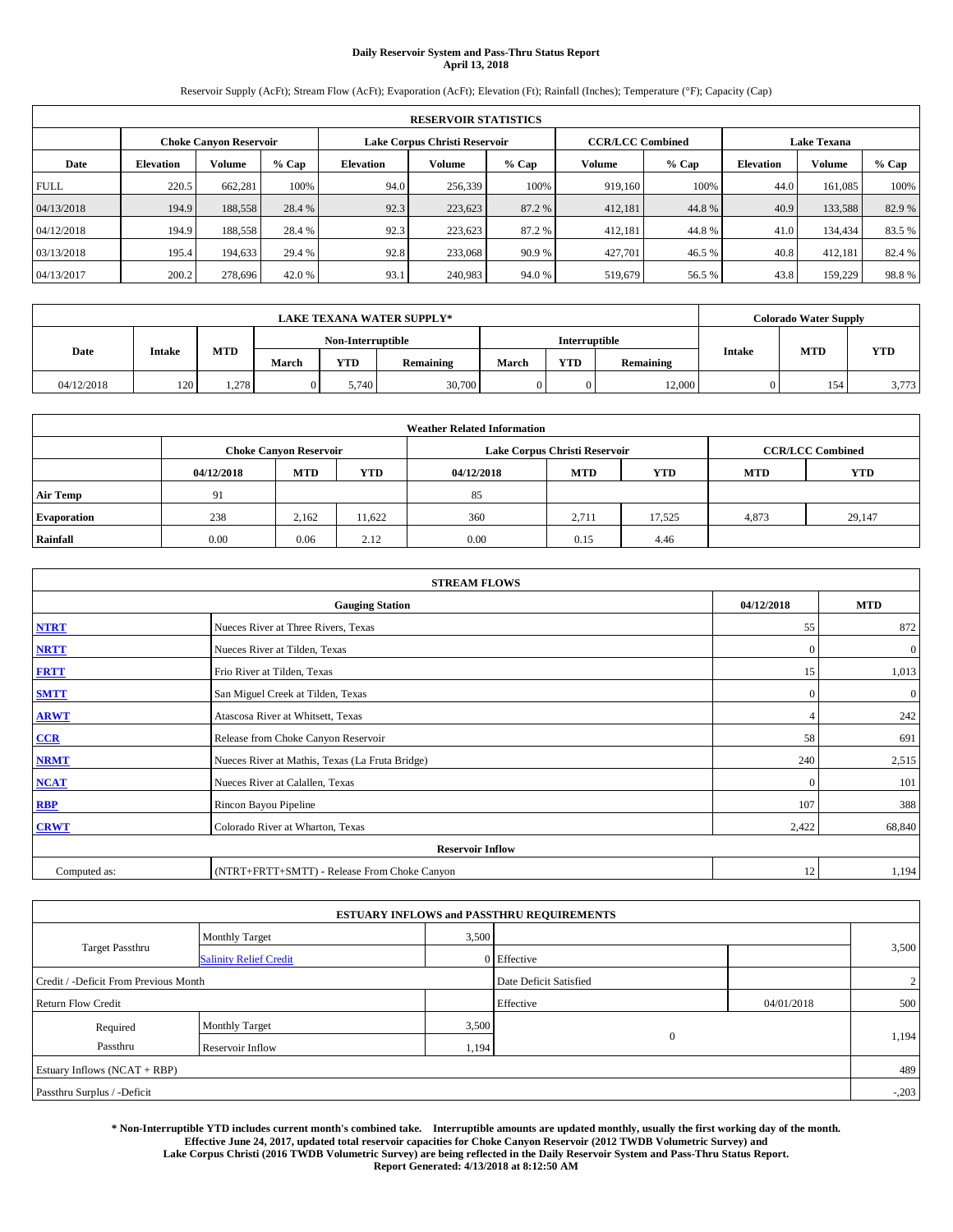# Daily Reservoir System and Pass-Thru Status Report
**April 13, 2018**

Reservoir Supply (AcFt); Stream Flow (AcFt); Evaporation (AcFt); Elevation (Ft); Rainfall (Inches); Temperature (°F); Capacity (Cap)

| RESERVOIR STATISTICS | | | | | | | | | | | |
|---|---|---|---|---|---|---|---|---|---|---|---|
| | Choke Canyon Reservoir | | | Lake Corpus Christi Reservoir | | | CCR/LCC Combined | | Lake Texana | | |
| Date | Elevation | Volume | % Cap | Elevation | Volume | % Cap | Volume | % Cap | Elevation | Volume | % Cap |
| FULL | 220.5 | 662,281 | 100% | 94.0 | 256,339 | 100% | 919,160 | 100% | 44.0 | 161,085 | 100% |
| 04/13/2018 | 194.9 | 188,558 | 28.4 % | 92.3 | 223,623 | 87.2 % | 412,181 | 44.8 % | 40.9 | 133,588 | 82.9 % |
| 04/12/2018 | 194.9 | 188,558 | 28.4 % | 92.3 | 223,623 | 87.2 % | 412,181 | 44.8 % | 41.0 | 134,434 | 83.5 % |
| 03/13/2018 | 195.4 | 194,633 | 29.4 % | 92.8 | 233,068 | 90.9 % | 427,701 | 46.5 % | 40.8 | 412,181 | 82.4 % |
| 04/13/2017 | 200.2 | 278,696 | 42.0 % | 93.1 | 240,983 | 94.0 % | 519,679 | 56.5 % | 43.8 | 159,229 | 98.8 % |

| LAKE TEXANA WATER SUPPLY* | | | | | | | | | Colorado Water Supply | | |
|---|---|---|---|---|---|---|---|---|---|---|---|
| Date | Intake | MTD | Non-Interruptible | | | Interruptible | | | Intake | MTD | YTD |
| | | | March | YTD | Remaining | March | YTD | Remaining | | | |
| 04/12/2018 | 120 | 1,278 | 0 | 5,740 | 30,700 | 0 | 0 | 12,000 | 0 | 154 | 3,773 |

| Weather Related Information | | | | | | | | |
|---|---|---|---|---|---|---|---|---|
| | Choke Canyon Reservoir | | | Lake Corpus Christi Reservoir | | | CCR/LCC Combined | |
| | 04/12/2018 | MTD | YTD | 04/12/2018 | MTD | YTD | MTD | YTD |
| Air Temp | 91 | | | 85 | | | | |
| Evaporation | 238 | 2,162 | 11,622 | 360 | 2,711 | 17,525 | 4,873 | 29,147 |
| Rainfall | 0.00 | 0.06 | 2.12 | 0.00 | 0.15 | 4.46 | | |

| STREAM FLOWS | | | |
|---|---|---|---|
| Gauging Station | | 04/12/2018 | MTD |
| NTRT | Nueces River at Three Rivers, Texas | 55 | 872 |
| NRTT | Nueces River at Tilden, Texas | 0 | 0 |
| FRTT | Frio River at Tilden, Texas | 15 | 1,013 |
| SMTT | San Miguel Creek at Tilden, Texas | 0 | 0 |
| ARWT | Atascosa River at Whitsett, Texas | 4 | 242 |
| CCR | Release from Choke Canyon Reservoir | 58 | 691 |
| NRMT | Nueces River at Mathis, Texas (La Fruta Bridge) | 240 | 2,515 |
| NCAT | Nueces River at Calallen, Texas | 0 | 101 |
| RBP | Rincon Bayou Pipeline | 107 | 388 |
| CRWT | Colorado River at Wharton, Texas | 2,422 | 68,840 |
| Reservoir Inflow | | | |
| Computed as: | (NTRT+FRTT+SMTT) - Release From Choke Canyon | 12 | 1,194 |

| ESTUARY INFLOWS and PASSTHRU REQUIREMENTS | | | | | |
|---|---|---|---|---|---|
| Target Passthru | Monthly Target | 3,500 | | | 3,500 |
| | Salinity Relief Credit | 0 | Effective | | |
| Credit / -Deficit From Previous Month | | | Date Deficit Satisfied | | 2 |
| Return Flow Credit | | | Effective | 04/01/2018 | 500 |
| Required Passthru | Monthly Target | 3,500 | 0 | | 1,194 |
| | Reservoir Inflow | 1,194 | | | |
| Estuary Inflows (NCAT + RBP) | | | | | 489 |
| Passthru Surplus / -Deficit | | | | | -,203 |

**\* Non-Interruptible YTD includes current month's combined take. Interruptible amounts are updated monthly, usually the first working day of the month. Effective June 24, 2017, updated total reservoir capacities for Choke Canyon Reservoir (2012 TWDB Volumetric Survey) and Lake Corpus Christi (2016 TWDB Volumetric Survey) are being reflected in the Daily Reservoir System and Pass-Thru Status Report. Report Generated: 4/13/2018 at 8:12:50 AM**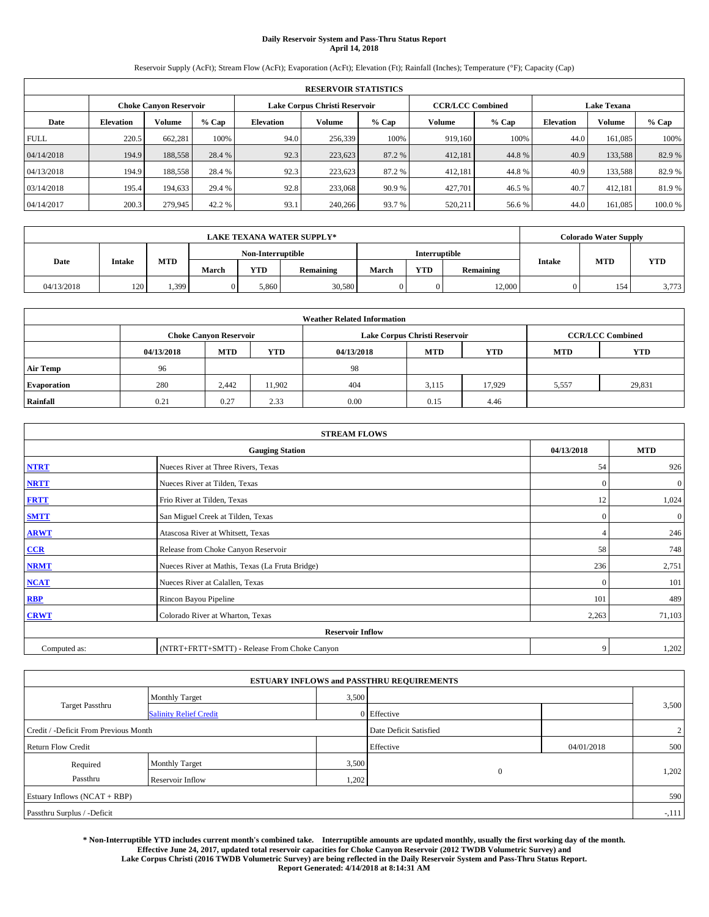# Daily Reservoir System and Pass-Thru Status Report
## April 14, 2018

Reservoir Supply (AcFt); Stream Flow (AcFt); Evaporation (AcFt); Elevation (Ft); Rainfall (Inches); Temperature (°F); Capacity (Cap)

| RESERVOIR STATISTICS | | | | | | | | | | | |
|---|---|---|---|---|---|---|---|---|---|---|---|
| | Choke Canyon Reservoir | | | Lake Corpus Christi Reservoir | | | CCR/LCC Combined | | Lake Texana | | |
| Date | Elevation | Volume | % Cap | Elevation | Volume | % Cap | Volume | % Cap | Elevation | Volume | % Cap |
| FULL | 220.5 | 662,281 | 100% | 94.0 | 256,339 | 100% | 919,160 | 100% | 44.0 | 161,085 | 100% |
| 04/14/2018 | 194.9 | 188,558 | 28.4 % | 92.3 | 223,623 | 87.2 % | 412,181 | 44.8 % | 40.9 | 133,588 | 82.9 % |
| 04/13/2018 | 194.9 | 188,558 | 28.4 % | 92.3 | 223,623 | 87.2 % | 412,181 | 44.8 % | 40.9 | 133,588 | 82.9 % |
| 03/14/2018 | 195.4 | 194,633 | 29.4 % | 92.8 | 233,068 | 90.9 % | 427,701 | 46.5 % | 40.7 | 412,181 | 81.9 % |
| 04/14/2017 | 200.3 | 279,945 | 42.2 % | 93.1 | 240,266 | 93.7 % | 520,211 | 56.6 % | 44.0 | 161,085 | 100.0 % |

| LAKE TEXANA WATER SUPPLY* | | | | | | | | | Colorado Water Supply | | |
|---|---|---|---|---|---|---|---|---|---|---|---|
| Date | Intake | MTD | Non-Interruptible | | | Interruptible | | | Intake | MTD | YTD |
| | | | March | YTD | Remaining | March | YTD | Remaining | | | |
| 04/13/2018 | 120 | 1,399 | 0 | 5,860 | 30,580 | 0 | 0 | 12,000 | 0 | 154 | 3,773 |

| Weather Related Information | | | | | | | | |
|---|---|---|---|---|---|---|---|---|
| | Choke Canyon Reservoir | | | Lake Corpus Christi Reservoir | | | CCR/LCC Combined | |
| | 04/13/2018 | MTD | YTD | 04/13/2018 | MTD | YTD | MTD | YTD |
| Air Temp | 96 | | | 98 | | | | |
| Evaporation | 280 | 2,442 | 11,902 | 404 | 3,115 | 17,929 | 5,557 | 29,831 |
| Rainfall | 0.21 | 0.27 | 2.33 | 0.00 | 0.15 | 4.46 | | |

| STREAM FLOWS | | | |
|---|---|---|---|
| | Gauging Station | 04/13/2018 | MTD |
| NTRT | Nueces River at Three Rivers, Texas | 54 | 926 |
| NRTT | Nueces River at Tilden, Texas | 0 | 0 |
| FRTT | Frio River at Tilden, Texas | 12 | 1,024 |
| SMTT | San Miguel Creek at Tilden, Texas | 0 | 0 |
| ARWT | Atascosa River at Whitsett, Texas | 4 | 246 |
| CCR | Release from Choke Canyon Reservoir | 58 | 748 |
| NRMT | Nueces River at Mathis, Texas (La Fruta Bridge) | 236 | 2,751 |
| NCAT | Nueces River at Calallen, Texas | 0 | 101 |
| RBP | Rincon Bayou Pipeline | 101 | 489 |
| CRWT | Colorado River at Wharton, Texas | 2,263 | 71,103 |
| | Reservoir Inflow | | |
| Computed as: | (NTRT+FRTT+SMTT) - Release From Choke Canyon | 9 | 1,202 |

| ESTUARY INFLOWS and PASSTHRU REQUIREMENTS | | | | | |
|---|---|---|---|---|---|
| Target Passthru | Monthly Target | 3,500 | | | 3,500 |
| | Salinity Relief Credit | 0 | Effective | | |
| Credit / -Deficit From Previous Month | | | Date Deficit Satisfied | | 2 |
| Return Flow Credit | | | Effective | 04/01/2018 | 500 |
| Required Passthru | Monthly Target | 3,500 | 0 | | 1,202 |
| | Reservoir Inflow | 1,202 | | | |
| Estuary Inflows (NCAT + RBP) | | | | | 590 |
| Passthru Surplus / -Deficit | | | | | -,111 |

**\* Non-Interruptible YTD includes current month's combined take. Interruptible amounts are updated monthly, usually the first working day of the month. Effective June 24, 2017, updated total reservoir capacities for Choke Canyon Reservoir (2012 TWDB Volumetric Survey) and Lake Corpus Christi (2016 TWDB Volumetric Survey) are being reflected in the Daily Reservoir System and Pass-Thru Status Report. Report Generated: 4/14/2018 at 8:14:31 AM**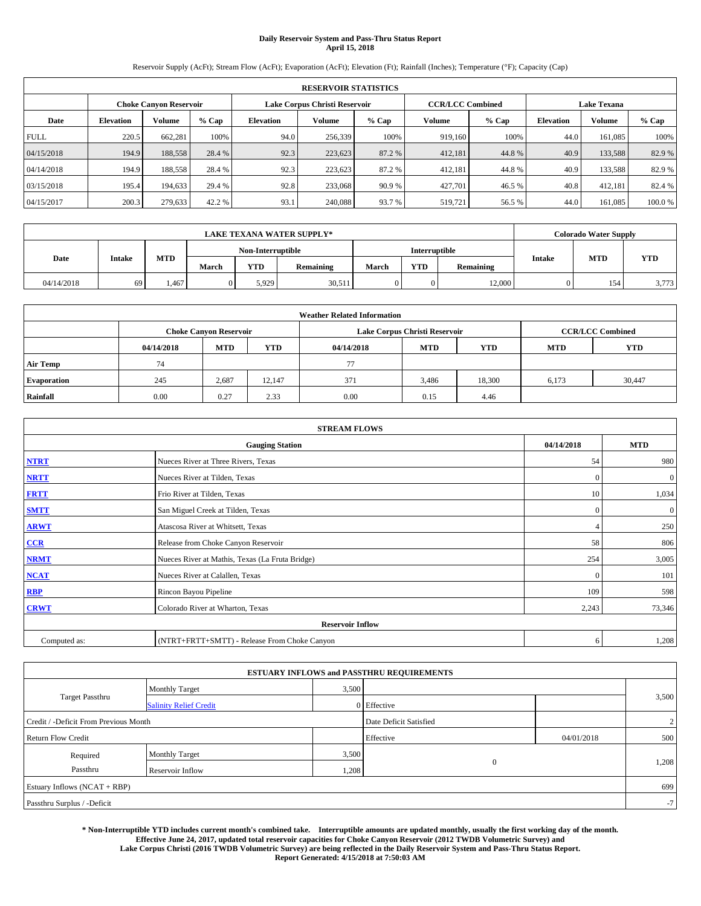# Daily Reservoir System and Pass-Thru Status Report
## April 15, 2018

Reservoir Supply (AcFt); Stream Flow (AcFt); Evaporation (AcFt); Elevation (Ft); Rainfall (Inches); Temperature (°F); Capacity (Cap)

| RESERVOIR STATISTICS | | | | | | | | | | | |
|---|---|---|---|---|---|---|---|---|---|---|---|
| | Choke Canyon Reservoir | | | Lake Corpus Christi Reservoir | | | CCR/LCC Combined | | Lake Texana | | |
| Date | Elevation | Volume | % Cap | Elevation | Volume | % Cap | Volume | % Cap | Elevation | Volume | % Cap |
| FULL | 220.5 | 662,281 | 100% | 94.0 | 256,339 | 100% | 919,160 | 100% | 44.0 | 161,085 | 100% |
| 04/15/2018 | 194.9 | 188,558 | 28.4 % | 92.3 | 223,623 | 87.2 % | 412,181 | 44.8 % | 40.9 | 133,588 | 82.9 % |
| 04/14/2018 | 194.9 | 188,558 | 28.4 % | 92.3 | 223,623 | 87.2 % | 412,181 | 44.8 % | 40.9 | 133,588 | 82.9 % |
| 03/15/2018 | 195.4 | 194,633 | 29.4 % | 92.8 | 233,068 | 90.9 % | 427,701 | 46.5 % | 40.8 | 412,181 | 82.4 % |
| 04/15/2017 | 200.3 | 279,633 | 42.2 % | 93.1 | 240,088 | 93.7 % | 519,721 | 56.5 % | 44.0 | 161,085 | 100.0 % |

| LAKE TEXANA WATER SUPPLY* | | | | | | | | | Colorado Water Supply | | |
|---|---|---|---|---|---|---|---|---|---|---|---|
| Date | Intake | MTD | Non-Interruptible | | | Interruptible | | | Intake | MTD | YTD |
| | | | March | YTD | Remaining | March | YTD | Remaining | | | |
| 04/14/2018 | 69 | 1,467 | 0 | 5,929 | 30,511 | 0 | 0 | 12,000 | 0 | 154 | 3,773 |

| Weather Related Information | | | | | | | | |
|---|---|---|---|---|---|---|---|---|
| | Choke Canyon Reservoir | | | Lake Corpus Christi Reservoir | | | CCR/LCC Combined | |
| | 04/14/2018 | MTD | YTD | 04/14/2018 | MTD | YTD | MTD | YTD |
| Air Temp | 74 | | | 77 | | | | |
| Evaporation | 245 | 2,687 | 12,147 | 371 | 3,486 | 18,300 | 6,173 | 30,447 |
| Rainfall | 0.00 | 0.27 | 2.33 | 0.00 | 0.15 | 4.46 | | |

| STREAM FLOWS | | | |
|---|---|---|---|
| Gauging Station | | 04/14/2018 | MTD |
| NTRT | Nueces River at Three Rivers, Texas | 54 | 980 |
| NRTT | Nueces River at Tilden, Texas | 0 | 0 |
| FRTT | Frio River at Tilden, Texas | 10 | 1,034 |
| SMTT | San Miguel Creek at Tilden, Texas | 0 | 0 |
| ARWT | Atascosa River at Whitsett, Texas | 4 | 250 |
| CCR | Release from Choke Canyon Reservoir | 58 | 806 |
| NRMT | Nueces River at Mathis, Texas (La Fruta Bridge) | 254 | 3,005 |
| NCAT | Nueces River at Calallen, Texas | 0 | 101 |
| RBP | Rincon Bayou Pipeline | 109 | 598 |
| CRWT | Colorado River at Wharton, Texas | 2,243 | 73,346 |
| Reservoir Inflow | | | |
| Computed as: | (NTRT+FRTT+SMTT) - Release From Choke Canyon | 6 | 1,208 |

| ESTUARY INFLOWS and PASSTHRU REQUIREMENTS | | | | | |
|---|---|---|---|---|---|
| Target Passthru | Monthly Target | 3,500 | | | 3,500 |
| | Salinity Relief Credit | 0 | Effective | | |
| Credit / -Deficit From Previous Month | | | Date Deficit Satisfied | | 2 |
| Return Flow Credit | | | Effective | 04/01/2018 | 500 |
| Required Passthru | Monthly Target | 3,500 | 0 | | 1,208 |
| | Reservoir Inflow | 1,208 | | | |
| Estuary Inflows (NCAT + RBP) | | | | | 699 |
| Passthru Surplus / -Deficit | | | | | -7 |

**\* Non-Interruptible YTD includes current month's combined take. Interruptible amounts are updated monthly, usually the first working day of the month. Effective June 24, 2017, updated total reservoir capacities for Choke Canyon Reservoir (2012 TWDB Volumetric Survey) and Lake Corpus Christi (2016 TWDB Volumetric Survey) are being reflected in the Daily Reservoir System and Pass-Thru Status Report. Report Generated: 4/15/2018 at 7:50:03 AM**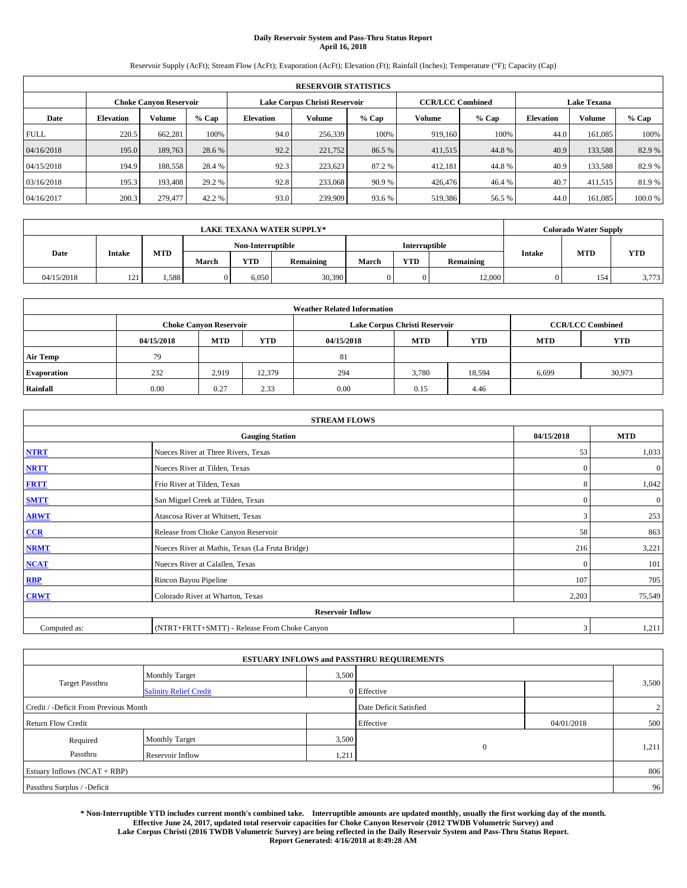# Daily Reservoir System and Pass-Thru Status Report
## April 16, 2018

Reservoir Supply (AcFt); Stream Flow (AcFt); Evaporation (AcFt); Elevation (Ft); Rainfall (Inches); Temperature (°F); Capacity (Cap)

| RESERVOIR STATISTICS | | | | | | | | | | | |
|---|---|---|---|---|---|---|---|---|---|---|---|
| | Choke Canyon Reservoir | | | Lake Corpus Christi Reservoir | | | CCR/LCC Combined | | Lake Texana | | |
| Date | Elevation | Volume | % Cap | Elevation | Volume | % Cap | Volume | % Cap | Elevation | Volume | % Cap |
| FULL | 220.5 | 662,281 | 100% | 94.0 | 256,339 | 100% | 919,160 | 100% | 44.0 | 161,085 | 100% |
| 04/16/2018 | 195.0 | 189,763 | 28.6 % | 92.2 | 221,752 | 86.5 % | 411,515 | 44.8 % | 40.9 | 133,588 | 82.9 % |
| 04/15/2018 | 194.9 | 188,558 | 28.4 % | 92.3 | 223,623 | 87.2 % | 412,181 | 44.8 % | 40.9 | 133,588 | 82.9 % |
| 03/16/2018 | 195.3 | 193,408 | 29.2 % | 92.8 | 233,068 | 90.9 % | 426,476 | 46.4 % | 40.7 | 411,515 | 81.9 % |
| 04/16/2017 | 200.3 | 279,477 | 42.2 % | 93.0 | 239,909 | 93.6 % | 519,386 | 56.5 % | 44.0 | 161,085 | 100.0 % |

| LAKE TEXANA WATER SUPPLY* | | | | | | | | | Colorado Water Supply | | |
|---|---|---|---|---|---|---|---|---|---|---|---|
| Date | Intake | MTD | Non-Interruptible | | | Interruptible | | | Intake | MTD | YTD |
| | | | March | YTD | Remaining | March | YTD | Remaining | | | |
| 04/15/2018 | 121 | 1,588 | 0 | 6,050 | 30,390 | 0 | 0 | 12,000 | 0 | 154 | 3,773 |

| Weather Related Information | | | | | | | | |
|---|---|---|---|---|---|---|---|---|
| | Choke Canyon Reservoir | | | Lake Corpus Christi Reservoir | | | CCR/LCC Combined | |
| | 04/15/2018 | MTD | YTD | 04/15/2018 | MTD | YTD | MTD | YTD |
| Air Temp | 79 | | | 81 | | | | |
| Evaporation | 232 | 2,919 | 12,379 | 294 | 3,780 | 18,594 | 6,699 | 30,973 |
| Rainfall | 0.00 | 0.27 | 2.33 | 0.00 | 0.15 | 4.46 | | |

| STREAM FLOWS | | | |
|---|---|---|---|
| Gauging Station | | 04/15/2018 | MTD |
| NTRT | Nueces River at Three Rivers, Texas | 53 | 1,033 |
| NRTT | Nueces River at Tilden, Texas | 0 | 0 |
| FRTT | Frio River at Tilden, Texas | 8 | 1,042 |
| SMTT | San Miguel Creek at Tilden, Texas | 0 | 0 |
| ARWT | Atascosa River at Whitsett, Texas | 3 | 253 |
| CCR | Release from Choke Canyon Reservoir | 58 | 863 |
| NRMT | Nueces River at Mathis, Texas (La Fruta Bridge) | 216 | 3,221 |
| NCAT | Nueces River at Calallen, Texas | 0 | 101 |
| RBP | Rincon Bayou Pipeline | 107 | 705 |
| CRWT | Colorado River at Wharton, Texas | 2,203 | 75,549 |
| Reservoir Inflow | | | |
| Computed as: | (NTRT+FRTT+SMTT) - Release From Choke Canyon | 3 | 1,211 |

| ESTUARY INFLOWS and PASSTHRU REQUIREMENTS | | | | | |
|---|---|---|---|---|---|
| Target Passthru | Monthly Target | 3,500 | | | 3,500 |
| | Salinity Relief Credit | 0 | Effective | | |
| Credit / -Deficit From Previous Month | | | Date Deficit Satisfied | | 2 |
| Return Flow Credit | | | Effective | 04/01/2018 | 500 |
| Required Passthru | Monthly Target | 3,500 | 0 | | 1,211 |
| | Reservoir Inflow | 1,211 | | | |
| Estuary Inflows (NCAT + RBP) | | | | | 806 |
| Passthru Surplus / -Deficit | | | | | 96 |

**\* Non-Interruptible YTD includes current month's combined take. Interruptible amounts are updated monthly, usually the first working day of the month. Effective June 24, 2017, updated total reservoir capacities for Choke Canyon Reservoir (2012 TWDB Volumetric Survey) and Lake Corpus Christi (2016 TWDB Volumetric Survey) are being reflected in the Daily Reservoir System and Pass-Thru Status Report. Report Generated: 4/16/2018 at 8:49:28 AM**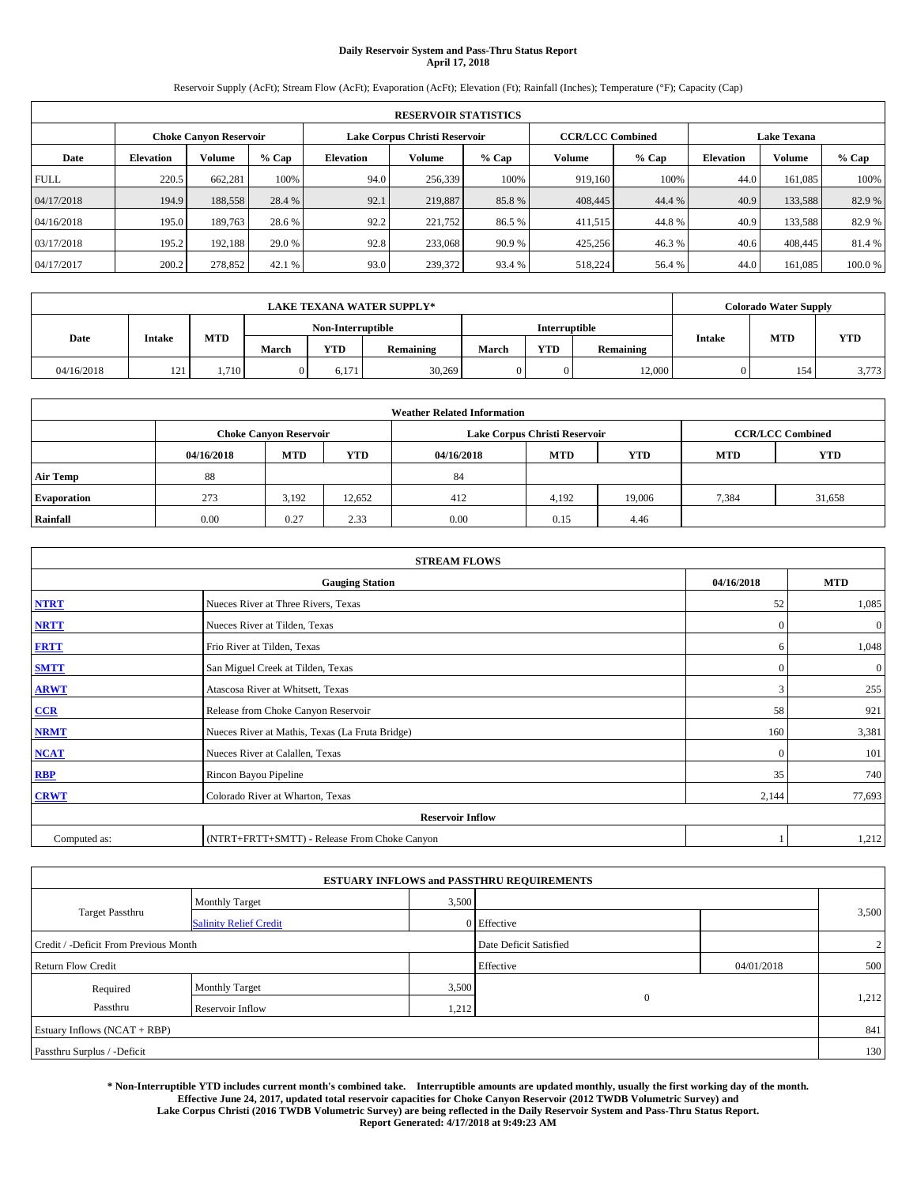# Daily Reservoir System and Pass-Thru Status Report
## April 17, 2018

Reservoir Supply (AcFt); Stream Flow (AcFt); Evaporation (AcFt); Elevation (Ft); Rainfall (Inches); Temperature (°F); Capacity (Cap)

| RESERVOIR STATISTICS | | | | | | | | | | | |
|---|---|---|---|---|---|---|---|---|---|---|---|
| | Choke Canyon Reservoir | | | Lake Corpus Christi Reservoir | | | CCR/LCC Combined | | Lake Texana | | |
| Date | Elevation | Volume | % Cap | Elevation | Volume | % Cap | Volume | % Cap | Elevation | Volume | % Cap |
| FULL | 220.5 | 662,281 | 100% | 94.0 | 256,339 | 100% | 919,160 | 100% | 44.0 | 161,085 | 100% |
| 04/17/2018 | 194.9 | 188,558 | 28.4 % | 92.1 | 219,887 | 85.8 % | 408,445 | 44.4 % | 40.9 | 133,588 | 82.9 % |
| 04/16/2018 | 195.0 | 189,763 | 28.6 % | 92.2 | 221,752 | 86.5 % | 411,515 | 44.8 % | 40.9 | 133,588 | 82.9 % |
| 03/17/2018 | 195.2 | 192,188 | 29.0 % | 92.8 | 233,068 | 90.9 % | 425,256 | 46.3 % | 40.6 | 408,445 | 81.4 % |
| 04/17/2017 | 200.2 | 278,852 | 42.1 % | 93.0 | 239,372 | 93.4 % | 518,224 | 56.4 % | 44.0 | 161,085 | 100.0 % |

| LAKE TEXANA WATER SUPPLY* | | | | | | | | | Colorado Water Supply | | |
|---|---|---|---|---|---|---|---|---|---|---|---|
| Date | Intake | MTD | Non-Interruptible | | | Interruptible | | | Intake | MTD | YTD |
| | | | March | YTD | Remaining | March | YTD | Remaining | | | |
| 04/16/2018 | 121 | 1,710 | 0 | 6,171 | 30,269 | 0 | 0 | 12,000 | 0 | 154 | 3,773 |

| Weather Related Information | | | | | | | | |
|---|---|---|---|---|---|---|---|---|
| | Choke Canyon Reservoir | | | Lake Corpus Christi Reservoir | | | CCR/LCC Combined | |
| | 04/16/2018 | MTD | YTD | 04/16/2018 | MTD | YTD | MTD | YTD |
| Air Temp | 88 | | | 84 | | | | |
| Evaporation | 273 | 3,192 | 12,652 | 412 | 4,192 | 19,006 | 7,384 | 31,658 |
| Rainfall | 0.00 | 0.27 | 2.33 | 0.00 | 0.15 | 4.46 | | |

| STREAM FLOWS | | | |
|---|---|---|---|
| | Gauging Station | 04/16/2018 | MTD |
| NTRT | Nueces River at Three Rivers, Texas | 52 | 1,085 |
| NRTT | Nueces River at Tilden, Texas | 0 | 0 |
| FRTT | Frio River at Tilden, Texas | 6 | 1,048 |
| SMTT | San Miguel Creek at Tilden, Texas | 0 | 0 |
| ARWT | Atascosa River at Whitsett, Texas | 3 | 255 |
| CCR | Release from Choke Canyon Reservoir | 58 | 921 |
| NRMT | Nueces River at Mathis, Texas (La Fruta Bridge) | 160 | 3,381 |
| NCAT | Nueces River at Calallen, Texas | 0 | 101 |
| RBP | Rincon Bayou Pipeline | 35 | 740 |
| CRWT | Colorado River at Wharton, Texas | 2,144 | 77,693 |
| | Reservoir Inflow | | |
| Computed as: | (NTRT+FRTT+SMTT) - Release From Choke Canyon | 1 | 1,212 |

| ESTUARY INFLOWS and PASSTHRU REQUIREMENTS | | | | | |
|---|---|---|---|---|---|
| Target Passthru | Monthly Target | 3,500 | | | 3,500 |
| | Salinity Relief Credit | 0 | Effective | | |
| Credit / -Deficit From Previous Month | | | Date Deficit Satisfied | | 2 |
| Return Flow Credit | | | Effective | 04/01/2018 | 500 |
| Required Passthru | Monthly Target | 3,500 | 0 | | 1,212 |
| | Reservoir Inflow | 1,212 | | | |
| Estuary Inflows (NCAT + RBP) | | | | | 841 |
| Passthru Surplus / -Deficit | | | | | 130 |

**\* Non-Interruptible YTD includes current month's combined take. Interruptible amounts are updated monthly, usually the first working day of the month. Effective June 24, 2017, updated total reservoir capacities for Choke Canyon Reservoir (2012 TWDB Volumetric Survey) and Lake Corpus Christi (2016 TWDB Volumetric Survey) are being reflected in the Daily Reservoir System and Pass-Thru Status Report. Report Generated: 4/17/2018 at 9:49:23 AM**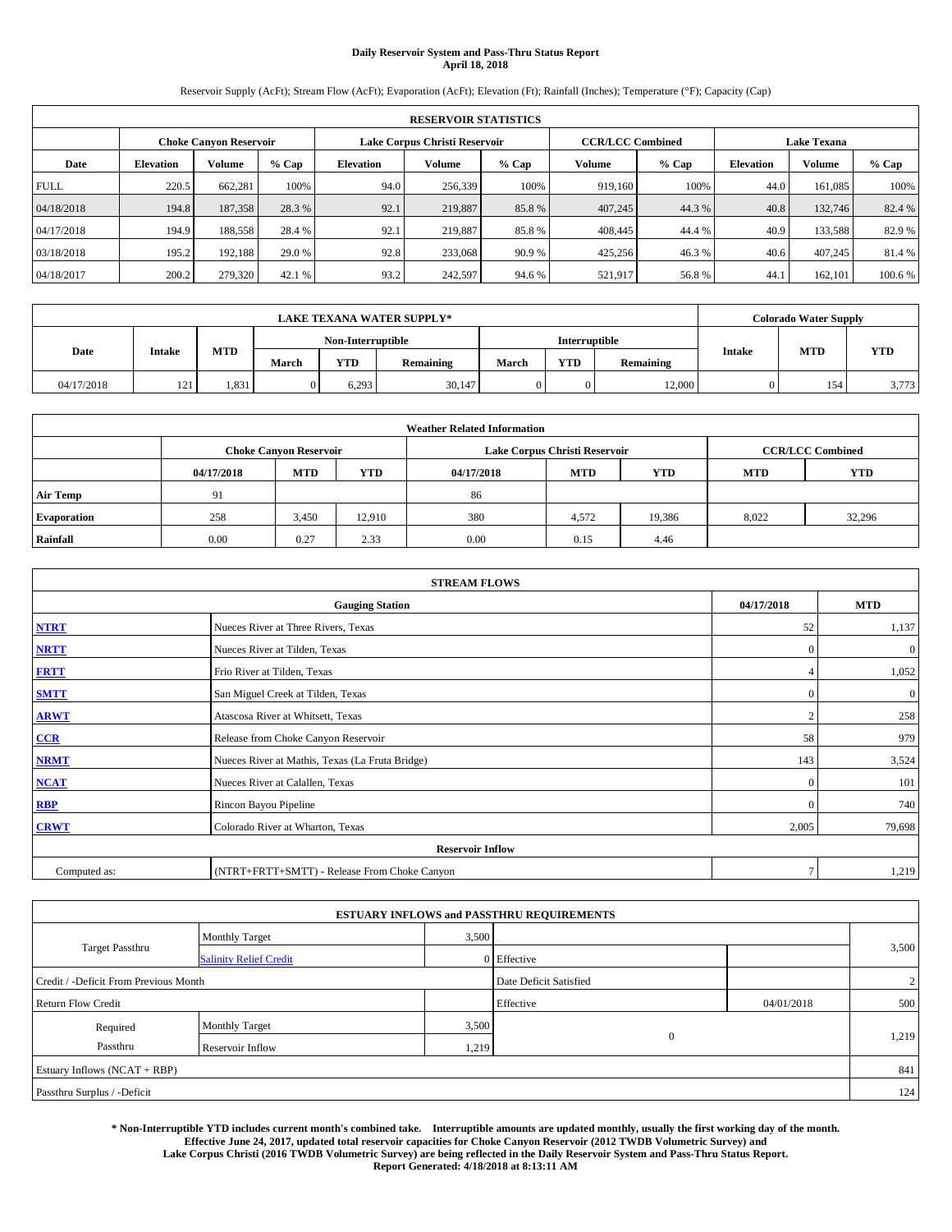# Daily Reservoir System and Pass-Thru Status Report
## April 18, 2018

Reservoir Supply (AcFt); Stream Flow (AcFt); Evaporation (AcFt); Elevation (Ft); Rainfall (Inches); Temperature (°F); Capacity (Cap)

| RESERVOIR STATISTICS | | | | | | | | | | | |
|---|---|---|---|---|---|---|---|---|---|---|---|
| | Choke Canyon Reservoir | | | Lake Corpus Christi Reservoir | | | CCR/LCC Combined | | Lake Texana | | |
| Date | Elevation | Volume | % Cap | Elevation | Volume | % Cap | Volume | % Cap | Elevation | Volume | % Cap |
| FULL | 220.5 | 662,281 | 100% | 94.0 | 256,339 | 100% | 919,160 | 100% | 44.0 | 161,085 | 100% |
| 04/18/2018 | 194.8 | 187,358 | 28.3 % | 92.1 | 219,887 | 85.8 % | 407,245 | 44.3 % | 40.8 | 132,746 | 82.4 % |
| 04/17/2018 | 194.9 | 188,558 | 28.4 % | 92.1 | 219,887 | 85.8 % | 408,445 | 44.4 % | 40.9 | 133,588 | 82.9 % |
| 03/18/2018 | 195.2 | 192,188 | 29.0 % | 92.8 | 233,068 | 90.9 % | 425,256 | 46.3 % | 40.6 | 407,245 | 81.4 % |
| 04/18/2017 | 200.2 | 279,320 | 42.1 % | 93.2 | 242,597 | 94.6 % | 521,917 | 56.8 % | 44.1 | 162,101 | 100.6 % |

| LAKE TEXANA WATER SUPPLY* | | | | | | | | | Colorado Water Supply | | |
|---|---|---|---|---|---|---|---|---|---|---|---|
| | | | Non-Interruptible | | | Interruptible | | | | | |
| Date | Intake | MTD | March | YTD | Remaining | March | YTD | Remaining | Intake | MTD | YTD |
| 04/17/2018 | 121 | 1,831 | 0 | 6,293 | 30,147 | 0 | 0 | 12,000 | 0 | 154 | 3,773 |

| Weather Related Information | | | | | | | | |
|---|---|---|---|---|---|---|---|---|
| | Choke Canyon Reservoir | | | Lake Corpus Christi Reservoir | | | CCR/LCC Combined | |
| | 04/17/2018 | MTD | YTD | 04/17/2018 | MTD | YTD | MTD | YTD |
| Air Temp | 91 | | | 86 | | | | |
| Evaporation | 258 | 3,450 | 12,910 | 380 | 4,572 | 19,386 | 8,022 | 32,296 |
| Rainfall | 0.00 | 0.27 | 2.33 | 0.00 | 0.15 | 4.46 | | |

| STREAM FLOWS | | | |
|---|---|---|---|
| | Gauging Station | 04/17/2018 | MTD |
| NTRT | Nueces River at Three Rivers, Texas | 52 | 1,137 |
| NRTT | Nueces River at Tilden, Texas | 0 | 0 |
| FRTT | Frio River at Tilden, Texas | 4 | 1,052 |
| SMTT | San Miguel Creek at Tilden, Texas | 0 | 0 |
| ARWT | Atascosa River at Whitsett, Texas | 2 | 258 |
| CCR | Release from Choke Canyon Reservoir | 58 | 979 |
| NRMT | Nueces River at Mathis, Texas (La Fruta Bridge) | 143 | 3,524 |
| NCAT | Nueces River at Calallen, Texas | 0 | 101 |
| RBP | Rincon Bayou Pipeline | 0 | 740 |
| CRWT | Colorado River at Wharton, Texas | 2,005 | 79,698 |
| | Reservoir Inflow | | |
| Computed as: | (NTRT+FRTT+SMTT) - Release From Choke Canyon | 7 | 1,219 |

| ESTUARY INFLOWS and PASSTHRU REQUIREMENTS | | | | | |
|---|---|---|---|---|---|
| Target Passthru | Monthly Target | 3,500 | | | 3,500 |
| | Salinity Relief Credit | 0 | Effective | | |
| Credit / -Deficit From Previous Month | | | Date Deficit Satisfied | | 2 |
| Return Flow Credit | | | Effective | 04/01/2018 | 500 |
| Required Passthru | Monthly Target | 3,500 | 0 | | 1,219 |
| | Reservoir Inflow | 1,219 | | | |
| Estuary Inflows (NCAT + RBP) | | | | | 841 |
| Passthru Surplus / -Deficit | | | | | 124 |

**\* Non-Interruptible YTD includes current month's combined take. Interruptible amounts are updated monthly, usually the first working day of the month. Effective June 24, 2017, updated total reservoir capacities for Choke Canyon Reservoir (2012 TWDB Volumetric Survey) and Lake Corpus Christi (2016 TWDB Volumetric Survey) are being reflected in the Daily Reservoir System and Pass-Thru Status Report. Report Generated: 4/18/2018 at 8:13:11 AM**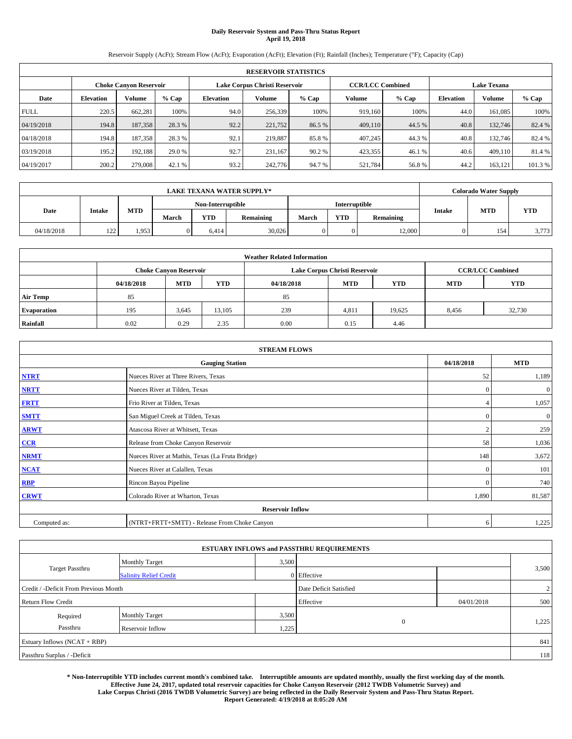# Daily Reservoir System and Pass-Thru Status Report
## April 19, 2018

Reservoir Supply (AcFt); Stream Flow (AcFt); Evaporation (AcFt); Elevation (Ft); Rainfall (Inches); Temperature (°F); Capacity (Cap)

| RESERVOIR STATISTICS | | | | | | | | | | | |
|---|---|---|---|---|---|---|---|---|---|---|---|
| | Choke Canyon Reservoir | | | Lake Corpus Christi Reservoir | | | CCR/LCC Combined | | Lake Texana | | |
| Date | Elevation | Volume | % Cap | Elevation | Volume | % Cap | Volume | % Cap | Elevation | Volume | % Cap |
| FULL | 220.5 | 662,281 | 100% | 94.0 | 256,339 | 100% | 919,160 | 100% | 44.0 | 161,085 | 100% |
| 04/19/2018 | 194.8 | 187,358 | 28.3 % | 92.2 | 221,752 | 86.5 % | 409,110 | 44.5 % | 40.8 | 132,746 | 82.4 % |
| 04/18/2018 | 194.8 | 187,358 | 28.3 % | 92.1 | 219,887 | 85.8 % | 407,245 | 44.3 % | 40.8 | 132,746 | 82.4 % |
| 03/19/2018 | 195.2 | 192,188 | 29.0 % | 92.7 | 231,167 | 90.2 % | 423,355 | 46.1 % | 40.6 | 409,110 | 81.4 % |
| 04/19/2017 | 200.2 | 279,008 | 42.1 % | 93.2 | 242,776 | 94.7 % | 521,784 | 56.8 % | 44.2 | 163,121 | 101.3 % |

| LAKE TEXANA WATER SUPPLY* | | | | | | | | | Colorado Water Supply | | |
|---|---|---|---|---|---|---|---|---|---|---|---|
| Date | Intake | MTD | Non-Interruptible | | | Interruptible | | | Intake | MTD | YTD |
| | | | March | YTD | Remaining | March | YTD | Remaining | | | |
| 04/18/2018 | 122 | 1,953 | 0 | 6,414 | 30,026 | 0 | 0 | 12,000 | 0 | 154 | 3,773 |

| Weather Related Information | | | | | | | | |
|---|---|---|---|---|---|---|---|---|
| | Choke Canyon Reservoir | | | Lake Corpus Christi Reservoir | | | CCR/LCC Combined | |
| | 04/18/2018 | MTD | YTD | 04/18/2018 | MTD | YTD | MTD | YTD |
| Air Temp | 85 | | | 85 | | | | |
| Evaporation | 195 | 3,645 | 13,105 | 239 | 4,811 | 19,625 | 8,456 | 32,730 |
| Rainfall | 0.02 | 0.29 | 2.35 | 0.00 | 0.15 | 4.46 | | |

| STREAM FLOWS | | | |
|---|---|---|---|
| | Gauging Station | 04/18/2018 | MTD |
| NTRT | Nueces River at Three Rivers, Texas | 52 | 1,189 |
| NRTT | Nueces River at Tilden, Texas | 0 | 0 |
| FRTT | Frio River at Tilden, Texas | 4 | 1,057 |
| SMTT | San Miguel Creek at Tilden, Texas | 0 | 0 |
| ARWT | Atascosa River at Whitsett, Texas | 2 | 259 |
| CCR | Release from Choke Canyon Reservoir | 58 | 1,036 |
| NRMT | Nueces River at Mathis, Texas (La Fruta Bridge) | 148 | 3,672 |
| NCAT | Nueces River at Calallen, Texas | 0 | 101 |
| RBP | Rincon Bayou Pipeline | 0 | 740 |
| CRWT | Colorado River at Wharton, Texas | 1,890 | 81,587 |
| | Reservoir Inflow | | |
| Computed as: | (NTRT+FRTT+SMTT) - Release From Choke Canyon | 6 | 1,225 |

| ESTUARY INFLOWS and PASSTHRU REQUIREMENTS | | | | | |
|---|---|---|---|---|---|
| Target Passthru | Monthly Target | 3,500 | | | 3,500 |
| | Salinity Relief Credit | 0 | Effective | | |
| Credit / -Deficit From Previous Month | | | Date Deficit Satisfied | | 2 |
| Return Flow Credit | | | Effective | 04/01/2018 | 500 |
| Required Passthru | Monthly Target | 3,500 | 0 | | 1,225 |
| | Reservoir Inflow | 1,225 | | | |
| Estuary Inflows (NCAT + RBP) | | | | | 841 |
| Passthru Surplus / -Deficit | | | | | 118 |

**\* Non-Interruptible YTD includes current month's combined take. Interruptible amounts are updated monthly, usually the first working day of the month. Effective June 24, 2017, updated total reservoir capacities for Choke Canyon Reservoir (2012 TWDB Volumetric Survey) and Lake Corpus Christi (2016 TWDB Volumetric Survey) are being reflected in the Daily Reservoir System and Pass-Thru Status Report. Report Generated: 4/19/2018 at 8:05:20 AM**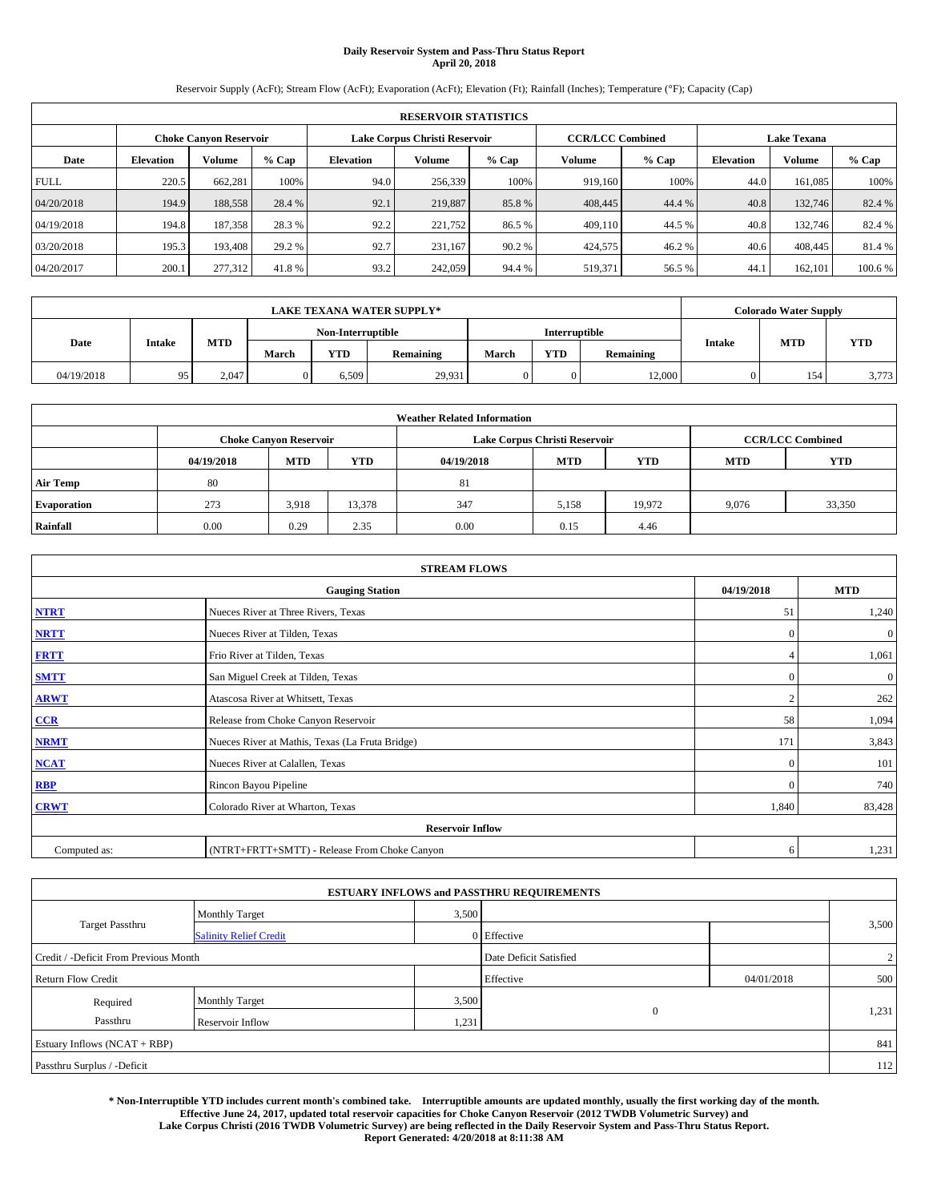# Daily Reservoir System and Pass-Thru Status Report
**April 20, 2018**

Reservoir Supply (AcFt); Stream Flow (AcFt); Evaporation (AcFt); Elevation (Ft); Rainfall (Inches); Temperature (°F); Capacity (Cap)

| RESERVOIR STATISTICS | | | | | | | | | | | |
|---|---|---|---|---|---|---|---|---|---|---|---|
| | Choke Canyon Reservoir | | | Lake Corpus Christi Reservoir | | | CCR/LCC Combined | | Lake Texana | | |
| Date | Elevation | Volume | % Cap | Elevation | Volume | % Cap | Volume | % Cap | Elevation | Volume | % Cap |
| FULL | 220.5 | 662,281 | 100% | 94.0 | 256,339 | 100% | 919,160 | 100% | 44.0 | 161,085 | 100% |
| 04/20/2018 | 194.9 | 188,558 | 28.4 % | 92.1 | 219,887 | 85.8 % | 408,445 | 44.4 % | 40.8 | 132,746 | 82.4 % |
| 04/19/2018 | 194.8 | 187,358 | 28.3 % | 92.2 | 221,752 | 86.5 % | 409,110 | 44.5 % | 40.8 | 132,746 | 82.4 % |
| 03/20/2018 | 195.3 | 193,408 | 29.2 % | 92.7 | 231,167 | 90.2 % | 424,575 | 46.2 % | 40.6 | 408,445 | 81.4 % |
| 04/20/2017 | 200.1 | 277,312 | 41.8 % | 93.2 | 242,059 | 94.4 % | 519,371 | 56.5 % | 44.1 | 162,101 | 100.6 % |

| LAKE TEXANA WATER SUPPLY* | | | | | | | | | Colorado Water Supply | | |
|---|---|---|---|---|---|---|---|---|---|---|---|
| Date | Intake | MTD | Non-Interruptible | | | Interruptible | | | Intake | MTD | YTD |
| | | | March | YTD | Remaining | March | YTD | Remaining | | | |
| 04/19/2018 | 95 | 2,047 | 0 | 6,509 | 29,931 | 0 | 0 | 12,000 | 0 | 154 | 3,773 |

| Weather Related Information | | | | | | | | |
|---|---|---|---|---|---|---|---|---|
| | Choke Canyon Reservoir | | | Lake Corpus Christi Reservoir | | | CCR/LCC Combined | |
| | 04/19/2018 | MTD | YTD | 04/19/2018 | MTD | YTD | MTD | YTD |
| Air Temp | 80 | | | 81 | | | | |
| Evaporation | 273 | 3,918 | 13,378 | 347 | 5,158 | 19,972 | 9,076 | 33,350 |
| Rainfall | 0.00 | 0.29 | 2.35 | 0.00 | 0.15 | 4.46 | | |

| STREAM FLOWS | | | |
|---|---|---|---|
| | Gauging Station | 04/19/2018 | MTD |
| NTRT | Nueces River at Three Rivers, Texas | 51 | 1,240 |
| NRTT | Nueces River at Tilden, Texas | 0 | 0 |
| FRTT | Frio River at Tilden, Texas | 4 | 1,061 |
| SMTT | San Miguel Creek at Tilden, Texas | 0 | 0 |
| ARWT | Atascosa River at Whitsett, Texas | 2 | 262 |
| CCR | Release from Choke Canyon Reservoir | 58 | 1,094 |
| NRMT | Nueces River at Mathis, Texas (La Fruta Bridge) | 171 | 3,843 |
| NCAT | Nueces River at Calallen, Texas | 0 | 101 |
| RBP | Rincon Bayou Pipeline | 0 | 740 |
| CRWT | Colorado River at Wharton, Texas | 1,840 | 83,428 |
| Reservoir Inflow | | | |
| Computed as: | (NTRT+FRTT+SMTT) - Release From Choke Canyon | 6 | 1,231 |

| ESTUARY INFLOWS and PASSTHRU REQUIREMENTS | | | | | |
|---|---|---|---|---|---|
| Target Passthru | Monthly Target | 3,500 | | | 3,500 |
| | Salinity Relief Credit | 0 | Effective | | |
| Credit / -Deficit From Previous Month | | | Date Deficit Satisfied | | 2 |
| Return Flow Credit | | | Effective | 04/01/2018 | 500 |
| Required Passthru | Monthly Target | 3,500 | 0 | | 1,231 |
| | Reservoir Inflow | 1,231 | | | |
| Estuary Inflows (NCAT + RBP) | | | | | 841 |
| Passthru Surplus / -Deficit | | | | | 112 |

**\* Non-Interruptible YTD includes current month's combined take. Interruptible amounts are updated monthly, usually the first working day of the month. Effective June 24, 2017, updated total reservoir capacities for Choke Canyon Reservoir (2012 TWDB Volumetric Survey) and Lake Corpus Christi (2016 TWDB Volumetric Survey) are being reflected in the Daily Reservoir System and Pass-Thru Status Report. Report Generated: 4/20/2018 at 8:11:38 AM**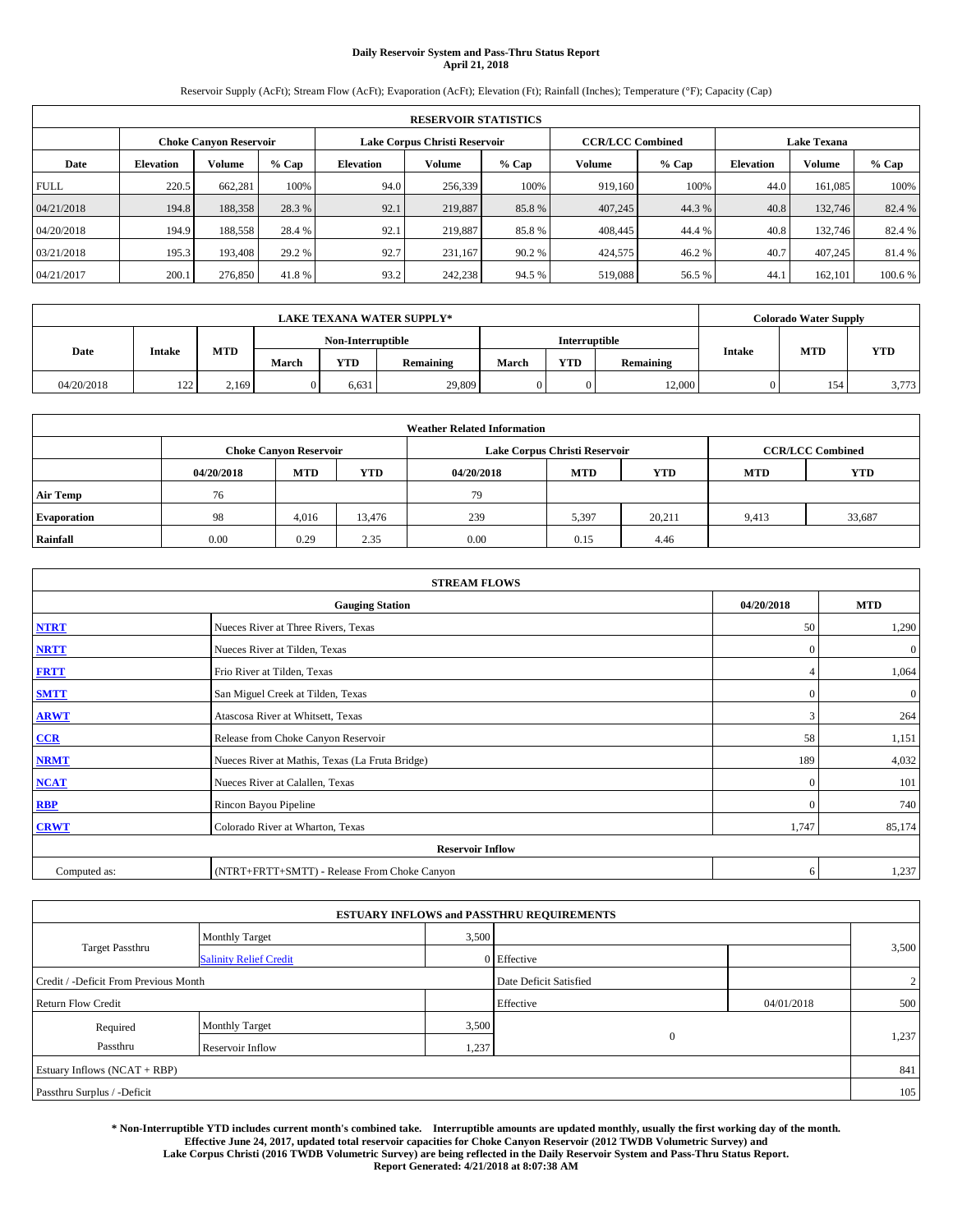**Daily Reservoir System and Pass-Thru Status Report**
**April 21, 2018**

Reservoir Supply (AcFt); Stream Flow (AcFt); Evaporation (AcFt); Elevation (Ft); Rainfall (Inches); Temperature (°F); Capacity (Cap)

| RESERVOIR STATISTICS | | | | | | | | | | | |
|---|---|---|---|---|---|---|---|---|---|---|---|
| | Choke Canyon Reservoir | | | Lake Corpus Christi Reservoir | | | CCR/LCC Combined | | Lake Texana | | |
| Date | Elevation | Volume | % Cap | Elevation | Volume | % Cap | Volume | % Cap | Elevation | Volume | % Cap |
| FULL | 220.5 | 662,281 | 100% | 94.0 | 256,339 | 100% | 919,160 | 100% | 44.0 | 161,085 | 100% |
| 04/21/2018 | 194.8 | 188,358 | 28.3 % | 92.1 | 219,887 | 85.8 % | 407,245 | 44.3 % | 40.8 | 132,746 | 82.4 % |
| 04/20/2018 | 194.9 | 188,558 | 28.4 % | 92.1 | 219,887 | 85.8 % | 408,445 | 44.4 % | 40.8 | 132,746 | 82.4 % |
| 03/21/2018 | 195.3 | 193,408 | 29.2 % | 92.7 | 231,167 | 90.2 % | 424,575 | 46.2 % | 40.7 | 407,245 | 81.4 % |
| 04/21/2017 | 200.1 | 276,850 | 41.8 % | 93.2 | 242,238 | 94.5 % | 519,088 | 56.5 % | 44.1 | 162,101 | 100.6 % |

| LAKE TEXANA WATER SUPPLY* | | | | | | | | | Colorado Water Supply | | |
|---|---|---|---|---|---|---|---|---|---|---|---|
| Date | Intake | MTD | Non-Interruptible | | | Interruptible | | | Intake | MTD | YTD |
| | | | March | YTD | Remaining | March | YTD | Remaining | | | |
| 04/20/2018 | 122 | 2,169 | 0 | 6,631 | 29,809 | 0 | 0 | 12,000 | 0 | 154 | 3,773 |

| Weather Related Information | | | | | | | | |
|---|---|---|---|---|---|---|---|---|
| | Choke Canyon Reservoir | | | Lake Corpus Christi Reservoir | | | CCR/LCC Combined | |
| | 04/20/2018 | MTD | YTD | 04/20/2018 | MTD | YTD | MTD | YTD |
| Air Temp | 76 | | | 79 | | | | |
| Evaporation | 98 | 4,016 | 13,476 | 239 | 5,397 | 20,211 | 9,413 | 33,687 |
| Rainfall | 0.00 | 0.29 | 2.35 | 0.00 | 0.15 | 4.46 | | |

| STREAM FLOWS | | | |
|---|---|---|---|
| | Gauging Station | 04/20/2018 | MTD |
| NTRT | Nueces River at Three Rivers, Texas | 50 | 1,290 |
| NRTT | Nueces River at Tilden, Texas | 0 | 0 |
| FRTT | Frio River at Tilden, Texas | 4 | 1,064 |
| SMTT | San Miguel Creek at Tilden, Texas | 0 | 0 |
| ARWT | Atascosa River at Whitsett, Texas | 3 | 264 |
| CCR | Release from Choke Canyon Reservoir | 58 | 1,151 |
| NRMT | Nueces River at Mathis, Texas (La Fruta Bridge) | 189 | 4,032 |
| NCAT | Nueces River at Calallen, Texas | 0 | 101 |
| RBP | Rincon Bayou Pipeline | 0 | 740 |
| CRWT | Colorado River at Wharton, Texas | 1,747 | 85,174 |
| Reservoir Inflow | | | |
| Computed as: | (NTRT+FRTT+SMTT) - Release From Choke Canyon | 6 | 1,237 |

| ESTUARY INFLOWS and PASSTHRU REQUIREMENTS | | | | | |
|---|---|---|---|---|---|
| Target Passthru | Monthly Target | 3,500 | | | 3,500 |
| | Salinity Relief Credit | 0 | Effective | | |
| Credit / -Deficit From Previous Month | | | Date Deficit Satisfied | | 2 |
| Return Flow Credit | | | Effective | 04/01/2018 | 500 |
| Required Passthru | Monthly Target | 3,500 | 0 | | 1,237 |
| | Reservoir Inflow | 1,237 | | | |
| Estuary Inflows (NCAT + RBP) | | | | | 841 |
| Passthru Surplus / -Deficit | | | | | 105 |

**\* Non-Interruptible YTD includes current month's combined take. Interruptible amounts are updated monthly, usually the first working day of the month. Effective June 24, 2017, updated total reservoir capacities for Choke Canyon Reservoir (2012 TWDB Volumetric Survey) and Lake Corpus Christi (2016 TWDB Volumetric Survey) are being reflected in the Daily Reservoir System and Pass-Thru Status Report. Report Generated: 4/21/2018 at 8:07:38 AM**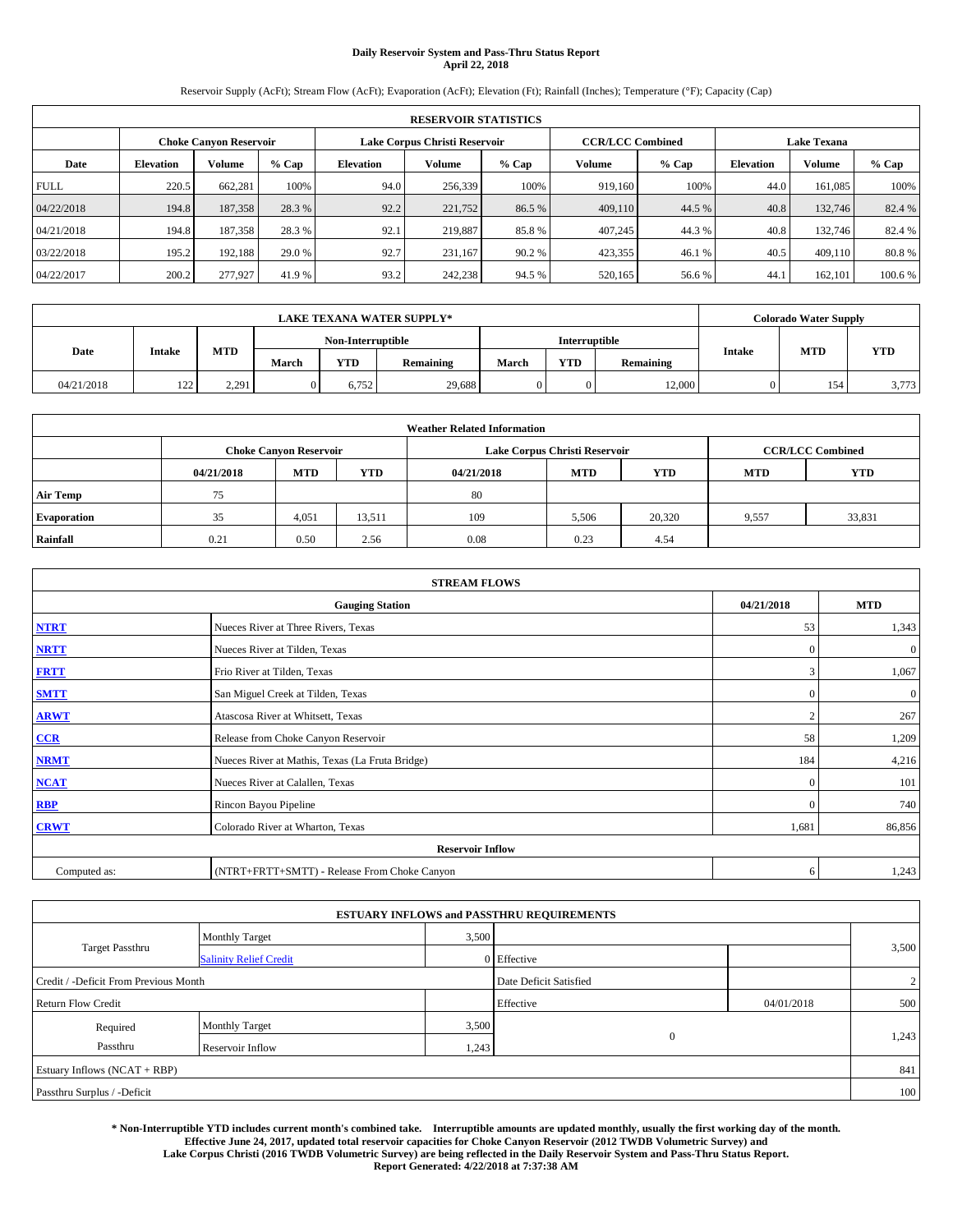**Daily Reservoir System and Pass-Thru Status Report**
**April 22, 2018**

Reservoir Supply (AcFt); Stream Flow (AcFt); Evaporation (AcFt); Elevation (Ft); Rainfall (Inches); Temperature (°F); Capacity (Cap)

| RESERVOIR STATISTICS | | | | | | | | | | | |
|---|---|---|---|---|---|---|---|---|---|---|---|
| | Choke Canyon Reservoir | | | Lake Corpus Christi Reservoir | | | CCR/LCC Combined | | Lake Texana | | |
| Date | Elevation | Volume | % Cap | Elevation | Volume | % Cap | Volume | % Cap | Elevation | Volume | % Cap |
| FULL | 220.5 | 662,281 | 100% | 94.0 | 256,339 | 100% | 919,160 | 100% | 44.0 | 161,085 | 100% |
| 04/22/2018 | 194.8 | 187,358 | 28.3 % | 92.2 | 221,752 | 86.5 % | 409,110 | 44.5 % | 40.8 | 132,746 | 82.4 % |
| 04/21/2018 | 194.8 | 187,358 | 28.3 % | 92.1 | 219,887 | 85.8 % | 407,245 | 44.3 % | 40.8 | 132,746 | 82.4 % |
| 03/22/2018 | 195.2 | 192,188 | 29.0 % | 92.7 | 231,167 | 90.2 % | 423,355 | 46.1 % | 40.5 | 409,110 | 80.8 % |
| 04/22/2017 | 200.2 | 277,927 | 41.9 % | 93.2 | 242,238 | 94.5 % | 520,165 | 56.6 % | 44.1 | 162,101 | 100.6 % |

| LAKE TEXANA WATER SUPPLY* | | | | | | | | | Colorado Water Supply | | |
|---|---|---|---|---|---|---|---|---|---|---|---|
| Date | Intake | MTD | Non-Interruptible | | | Interruptible | | | Intake | MTD | YTD |
| | | | March | YTD | Remaining | March | YTD | Remaining | | | |
| 04/21/2018 | 122 | 2,291 | 0 | 6,752 | 29,688 | 0 | 0 | 12,000 | 0 | 154 | 3,773 |

| Weather Related Information | | | | | | | | |
|---|---|---|---|---|---|---|---|---|
| | Choke Canyon Reservoir | | | Lake Corpus Christi Reservoir | | | CCR/LCC Combined | |
| | 04/21/2018 | MTD | YTD | 04/21/2018 | MTD | YTD | MTD | YTD |
| Air Temp | 75 | | | 80 | | | | |
| Evaporation | 35 | 4,051 | 13,511 | 109 | 5,506 | 20,320 | 9,557 | 33,831 |
| Rainfall | 0.21 | 0.50 | 2.56 | 0.08 | 0.23 | 4.54 | | |

| STREAM FLOWS | | | |
|---|---|---|---|
| Gauging Station | | 04/21/2018 | MTD |
| **NTRT** | Nueces River at Three Rivers, Texas | 53 | 1,343 |
| **NRTT** | Nueces River at Tilden, Texas | 0 | 0 |
| **FRTT** | Frio River at Tilden, Texas | 3 | 1,067 |
| **SMTT** | San Miguel Creek at Tilden, Texas | 0 | 0 |
| **ARWT** | Atascosa River at Whitsett, Texas | 2 | 267 |
| **CCR** | Release from Choke Canyon Reservoir | 58 | 1,209 |
| **NRMT** | Nueces River at Mathis, Texas (La Fruta Bridge) | 184 | 4,216 |
| **NCAT** | Nueces River at Calallen, Texas | 0 | 101 |
| **RBP** | Rincon Bayou Pipeline | 0 | 740 |
| **CRWT** | Colorado River at Wharton, Texas | 1,681 | 86,856 |
| Reservoir Inflow | | | |
| Computed as: | (NTRT+FRTT+SMTT) - Release From Choke Canyon | 6 | 1,243 |

| ESTUARY INFLOWS and PASSTHRU REQUIREMENTS | | | | | |
|---|---|---|---|---|---|
| Target Passthru | Monthly Target | 3,500 | | | 3,500 |
| | Salinity Relief Credit | 0 | Effective | | |
| Credit / -Deficit From Previous Month | | | Date Deficit Satisfied | | 2 |
| Return Flow Credit | | | Effective | 04/01/2018 | 500 |
| Required Passthru | Monthly Target | 3,500 | 0 | | 1,243 |
| | Reservoir Inflow | 1,243 | | | |
| Estuary Inflows (NCAT + RBP) | | | | | 841 |
| Passthru Surplus / -Deficit | | | | | 100 |

**\* Non-Interruptible YTD includes current month's combined take. Interruptible amounts are updated monthly, usually the first working day of the month. Effective June 24, 2017, updated total reservoir capacities for Choke Canyon Reservoir (2012 TWDB Volumetric Survey) and Lake Corpus Christi (2016 TWDB Volumetric Survey) are being reflected in the Daily Reservoir System and Pass-Thru Status Report. Report Generated: 4/22/2018 at 7:37:38 AM**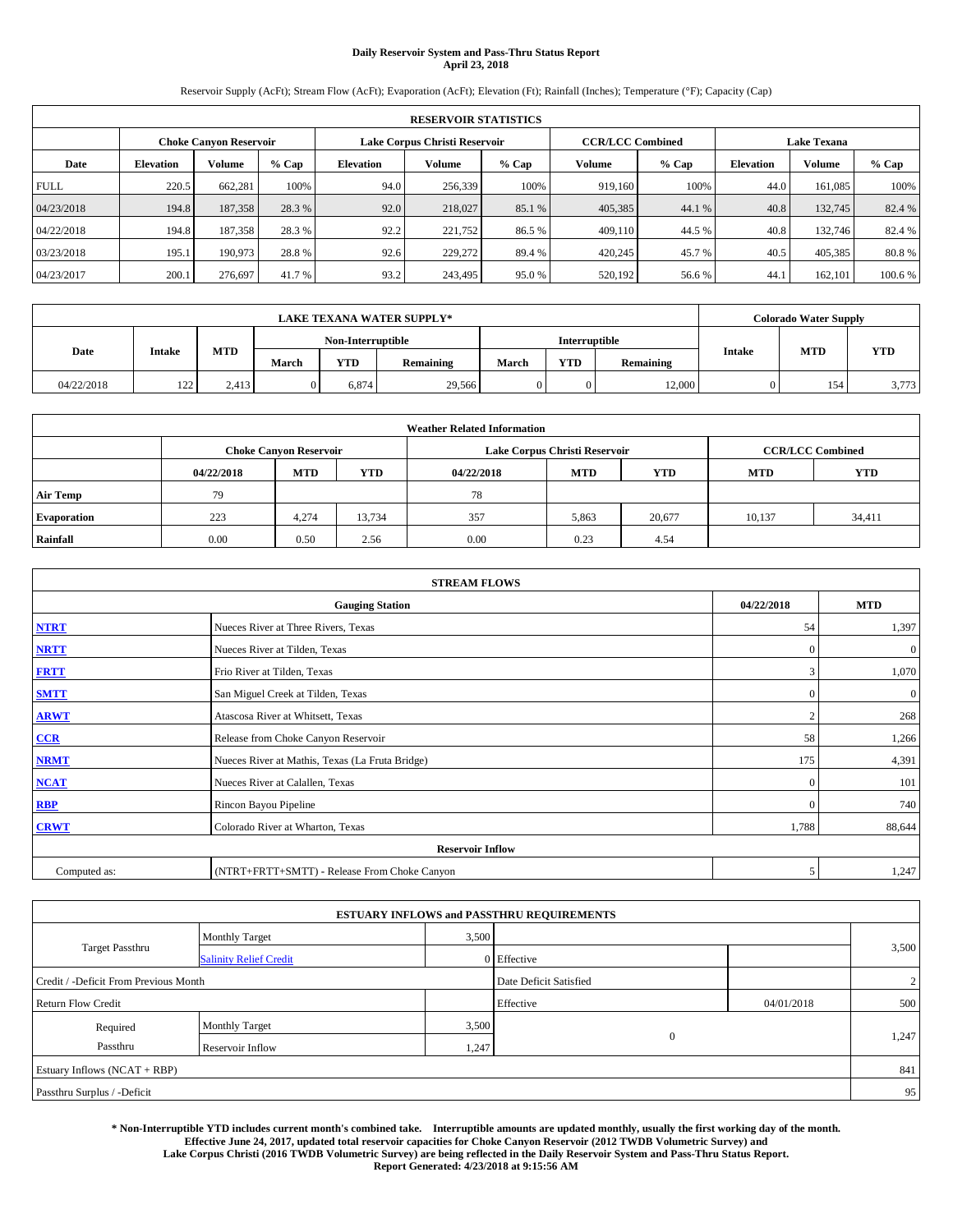# Daily Reservoir System and Pass-Thru Status Report
## April 23, 2018

Reservoir Supply (AcFt); Stream Flow (AcFt); Evaporation (AcFt); Elevation (Ft); Rainfall (Inches); Temperature (°F); Capacity (Cap)

| RESERVOIR STATISTICS | | | | | | | | | | | |
|---|---|---|---|---|---|---|---|---|---|---|---|
| | Choke Canyon Reservoir | | | Lake Corpus Christi Reservoir | | | CCR/LCC Combined | | Lake Texana | | |
| Date | Elevation | Volume | % Cap | Elevation | Volume | % Cap | Volume | % Cap | Elevation | Volume | % Cap |
| FULL | 220.5 | 662,281 | 100% | 94.0 | 256,339 | 100% | 919,160 | 100% | 44.0 | 161,085 | 100% |
| 04/23/2018 | 194.8 | 187,358 | 28.3 % | 92.0 | 218,027 | 85.1 % | 405,385 | 44.1 % | 40.8 | 132,745 | 82.4 % |
| 04/22/2018 | 194.8 | 187,358 | 28.3 % | 92.2 | 221,752 | 86.5 % | 409,110 | 44.5 % | 40.8 | 132,746 | 82.4 % |
| 03/23/2018 | 195.1 | 190,973 | 28.8 % | 92.6 | 229,272 | 89.4 % | 420,245 | 45.7 % | 40.5 | 405,385 | 80.8 % |
| 04/23/2017 | 200.1 | 276,697 | 41.7 % | 93.2 | 243,495 | 95.0 % | 520,192 | 56.6 % | 44.1 | 162,101 | 100.6 % |

| LAKE TEXANA WATER SUPPLY* | | | | | | | | | Colorado Water Supply | | |
|---|---|---|---|---|---|---|---|---|---|---|---|
| Date | Intake | MTD | Non-Interruptible | | | Interruptible | | | Intake | MTD | YTD |
| | | | March | YTD | Remaining | March | YTD | Remaining | | | |
| 04/22/2018 | 122 | 2,413 | 0 | 6,874 | 29,566 | 0 | 0 | 12,000 | 0 | 154 | 3,773 |

| Weather Related Information | | | | | | | | |
|---|---|---|---|---|---|---|---|---|
| | Choke Canyon Reservoir | | | Lake Corpus Christi Reservoir | | | CCR/LCC Combined | |
| | 04/22/2018 | MTD | YTD | 04/22/2018 | MTD | YTD | MTD | YTD |
| Air Temp | 79 | | | 78 | | | | |
| Evaporation | 223 | 4,274 | 13,734 | 357 | 5,863 | 20,677 | 10,137 | 34,411 |
| Rainfall | 0.00 | 0.50 | 2.56 | 0.00 | 0.23 | 4.54 | | |

| STREAM FLOWS | | | |
|---|---|---|---|
| | Gauging Station | 04/22/2018 | MTD |
| NTRT | Nueces River at Three Rivers, Texas | 54 | 1,397 |
| NRTT | Nueces River at Tilden, Texas | 0 | 0 |
| FRTT | Frio River at Tilden, Texas | 3 | 1,070 |
| SMTT | San Miguel Creek at Tilden, Texas | 0 | 0 |
| ARWT | Atascosa River at Whitsett, Texas | 2 | 268 |
| CCR | Release from Choke Canyon Reservoir | 58 | 1,266 |
| NRMT | Nueces River at Mathis, Texas (La Fruta Bridge) | 175 | 4,391 |
| NCAT | Nueces River at Calallen, Texas | 0 | 101 |
| RBP | Rincon Bayou Pipeline | 0 | 740 |
| CRWT | Colorado River at Wharton, Texas | 1,788 | 88,644 |
| **Reservoir Inflow** | | | |
| Computed as: | (NTRT+FRTT+SMTT) - Release From Choke Canyon | 5 | 1,247 |

| ESTUARY INFLOWS and PASSTHRU REQUIREMENTS | | | | | |
|---|---|---|---|---|---|
| Target Passthru | Monthly Target | 3,500 | | | 3,500 |
| | Salinity Relief Credit | 0 | Effective | | |
| Credit / -Deficit From Previous Month | | | Date Deficit Satisfied | | 2 |
| Return Flow Credit | | | Effective | 04/01/2018 | 500 |
| Required Passthru | Monthly Target | 3,500 | 0 | | 1,247 |
| | Reservoir Inflow | 1,247 | | | |
| Estuary Inflows (NCAT + RBP) | | | | | 841 |
| Passthru Surplus / -Deficit | | | | | 95 |

**\* Non-Interruptible YTD includes current month's combined take. Interruptible amounts are updated monthly, usually the first working day of the month. Effective June 24, 2017, updated total reservoir capacities for Choke Canyon Reservoir (2012 TWDB Volumetric Survey) and Lake Corpus Christi (2016 TWDB Volumetric Survey) are being reflected in the Daily Reservoir System and Pass-Thru Status Report. Report Generated: 4/23/2018 at 9:15:56 AM**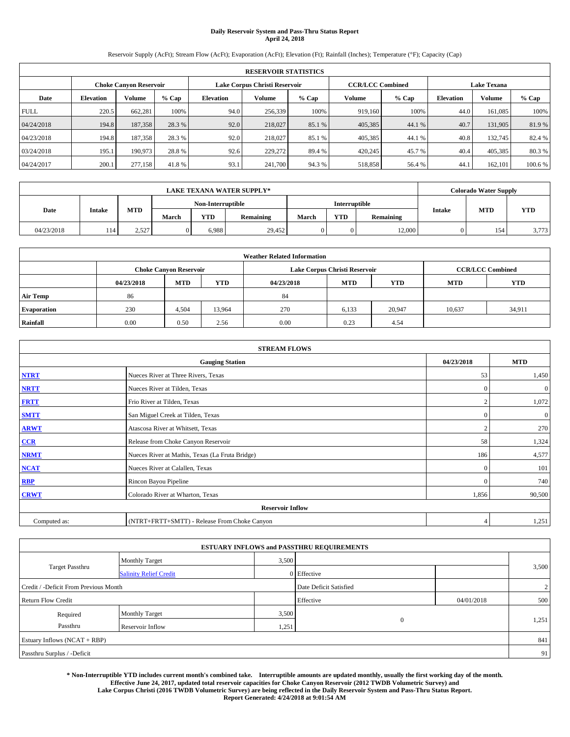# Daily Reservoir System and Pass-Thru Status Report
## April 24, 2018

Reservoir Supply (AcFt); Stream Flow (AcFt); Evaporation (AcFt); Elevation (Ft); Rainfall (Inches); Temperature (°F); Capacity (Cap)

| RESERVOIR STATISTICS | | | | | | | | | | | |
|---|---|---|---|---|---|---|---|---|---|---|---|
| | Choke Canyon Reservoir | | | Lake Corpus Christi Reservoir | | | CCR/LCC Combined | | Lake Texana | | |
| Date | Elevation | Volume | % Cap | Elevation | Volume | % Cap | Volume | % Cap | Elevation | Volume | % Cap |
| FULL | 220.5 | 662,281 | 100% | 94.0 | 256,339 | 100% | 919,160 | 100% | 44.0 | 161,085 | 100% |
| 04/24/2018 | 194.8 | 187,358 | 28.3 % | 92.0 | 218,027 | 85.1 % | 405,385 | 44.1 % | 40.7 | 131,905 | 81.9 % |
| 04/23/2018 | 194.8 | 187,358 | 28.3 % | 92.0 | 218,027 | 85.1 % | 405,385 | 44.1 % | 40.8 | 132,745 | 82.4 % |
| 03/24/2018 | 195.1 | 190,973 | 28.8 % | 92.6 | 229,272 | 89.4 % | 420,245 | 45.7 % | 40.4 | 405,385 | 80.3 % |
| 04/24/2017 | 200.1 | 277,158 | 41.8 % | 93.1 | 241,700 | 94.3 % | 518,858 | 56.4 % | 44.1 | 162,101 | 100.6 % |

| LAKE TEXANA WATER SUPPLY* | | | | | | | | | Colorado Water Supply | | |
|---|---|---|---|---|---|---|---|---|---|---|---|
| Date | Intake | MTD | Non-Interruptible | | | Interruptible | | | Intake | MTD | YTD |
| | | | March | YTD | Remaining | March | YTD | Remaining | | | |
| 04/23/2018 | 114 | 2,527 | 0 | 6,988 | 29,452 | 0 | 0 | 12,000 | 0 | 154 | 3,773 |

| Weather Related Information | | | | | | | | |
|---|---|---|---|---|---|---|---|---|
| | Choke Canyon Reservoir | | | Lake Corpus Christi Reservoir | | | CCR/LCC Combined | |
| | 04/23/2018 | MTD | YTD | 04/23/2018 | MTD | YTD | MTD | YTD |
| Air Temp | 86 | | | 84 | | | | |
| Evaporation | 230 | 4,504 | 13,964 | 270 | 6,133 | 20,947 | 10,637 | 34,911 |
| Rainfall | 0.00 | 0.50 | 2.56 | 0.00 | 0.23 | 4.54 | | |

| STREAM FLOWS | | | |
|---|---|---|---|
| Gauging Station | | 04/23/2018 | MTD |
| NTRT | Nueces River at Three Rivers, Texas | 53 | 1,450 |
| NRTT | Nueces River at Tilden, Texas | 0 | 0 |
| FRTT | Frio River at Tilden, Texas | 2 | 1,072 |
| SMTT | San Miguel Creek at Tilden, Texas | 0 | 0 |
| ARWT | Atascosa River at Whitsett, Texas | 2 | 270 |
| CCR | Release from Choke Canyon Reservoir | 58 | 1,324 |
| NRMT | Nueces River at Mathis, Texas (La Fruta Bridge) | 186 | 4,577 |
| NCAT | Nueces River at Calallen, Texas | 0 | 101 |
| RBP | Rincon Bayou Pipeline | 0 | 740 |
| CRWT | Colorado River at Wharton, Texas | 1,856 | 90,500 |
| Reservoir Inflow | | | |
| Computed as: | (NTRT+FRTT+SMTT) - Release From Choke Canyon | 4 | 1,251 |

| ESTUARY INFLOWS and PASSTHRU REQUIREMENTS | | | | | |
|---|---|---|---|---|---|
| Target Passthru | Monthly Target | 3,500 | | | 3,500 |
| | Salinity Relief Credit | 0 | Effective | | |
| Credit / -Deficit From Previous Month | | | Date Deficit Satisfied | | 2 |
| Return Flow Credit | | | Effective | 04/01/2018 | 500 |
| Required Passthru | Monthly Target | 3,500 | 0 | | 1,251 |
| | Reservoir Inflow | 1,251 | | | |
| Estuary Inflows (NCAT + RBP) | | | | | 841 |
| Passthru Surplus / -Deficit | | | | | 91 |

**\* Non-Interruptible YTD includes current month's combined take. Interruptible amounts are updated monthly, usually the first working day of the month. Effective June 24, 2017, updated total reservoir capacities for Choke Canyon Reservoir (2012 TWDB Volumetric Survey) and Lake Corpus Christi (2016 TWDB Volumetric Survey) are being reflected in the Daily Reservoir System and Pass-Thru Status Report. Report Generated: 4/24/2018 at 9:01:54 AM**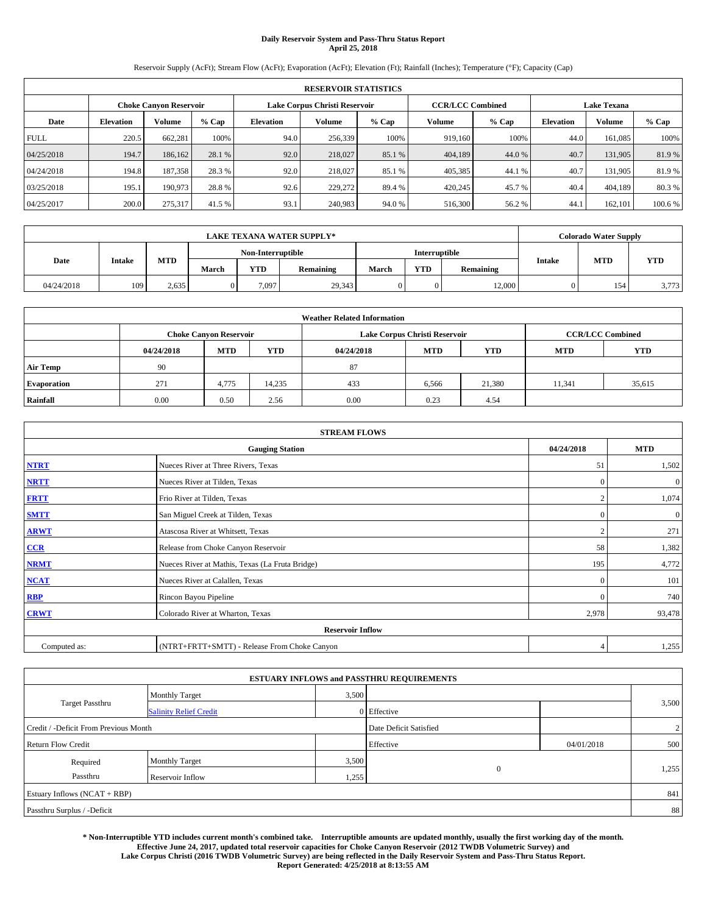# Daily Reservoir System and Pass-Thru Status Report
## April 25, 2018

Reservoir Supply (AcFt); Stream Flow (AcFt); Evaporation (AcFt); Elevation (Ft); Rainfall (Inches); Temperature (°F); Capacity (Cap)

| RESERVOIR STATISTICS | | | | | | | | | | | |
|---|---|---|---|---|---|---|---|---|---|---|---|
| | Choke Canyon Reservoir | | | Lake Corpus Christi Reservoir | | | CCR/LCC Combined | | Lake Texana | | |
| Date | Elevation | Volume | % Cap | Elevation | Volume | % Cap | Volume | % Cap | Elevation | Volume | % Cap |
| FULL | 220.5 | 662,281 | 100% | 94.0 | 256,339 | 100% | 919,160 | 100% | 44.0 | 161,085 | 100% |
| 04/25/2018 | 194.7 | 186,162 | 28.1 % | 92.0 | 218,027 | 85.1 % | 404,189 | 44.0 % | 40.7 | 131,905 | 81.9 % |
| 04/24/2018 | 194.8 | 187,358 | 28.3 % | 92.0 | 218,027 | 85.1 % | 405,385 | 44.1 % | 40.7 | 131,905 | 81.9 % |
| 03/25/2018 | 195.1 | 190,973 | 28.8 % | 92.6 | 229,272 | 89.4 % | 420,245 | 45.7 % | 40.4 | 404,189 | 80.3 % |
| 04/25/2017 | 200.0 | 275,317 | 41.5 % | 93.1 | 240,983 | 94.0 % | 516,300 | 56.2 % | 44.1 | 162,101 | 100.6 % |

| LAKE TEXANA WATER SUPPLY* | | | | | | | | | Colorado Water Supply | | |
|---|---|---|---|---|---|---|---|---|---|---|---|
| Date | Intake | MTD | Non-Interruptible | | | Interruptible | | | Intake | MTD | YTD |
| | | | March | YTD | Remaining | March | YTD | Remaining | | | |
| 04/24/2018 | 109 | 2,635 | 0 | 7,097 | 29,343 | 0 | 0 | 12,000 | 0 | 154 | 3,773 |

| Weather Related Information | | | | | | | | |
|---|---|---|---|---|---|---|---|---|
| | Choke Canyon Reservoir | | | Lake Corpus Christi Reservoir | | | CCR/LCC Combined | |
| | 04/24/2018 | MTD | YTD | 04/24/2018 | MTD | YTD | MTD | YTD |
| Air Temp | 90 | | | 87 | | | | |
| Evaporation | 271 | 4,775 | 14,235 | 433 | 6,566 | 21,380 | 11,341 | 35,615 |
| Rainfall | 0.00 | 0.50 | 2.56 | 0.00 | 0.23 | 4.54 | | |

| STREAM FLOWS | | | |
|---|---|---|---|
| Gauging Station | | 04/24/2018 | MTD |
| NTRT | Nueces River at Three Rivers, Texas | 51 | 1,502 |
| NRTT | Nueces River at Tilden, Texas | 0 | 0 |
| FRTT | Frio River at Tilden, Texas | 2 | 1,074 |
| SMTT | San Miguel Creek at Tilden, Texas | 0 | 0 |
| ARWT | Atascosa River at Whitsett, Texas | 2 | 271 |
| CCR | Release from Choke Canyon Reservoir | 58 | 1,382 |
| NRMT | Nueces River at Mathis, Texas (La Fruta Bridge) | 195 | 4,772 |
| NCAT | Nueces River at Calallen, Texas | 0 | 101 |
| RBP | Rincon Bayou Pipeline | 0 | 740 |
| CRWT | Colorado River at Wharton, Texas | 2,978 | 93,478 |
| Reservoir Inflow | | | |
| Computed as: | (NTRT+FRTT+SMTT) - Release From Choke Canyon | 4 | 1,255 |

| ESTUARY INFLOWS and PASSTHRU REQUIREMENTS | | | | | |
|---|---|---|---|---|---|
| Target Passthru | Monthly Target | 3,500 | | | 3,500 |
| | Salinity Relief Credit | 0 | Effective | | |
| Credit / -Deficit From Previous Month | | | Date Deficit Satisfied | | 2 |
| Return Flow Credit | | | Effective | 04/01/2018 | 500 |
| Required Passthru | Monthly Target | 3,500 | 0 | | 1,255 |
| | Reservoir Inflow | 1,255 | | | |
| Estuary Inflows (NCAT + RBP) | | | | | 841 |
| Passthru Surplus / -Deficit | | | | | 88 |

**\* Non-Interruptible YTD includes current month's combined take. Interruptible amounts are updated monthly, usually the first working day of the month. Effective June 24, 2017, updated total reservoir capacities for Choke Canyon Reservoir (2012 TWDB Volumetric Survey) and Lake Corpus Christi (2016 TWDB Volumetric Survey) are being reflected in the Daily Reservoir System and Pass-Thru Status Report. Report Generated: 4/25/2018 at 8:13:55 AM**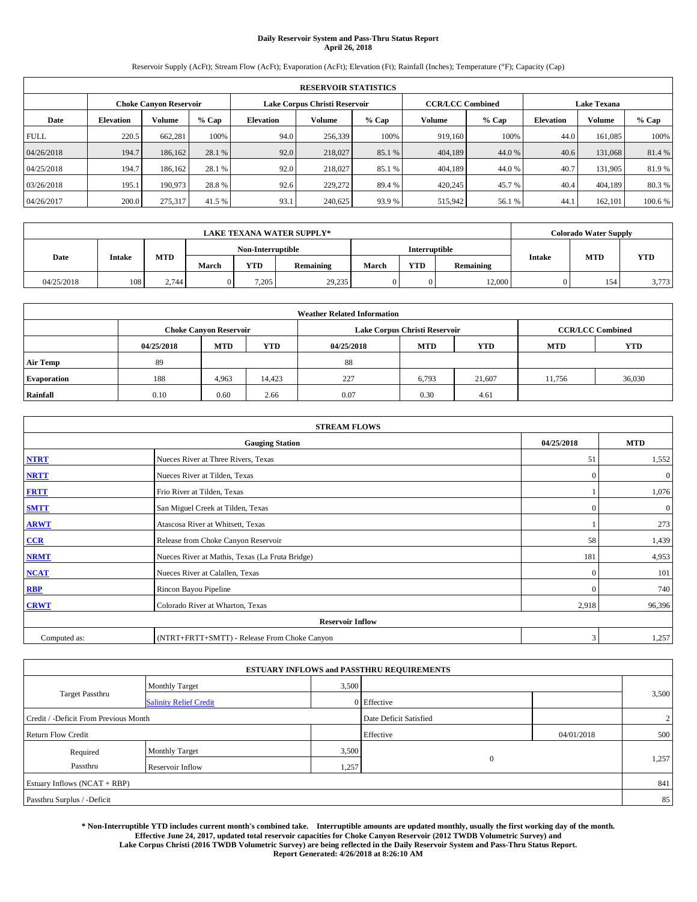# Daily Reservoir System and Pass-Thru Status Report
## April 26, 2018

Reservoir Supply (AcFt); Stream Flow (AcFt); Evaporation (AcFt); Elevation (Ft); Rainfall (Inches); Temperature (°F); Capacity (Cap)

| RESERVOIR STATISTICS | | | | | | | | | | | |
|---|---|---|---|---|---|---|---|---|---|---|---|
| | Choke Canyon Reservoir | | | Lake Corpus Christi Reservoir | | | CCR/LCC Combined | | Lake Texana | | |
| Date | Elevation | Volume | % Cap | Elevation | Volume | % Cap | Volume | % Cap | Elevation | Volume | % Cap |
| FULL | 220.5 | 662,281 | 100% | 94.0 | 256,339 | 100% | 919,160 | 100% | 44.0 | 161,085 | 100% |
| 04/26/2018 | 194.7 | 186,162 | 28.1 % | 92.0 | 218,027 | 85.1 % | 404,189 | 44.0 % | 40.6 | 131,068 | 81.4 % |
| 04/25/2018 | 194.7 | 186,162 | 28.1 % | 92.0 | 218,027 | 85.1 % | 404,189 | 44.0 % | 40.7 | 131,905 | 81.9 % |
| 03/26/2018 | 195.1 | 190,973 | 28.8 % | 92.6 | 229,272 | 89.4 % | 420,245 | 45.7 % | 40.4 | 404,189 | 80.3 % |
| 04/26/2017 | 200.0 | 275,317 | 41.5 % | 93.1 | 240,625 | 93.9 % | 515,942 | 56.1 % | 44.1 | 162,101 | 100.6 % |

| LAKE TEXANA WATER SUPPLY* | | | | | | | | | Colorado Water Supply | | |
|---|---|---|---|---|---|---|---|---|---|---|---|
| Date | Intake | MTD | Non-Interruptible | | | Interruptible | | | Intake | MTD | YTD |
| | | | March | YTD | Remaining | March | YTD | Remaining | | | |
| 04/25/2018 | 108 | 2,744 | 0 | 7,205 | 29,235 | 0 | 0 | 12,000 | 0 | 154 | 3,773 |

| Weather Related Information | | | | | | | | |
|---|---|---|---|---|---|---|---|---|
| | Choke Canyon Reservoir | | | Lake Corpus Christi Reservoir | | | CCR/LCC Combined | |
| | 04/25/2018 | MTD | YTD | 04/25/2018 | MTD | YTD | MTD | YTD |
| Air Temp | 89 | | | 88 | | | | |
| Evaporation | 188 | 4,963 | 14,423 | 227 | 6,793 | 21,607 | 11,756 | 36,030 |
| Rainfall | 0.10 | 0.60 | 2.66 | 0.07 | 0.30 | 4.61 | | |

| STREAM FLOWS | | | |
|---|---|---|---|
| Gauging Station | | 04/25/2018 | MTD |
| NTRT | Nueces River at Three Rivers, Texas | 51 | 1,552 |
| NRTT | Nueces River at Tilden, Texas | 0 | 0 |
| FRTT | Frio River at Tilden, Texas | 1 | 1,076 |
| SMTT | San Miguel Creek at Tilden, Texas | 0 | 0 |
| ARWT | Atascosa River at Whitsett, Texas | 1 | 273 |
| CCR | Release from Choke Canyon Reservoir | 58 | 1,439 |
| NRMT | Nueces River at Mathis, Texas (La Fruta Bridge) | 181 | 4,953 |
| NCAT | Nueces River at Calallen, Texas | 0 | 101 |
| RBP | Rincon Bayou Pipeline | 0 | 740 |
| CRWT | Colorado River at Wharton, Texas | 2,918 | 96,396 |
| Reservoir Inflow | | | |
| Computed as: | (NTRT+FRTT+SMTT) - Release From Choke Canyon | 3 | 1,257 |

| ESTUARY INFLOWS and PASSTHRU REQUIREMENTS | | | | | |
|---|---|---|---|---|---|
| Target Passthru | Monthly Target | 3,500 | | | 3,500 |
| | Salinity Relief Credit | 0 | Effective | | |
| Credit / -Deficit From Previous Month | | | Date Deficit Satisfied | | 2 |
| Return Flow Credit | | | Effective | 04/01/2018 | 500 |
| Required Passthru | Monthly Target | 3,500 | 0 | | 1,257 |
| | Reservoir Inflow | 1,257 | | | |
| Estuary Inflows (NCAT + RBP) | | | | | 841 |
| Passthru Surplus / -Deficit | | | | | 85 |

**\* Non-Interruptible YTD includes current month's combined take. Interruptible amounts are updated monthly, usually the first working day of the month. Effective June 24, 2017, updated total reservoir capacities for Choke Canyon Reservoir (2012 TWDB Volumetric Survey) and Lake Corpus Christi (2016 TWDB Volumetric Survey) are being reflected in the Daily Reservoir System and Pass-Thru Status Report. Report Generated: 4/26/2018 at 8:26:10 AM**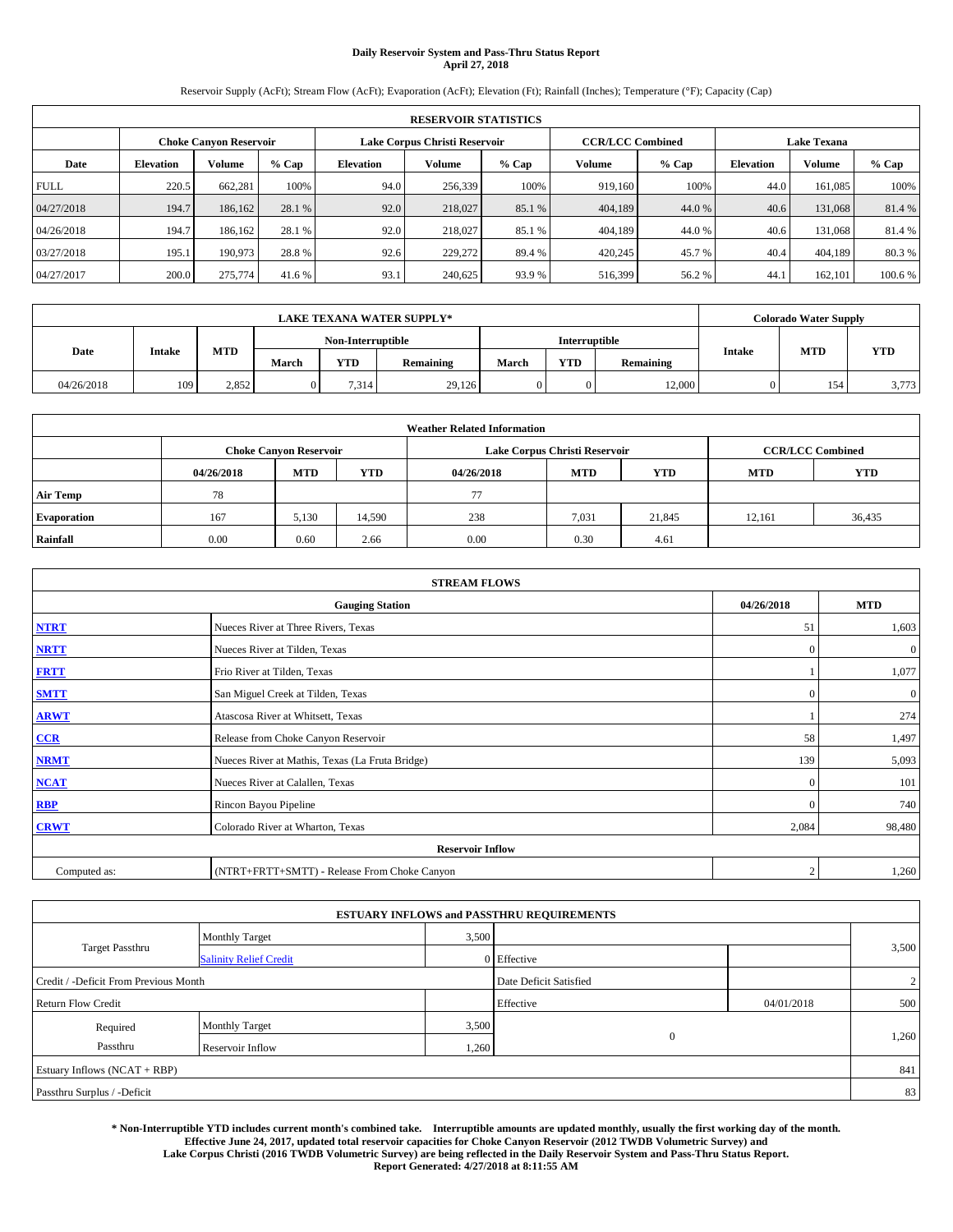# Daily Reservoir System and Pass-Thru Status Report
## April 27, 2018

Reservoir Supply (AcFt); Stream Flow (AcFt); Evaporation (AcFt); Elevation (Ft); Rainfall (Inches); Temperature (°F); Capacity (Cap)

| RESERVOIR STATISTICS | | | | | | | | | | | |
|---|---|---|---|---|---|---|---|---|---|---|---|
| | Choke Canyon Reservoir | | | Lake Corpus Christi Reservoir | | | CCR/LCC Combined | | Lake Texana | | |
| Date | Elevation | Volume | % Cap | Elevation | Volume | % Cap | Volume | % Cap | Elevation | Volume | % Cap |
| FULL | 220.5 | 662,281 | 100% | 94.0 | 256,339 | 100% | 919,160 | 100% | 44.0 | 161,085 | 100% |
| 04/27/2018 | 194.7 | 186,162 | 28.1 % | 92.0 | 218,027 | 85.1 % | 404,189 | 44.0 % | 40.6 | 131,068 | 81.4 % |
| 04/26/2018 | 194.7 | 186,162 | 28.1 % | 92.0 | 218,027 | 85.1 % | 404,189 | 44.0 % | 40.6 | 131,068 | 81.4 % |
| 03/27/2018 | 195.1 | 190,973 | 28.8 % | 92.6 | 229,272 | 89.4 % | 420,245 | 45.7 % | 40.4 | 404,189 | 80.3 % |
| 04/27/2017 | 200.0 | 275,774 | 41.6 % | 93.1 | 240,625 | 93.9 % | 516,399 | 56.2 % | 44.1 | 162,101 | 100.6 % |

| LAKE TEXANA WATER SUPPLY* | | | | | | | | | Colorado Water Supply | | |
|---|---|---|---|---|---|---|---|---|---|---|---|
| Date | Intake | MTD | Non-Interruptible | | | Interruptible | | | Intake | MTD | YTD |
| | | | March | YTD | Remaining | March | YTD | Remaining | | | |
| 04/26/2018 | 109 | 2,852 | 0 | 7,314 | 29,126 | 0 | 0 | 12,000 | 0 | 154 | 3,773 |

| Weather Related Information | | | | | | | | |
|---|---|---|---|---|---|---|---|---|
| | Choke Canyon Reservoir | | | Lake Corpus Christi Reservoir | | | CCR/LCC Combined | |
| | 04/26/2018 | MTD | YTD | 04/26/2018 | MTD | YTD | MTD | YTD |
| Air Temp | 78 | | | 77 | | | | |
| Evaporation | 167 | 5,130 | 14,590 | 238 | 7,031 | 21,845 | 12,161 | 36,435 |
| Rainfall | 0.00 | 0.60 | 2.66 | 0.00 | 0.30 | 4.61 | | |

| STREAM FLOWS | | | |
|---|---|---|---|
| | Gauging Station | 04/26/2018 | MTD |
| NTRT | Nueces River at Three Rivers, Texas | 51 | 1,603 |
| NRTT | Nueces River at Tilden, Texas | 0 | 0 |
| FRTT | Frio River at Tilden, Texas | 1 | 1,077 |
| SMTT | San Miguel Creek at Tilden, Texas | 0 | 0 |
| ARWT | Atascosa River at Whitsett, Texas | 1 | 274 |
| CCR | Release from Choke Canyon Reservoir | 58 | 1,497 |
| NRMT | Nueces River at Mathis, Texas (La Fruta Bridge) | 139 | 5,093 |
| NCAT | Nueces River at Calallen, Texas | 0 | 101 |
| RBP | Rincon Bayou Pipeline | 0 | 740 |
| CRWT | Colorado River at Wharton, Texas | 2,084 | 98,480 |
| Reservoir Inflow | | | |
| Computed as: | (NTRT+FRTT+SMTT) - Release From Choke Canyon | 2 | 1,260 |

| ESTUARY INFLOWS and PASSTHRU REQUIREMENTS | | | | | |
|---|---|---|---|---|---|
| Target Passthru | Monthly Target | 3,500 | | | 3,500 |
| | Salinity Relief Credit | 0 | Effective | | |
| Credit / -Deficit From Previous Month | | | Date Deficit Satisfied | | 2 |
| Return Flow Credit | | | Effective | 04/01/2018 | 500 |
| Required Passthru | Monthly Target | 3,500 | 0 | | 1,260 |
| | Reservoir Inflow | 1,260 | | | |
| Estuary Inflows (NCAT + RBP) | | | | | 841 |
| Passthru Surplus / -Deficit | | | | | 83 |

**\* Non-Interruptible YTD includes current month's combined take. Interruptible amounts are updated monthly, usually the first working day of the month. Effective June 24, 2017, updated total reservoir capacities for Choke Canyon Reservoir (2012 TWDB Volumetric Survey) and Lake Corpus Christi (2016 TWDB Volumetric Survey) are being reflected in the Daily Reservoir System and Pass-Thru Status Report. Report Generated: 4/27/2018 at 8:11:55 AM**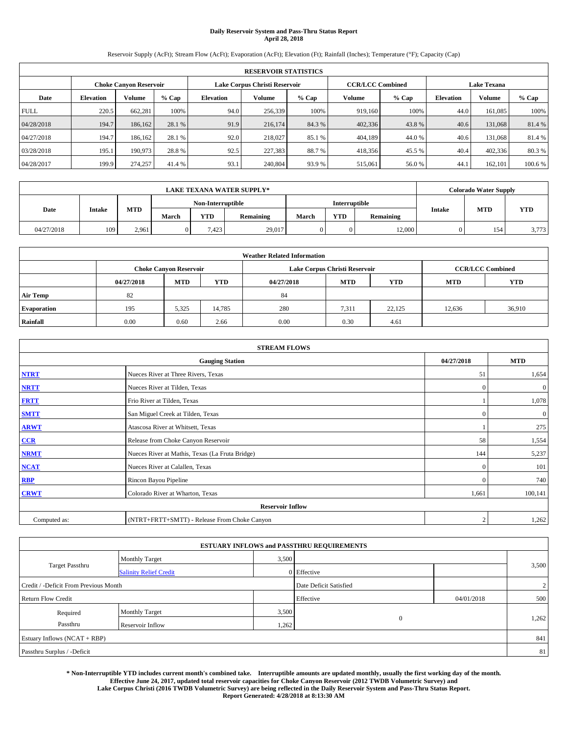# Daily Reservoir System and Pass-Thru Status Report
**April 28, 2018**

Reservoir Supply (AcFt); Stream Flow (AcFt); Evaporation (AcFt); Elevation (Ft); Rainfall (Inches); Temperature (°F); Capacity (Cap)

| RESERVOIR STATISTICS | | | | | | | | | | | |
|---|---|---|---|---|---|---|---|---|---|---|---|
| | Choke Canyon Reservoir | | | Lake Corpus Christi Reservoir | | | CCR/LCC Combined | | Lake Texana | | |
| Date | Elevation | Volume | % Cap | Elevation | Volume | % Cap | Volume | % Cap | Elevation | Volume | % Cap |
| FULL | 220.5 | 662,281 | 100% | 94.0 | 256,339 | 100% | 919,160 | 100% | 44.0 | 161,085 | 100% |
| 04/28/2018 | 194.7 | 186,162 | 28.1 % | 91.9 | 216,174 | 84.3 % | 402,336 | 43.8 % | 40.6 | 131,068 | 81.4 % |
| 04/27/2018 | 194.7 | 186,162 | 28.1 % | 92.0 | 218,027 | 85.1 % | 404,189 | 44.0 % | 40.6 | 131,068 | 81.4 % |
| 03/28/2018 | 195.1 | 190,973 | 28.8 % | 92.5 | 227,383 | 88.7 % | 418,356 | 45.5 % | 40.4 | 402,336 | 80.3 % |
| 04/28/2017 | 199.9 | 274,257 | 41.4 % | 93.1 | 240,804 | 93.9 % | 515,061 | 56.0 % | 44.1 | 162,101 | 100.6 % |

| LAKE TEXANA WATER SUPPLY* | | | | | | | | | Colorado Water Supply | | |
|---|---|---|---|---|---|---|---|---|---|---|---|
| Date | Intake | MTD | Non-Interruptible | | | Interruptible | | | Intake | MTD | YTD |
| | | | March | YTD | Remaining | March | YTD | Remaining | | | |
| 04/27/2018 | 109 | 2,961 | 0 | 7,423 | 29,017 | 0 | 0 | 12,000 | 0 | 154 | 3,773 |

| Weather Related Information | | | | | | | | |
|---|---|---|---|---|---|---|---|---|
| | Choke Canyon Reservoir | | | Lake Corpus Christi Reservoir | | | CCR/LCC Combined | |
| | 04/27/2018 | MTD | YTD | 04/27/2018 | MTD | YTD | MTD | YTD |
| Air Temp | 82 | | | 84 | | | | |
| Evaporation | 195 | 5,325 | 14,785 | 280 | 7,311 | 22,125 | 12,636 | 36,910 |
| Rainfall | 0.00 | 0.60 | 2.66 | 0.00 | 0.30 | 4.61 | | |

| STREAM FLOWS | | | |
|---|---|---|---|
| Gauging Station | | 04/27/2018 | MTD |
| NTRT | Nueces River at Three Rivers, Texas | 51 | 1,654 |
| NRTT | Nueces River at Tilden, Texas | 0 | 0 |
| FRTT | Frio River at Tilden, Texas | 1 | 1,078 |
| SMTT | San Miguel Creek at Tilden, Texas | 0 | 0 |
| ARWT | Atascosa River at Whitsett, Texas | 1 | 275 |
| CCR | Release from Choke Canyon Reservoir | 58 | 1,554 |
| NRMT | Nueces River at Mathis, Texas (La Fruta Bridge) | 144 | 5,237 |
| NCAT | Nueces River at Calallen, Texas | 0 | 101 |
| RBP | Rincon Bayou Pipeline | 0 | 740 |
| CRWT | Colorado River at Wharton, Texas | 1,661 | 100,141 |
| Reservoir Inflow | | | |
| Computed as: | (NTRT+FRTT+SMTT) - Release From Choke Canyon | 2 | 1,262 |

| ESTUARY INFLOWS and PASSTHRU REQUIREMENTS | | | | | |
|---|---|---|---|---|---|
| Target Passthru | Monthly Target | 3,500 | | | 3,500 |
| | Salinity Relief Credit | 0 | Effective | | |
| Credit / -Deficit From Previous Month | | | Date Deficit Satisfied | | 2 |
| Return Flow Credit | | | Effective | 04/01/2018 | 500 |
| Required Passthru | Monthly Target | 3,500 | 0 | | 1,262 |
| | Reservoir Inflow | 1,262 | | | |
| Estuary Inflows (NCAT + RBP) | | | | | 841 |
| Passthru Surplus / -Deficit | | | | | 81 |

**\* Non-Interruptible YTD includes current month's combined take. Interruptible amounts are updated monthly, usually the first working day of the month. Effective June 24, 2017, updated total reservoir capacities for Choke Canyon Reservoir (2012 TWDB Volumetric Survey) and Lake Corpus Christi (2016 TWDB Volumetric Survey) are being reflected in the Daily Reservoir System and Pass-Thru Status Report. Report Generated: 4/28/2018 at 8:13:30 AM**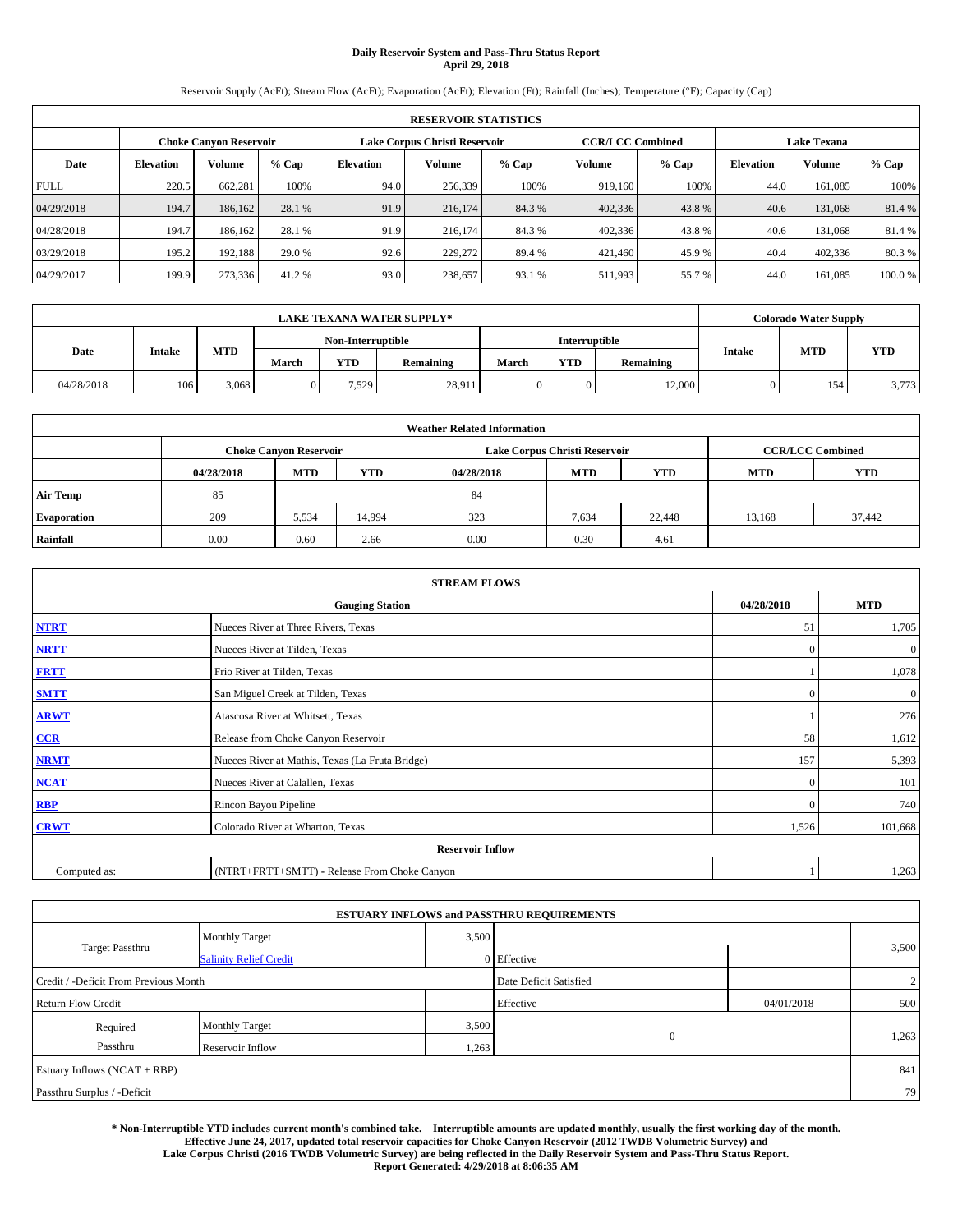# Daily Reservoir System and Pass-Thru Status Report
## April 29, 2018

Reservoir Supply (AcFt); Stream Flow (AcFt); Evaporation (AcFt); Elevation (Ft); Rainfall (Inches); Temperature (°F); Capacity (Cap)

| RESERVOIR STATISTICS | | | | | | | | | | | |
|---|---|---|---|---|---|---|---|---|---|---|---|
| | Choke Canyon Reservoir | | | Lake Corpus Christi Reservoir | | | CCR/LCC Combined | | Lake Texana | | |
| Date | Elevation | Volume | % Cap | Elevation | Volume | % Cap | Volume | % Cap | Elevation | Volume | % Cap |
| FULL | 220.5 | 662,281 | 100% | 94.0 | 256,339 | 100% | 919,160 | 100% | 44.0 | 161,085 | 100% |
| 04/29/2018 | 194.7 | 186,162 | 28.1 % | 91.9 | 216,174 | 84.3 % | 402,336 | 43.8 % | 40.6 | 131,068 | 81.4 % |
| 04/28/2018 | 194.7 | 186,162 | 28.1 % | 91.9 | 216,174 | 84.3 % | 402,336 | 43.8 % | 40.6 | 131,068 | 81.4 % |
| 03/29/2018 | 195.2 | 192,188 | 29.0 % | 92.6 | 229,272 | 89.4 % | 421,460 | 45.9 % | 40.4 | 402,336 | 80.3 % |
| 04/29/2017 | 199.9 | 273,336 | 41.2 % | 93.0 | 238,657 | 93.1 % | 511,993 | 55.7 % | 44.0 | 161,085 | 100.0 % |

| LAKE TEXANA WATER SUPPLY* | | | | | | | | | Colorado Water Supply | | |
|---|---|---|---|---|---|---|---|---|---|---|---|
| Date | Intake | MTD | Non-Interruptible | | | Interruptible | | | Intake | MTD | YTD |
| | | | March | YTD | Remaining | March | YTD | Remaining | | | |
| 04/28/2018 | 106 | 3,068 | 0 | 7,529 | 28,911 | 0 | 0 | 12,000 | 0 | 154 | 3,773 |

| Weather Related Information | | | | | | | | |
|---|---|---|---|---|---|---|---|---|
| | Choke Canyon Reservoir | | | Lake Corpus Christi Reservoir | | | CCR/LCC Combined | |
| | 04/28/2018 | MTD | YTD | 04/28/2018 | MTD | YTD | MTD | YTD |
| Air Temp | 85 | | | 84 | | | | |
| Evaporation | 209 | 5,534 | 14,994 | 323 | 7,634 | 22,448 | 13,168 | 37,442 |
| Rainfall | 0.00 | 0.60 | 2.66 | 0.00 | 0.30 | 4.61 | | |

| STREAM FLOWS | | | |
|---|---|---|---|
| Gauging Station | | 04/28/2018 | MTD |
| NTRT | Nueces River at Three Rivers, Texas | 51 | 1,705 |
| NRTT | Nueces River at Tilden, Texas | 0 | 0 |
| FRTT | Frio River at Tilden, Texas | 1 | 1,078 |
| SMTT | San Miguel Creek at Tilden, Texas | 0 | 0 |
| ARWT | Atascosa River at Whitsett, Texas | 1 | 276 |
| CCR | Release from Choke Canyon Reservoir | 58 | 1,612 |
| NRMT | Nueces River at Mathis, Texas (La Fruta Bridge) | 157 | 5,393 |
| NCAT | Nueces River at Calallen, Texas | 0 | 101 |
| RBP | Rincon Bayou Pipeline | 0 | 740 |
| CRWT | Colorado River at Wharton, Texas | 1,526 | 101,668 |
| Reservoir Inflow | | | |
| Computed as: | (NTRT+FRTT+SMTT) - Release From Choke Canyon | 1 | 1,263 |

| ESTUARY INFLOWS and PASSTHRU REQUIREMENTS | | | | | |
|---|---|---|---|---|---|
| Target Passthru | Monthly Target | 3,500 | | | 3,500 |
| | Salinity Relief Credit | 0 | Effective | | |
| Credit / -Deficit From Previous Month | | | Date Deficit Satisfied | | 2 |
| Return Flow Credit | | | Effective | 04/01/2018 | 500 |
| Required Passthru | Monthly Target | 3,500 | 0 | | 1,263 |
| | Reservoir Inflow | 1,263 | | | |
| Estuary Inflows (NCAT + RBP) | | | | | 841 |
| Passthru Surplus / -Deficit | | | | | 79 |

**\* Non-Interruptible YTD includes current month's combined take. Interruptible amounts are updated monthly, usually the first working day of the month. Effective June 24, 2017, updated total reservoir capacities for Choke Canyon Reservoir (2012 TWDB Volumetric Survey) and Lake Corpus Christi (2016 TWDB Volumetric Survey) are being reflected in the Daily Reservoir System and Pass-Thru Status Report. Report Generated: 4/29/2018 at 8:06:35 AM**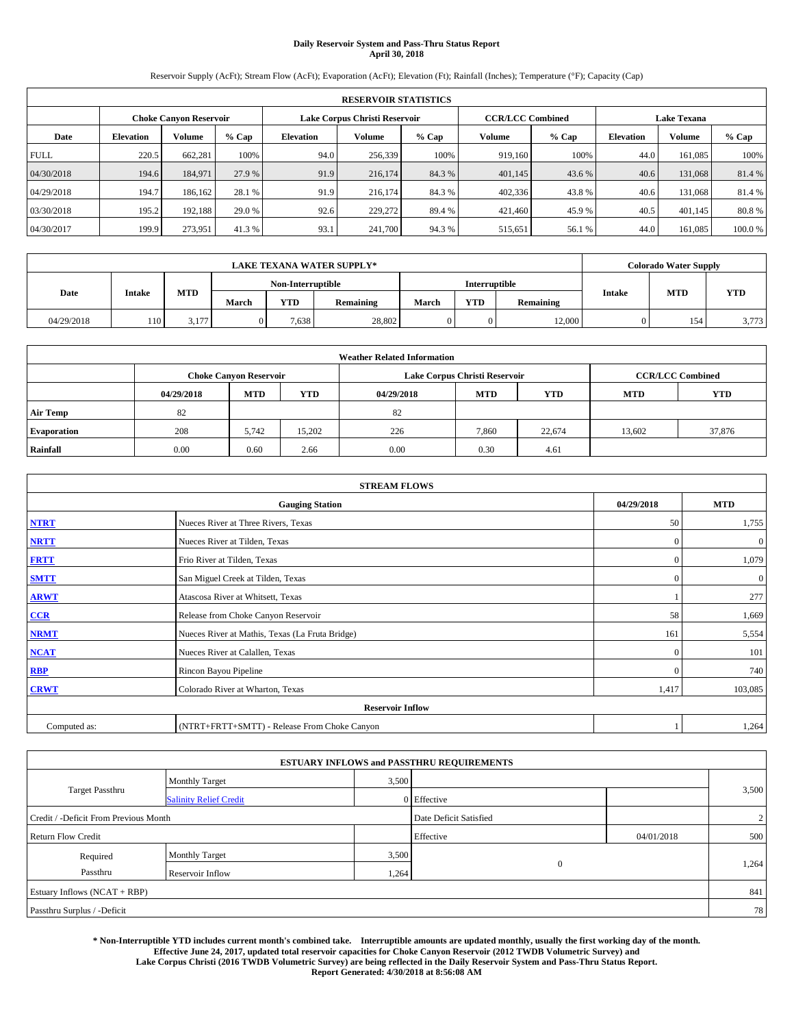**Daily Reservoir System and Pass-Thru Status Report**
**April 30, 2018**

Reservoir Supply (AcFt); Stream Flow (AcFt); Evaporation (AcFt); Elevation (Ft); Rainfall (Inches); Temperature (°F); Capacity (Cap)

| RESERVOIR STATISTICS | | | | | | | | | | | |
|---|---|---|---|---|---|---|---|---|---|---|---|
| | Choke Canyon Reservoir | | | Lake Corpus Christi Reservoir | | | CCR/LCC Combined | | Lake Texana | | |
| Date | Elevation | Volume | % Cap | Elevation | Volume | % Cap | Volume | % Cap | Elevation | Volume | % Cap |
| FULL | 220.5 | 662,281 | 100% | 94.0 | 256,339 | 100% | 919,160 | 100% | 44.0 | 161,085 | 100% |
| 04/30/2018 | 194.6 | 184,971 | 27.9 % | 91.9 | 216,174 | 84.3 % | 401,145 | 43.6 % | 40.6 | 131,068 | 81.4 % |
| 04/29/2018 | 194.7 | 186,162 | 28.1 % | 91.9 | 216,174 | 84.3 % | 402,336 | 43.8 % | 40.6 | 131,068 | 81.4 % |
| 03/30/2018 | 195.2 | 192,188 | 29.0 % | 92.6 | 229,272 | 89.4 % | 421,460 | 45.9 % | 40.5 | 401,145 | 80.8 % |
| 04/30/2017 | 199.9 | 273,951 | 41.3 % | 93.1 | 241,700 | 94.3 % | 515,651 | 56.1 % | 44.0 | 161,085 | 100.0 % |

| LAKE TEXANA WATER SUPPLY* | | | | | | | | | Colorado Water Supply | | |
|---|---|---|---|---|---|---|---|---|---|---|---|
| Date | Intake | MTD | Non-Interruptible | | | Interruptible | | | Intake | MTD | YTD |
| | | | March | YTD | Remaining | March | YTD | Remaining | | | |
| 04/29/2018 | 110 | 3,177 | 0 | 7,638 | 28,802 | 0 | 0 | 12,000 | 0 | 154 | 3,773 |

| Weather Related Information | | | | | | | | |
|---|---|---|---|---|---|---|---|---|
| | Choke Canyon Reservoir | | | Lake Corpus Christi Reservoir | | | CCR/LCC Combined | |
| | 04/29/2018 | MTD | YTD | 04/29/2018 | MTD | YTD | MTD | YTD |
| Air Temp | 82 | | | 82 | | | | |
| Evaporation | 208 | 5,742 | 15,202 | 226 | 7,860 | 22,674 | 13,602 | 37,876 |
| Rainfall | 0.00 | 0.60 | 2.66 | 0.00 | 0.30 | 4.61 | | |

| STREAM FLOWS | | | |
|---|---|---|---|
| | Gauging Station | 04/29/2018 | MTD |
| NTRT | Nueces River at Three Rivers, Texas | 50 | 1,755 |
| NRTT | Nueces River at Tilden, Texas | 0 | 0 |
| FRTT | Frio River at Tilden, Texas | 0 | 1,079 |
| SMTT | San Miguel Creek at Tilden, Texas | 0 | 0 |
| ARWT | Atascosa River at Whitsett, Texas | 1 | 277 |
| CCR | Release from Choke Canyon Reservoir | 58 | 1,669 |
| NRMT | Nueces River at Mathis, Texas (La Fruta Bridge) | 161 | 5,554 |
| NCAT | Nueces River at Calallen, Texas | 0 | 101 |
| RBP | Rincon Bayou Pipeline | 0 | 740 |
| CRWT | Colorado River at Wharton, Texas | 1,417 | 103,085 |
| | Reservoir Inflow | | |
| Computed as: | (NTRT+FRTT+SMTT) - Release From Choke Canyon | 1 | 1,264 |

| ESTUARY INFLOWS and PASSTHRU REQUIREMENTS | | | | | |
|---|---|---|---|---|---|
| Target Passthru | Monthly Target | 3,500 | | | 3,500 |
| | Salinity Relief Credit | 0 | Effective | | |
| Credit / -Deficit From Previous Month | | | Date Deficit Satisfied | | 2 |
| Return Flow Credit | | | Effective | 04/01/2018 | 500 |
| Required Passthru | Monthly Target | 3,500 | 0 | | 1,264 |
| | Reservoir Inflow | 1,264 | | | |
| Estuary Inflows (NCAT + RBP) | | | | | 841 |
| Passthru Surplus / -Deficit | | | | | 78 |

**\* Non-Interruptible YTD includes current month's combined take. Interruptible amounts are updated monthly, usually the first working day of the month. Effective June 24, 2017, updated total reservoir capacities for Choke Canyon Reservoir (2012 TWDB Volumetric Survey) and Lake Corpus Christi (2016 TWDB Volumetric Survey) are being reflected in the Daily Reservoir System and Pass-Thru Status Report. Report Generated: 4/30/2018 at 8:56:08 AM**